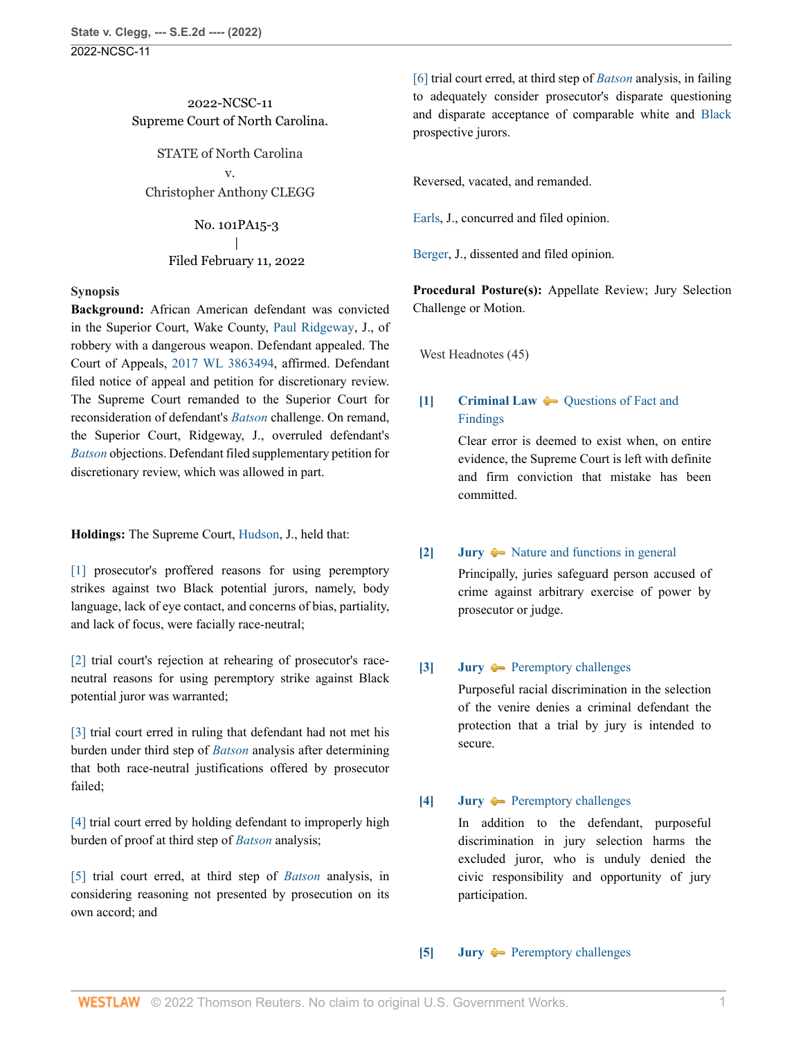2022-NCSC-11
Supreme Court of North Carolina.

STATE of North Carolina
v.
Christopher Anthony CLEGG

No. 101PA15-3
|
Filed February 11, 2022

**Synopsis**

**Background:** African American defendant was convicted in the Superior Court, Wake County, Paul Ridgeway, J., of robbery with a dangerous weapon. Defendant appealed. The Court of Appeals, 2017 WL 3863494, affirmed. Defendant filed notice of appeal and petition for discretionary review. The Supreme Court remanded to the Superior Court for reconsideration of defendant's *Batson* challenge. On remand, the Superior Court, Ridgeway, J., overruled defendant's *Batson* objections. Defendant filed supplementary petition for discretionary review, which was allowed in part.

**Holdings:** The Supreme Court, Hudson, J., held that:

[1] prosecutor's proffered reasons for using peremptory strikes against two Black potential jurors, namely, body language, lack of eye contact, and concerns of bias, partiality, and lack of focus, were facially race-neutral;

[2] trial court's rejection at rehearing of prosecutor's race-neutral reasons for using peremptory strike against Black potential juror was warranted;

[3] trial court erred in ruling that defendant had not met his burden under third step of *Batson* analysis after determining that both race-neutral justifications offered by prosecutor failed;

[4] trial court erred by holding defendant to improperly high burden of proof at third step of *Batson* analysis;

[5] trial court erred, at third step of *Batson* analysis, in considering reasoning not presented by prosecution on its own accord; and

[6] trial court erred, at third step of *Batson* analysis, in failing to adequately consider prosecutor's disparate questioning and disparate acceptance of comparable white and Black prospective jurors.

Reversed, vacated, and remanded.

Earls, J., concurred and filed opinion.

Berger, J., dissented and filed opinion.

**Procedural Posture(s):** Appellate Review; Jury Selection Challenge or Motion.

West Headnotes (45)

**[1] Criminal Law** — Questions of Fact and Findings

Clear error is deemed to exist when, on entire evidence, the Supreme Court is left with definite and firm conviction that mistake has been committed.

**[2] Jury** — Nature and functions in general

Principally, juries safeguard person accused of crime against arbitrary exercise of power by prosecutor or judge.

**[3] Jury** — Peremptory challenges

Purposeful racial discrimination in the selection of the venire denies a criminal defendant the protection that a trial by jury is intended to secure.

**[4] Jury** — Peremptory challenges

In addition to the defendant, purposeful discrimination in jury selection harms the excluded juror, who is unduly denied the civic responsibility and opportunity of jury participation.

**[5] Jury** — Peremptory challenges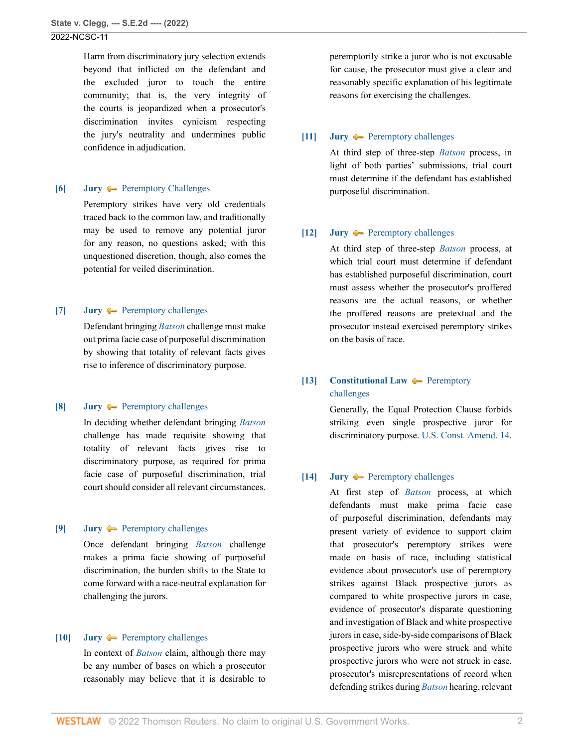Harm from discriminatory jury selection extends beyond that inflicted on the defendant and the excluded juror to touch the entire community; that is, the very integrity of the courts is jeopardized when a prosecutor's discrimination invites cynicism respecting the jury's neutrality and undermines public confidence in adjudication.

**[6]** **Jury** Peremptory Challenges

Peremptory strikes have very old credentials traced back to the common law, and traditionally may be used to remove any potential juror for any reason, no questions asked; with this unquestioned discretion, though, also comes the potential for veiled discrimination.

**[7]** **Jury** Peremptory challenges

Defendant bringing *Batson* challenge must make out prima facie case of purposeful discrimination by showing that totality of relevant facts gives rise to inference of discriminatory purpose.

**[8]** **Jury** Peremptory challenges

In deciding whether defendant bringing *Batson* challenge has made requisite showing that totality of relevant facts gives rise to discriminatory purpose, as required for prima facie case of purposeful discrimination, trial court should consider all relevant circumstances.

**[9]** **Jury** Peremptory challenges

Once defendant bringing *Batson* challenge makes a prima facie showing of purposeful discrimination, the burden shifts to the State to come forward with a race-neutral explanation for challenging the jurors.

**[10]** **Jury** Peremptory challenges

In context of *Batson* claim, although there may be any number of bases on which a prosecutor reasonably may believe that it is desirable to peremptorily strike a juror who is not excusable for cause, the prosecutor must give a clear and reasonably specific explanation of his legitimate reasons for exercising the challenges.

**[11]** **Jury** Peremptory challenges

At third step of three-step *Batson* process, in light of both parties' submissions, trial court must determine if the defendant has established purposeful discrimination.

**[12]** **Jury** Peremptory challenges

At third step of three-step *Batson* process, at which trial court must determine if defendant has established purposeful discrimination, court must assess whether the prosecutor's proffered reasons are the actual reasons, or whether the proffered reasons are pretextual and the prosecutor instead exercised peremptory strikes on the basis of race.

**[13]** **Constitutional Law** Peremptory challenges

Generally, the Equal Protection Clause forbids striking even single prospective juror for discriminatory purpose. U.S. Const. Amend. 14.

**[14]** **Jury** Peremptory challenges

At first step of *Batson* process, at which defendants must make prima facie case of purposeful discrimination, defendants may present variety of evidence to support claim that prosecutor's peremptory strikes were made on basis of race, including statistical evidence about prosecutor's use of peremptory strikes against Black prospective jurors as compared to white prospective jurors in case, evidence of prosecutor's disparate questioning and investigation of Black and white prospective jurors in case, side-by-side comparisons of Black prospective jurors who were struck and white prospective jurors who were not struck in case, prosecutor's misrepresentations of record when defending strikes during *Batson* hearing, relevant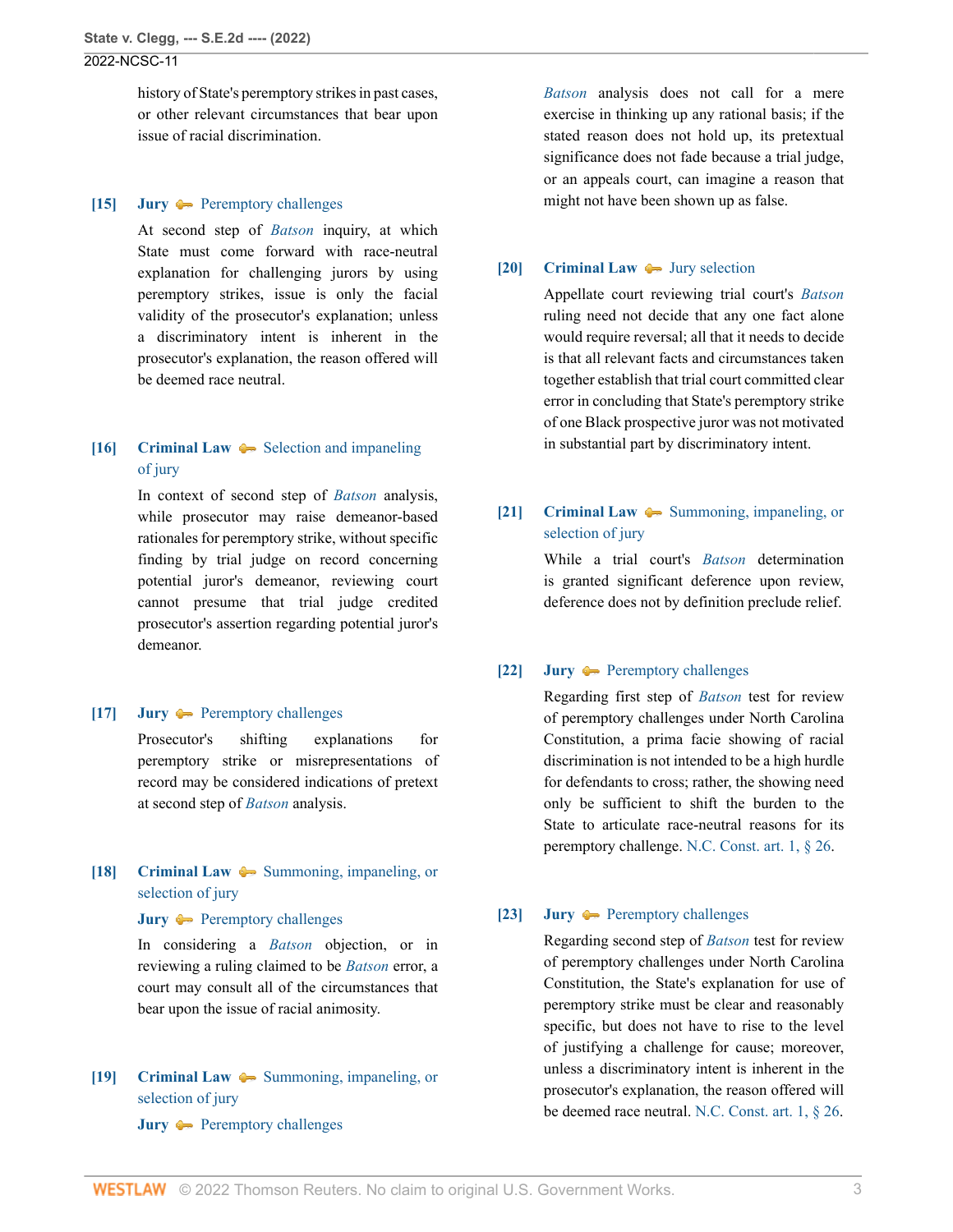history of State's peremptory strikes in past cases, or other relevant circumstances that bear upon issue of racial discrimination.

**[15]** **Jury** Peremptory challenges

At second step of *Batson* inquiry, at which State must come forward with race-neutral explanation for challenging jurors by using peremptory strikes, issue is only the facial validity of the prosecutor's explanation; unless a discriminatory intent is inherent in the prosecutor's explanation, the reason offered will be deemed race neutral.

**[16]** **Criminal Law** Selection and impaneling of jury

In context of second step of *Batson* analysis, while prosecutor may raise demeanor-based rationales for peremptory strike, without specific finding by trial judge on record concerning potential juror's demeanor, reviewing court cannot presume that trial judge credited prosecutor's assertion regarding potential juror's demeanor.

**[17]** **Jury** Peremptory challenges

Prosecutor's shifting explanations for peremptory strike or misrepresentations of record may be considered indications of pretext at second step of *Batson* analysis.

**[18]** **Criminal Law** Summoning, impaneling, or selection of jury

**Jury** Peremptory challenges

In considering a *Batson* objection, or in reviewing a ruling claimed to be *Batson* error, a court may consult all of the circumstances that bear upon the issue of racial animosity.

**[19]** **Criminal Law** Summoning, impaneling, or selection of jury

**Jury** Peremptory challenges

*Batson* analysis does not call for a mere exercise in thinking up any rational basis; if the stated reason does not hold up, its pretextual significance does not fade because a trial judge, or an appeals court, can imagine a reason that might not have been shown up as false.

**[20]** **Criminal Law** Jury selection

Appellate court reviewing trial court's *Batson* ruling need not decide that any one fact alone would require reversal; all that it needs to decide is that all relevant facts and circumstances taken together establish that trial court committed clear error in concluding that State's peremptory strike of one Black prospective juror was not motivated in substantial part by discriminatory intent.

**[21]** **Criminal Law** Summoning, impaneling, or selection of jury

While a trial court's *Batson* determination is granted significant deference upon review, deference does not by definition preclude relief.

**[22]** **Jury** Peremptory challenges

Regarding first step of *Batson* test for review of peremptory challenges under North Carolina Constitution, a prima facie showing of racial discrimination is not intended to be a high hurdle for defendants to cross; rather, the showing need only be sufficient to shift the burden to the State to articulate race-neutral reasons for its peremptory challenge. N.C. Const. art. 1, § 26.

**[23]** **Jury** Peremptory challenges

Regarding second step of *Batson* test for review of peremptory challenges under North Carolina Constitution, the State's explanation for use of peremptory strike must be clear and reasonably specific, but does not have to rise to the level of justifying a challenge for cause; moreover, unless a discriminatory intent is inherent in the prosecutor's explanation, the reason offered will be deemed race neutral. N.C. Const. art. 1, § 26.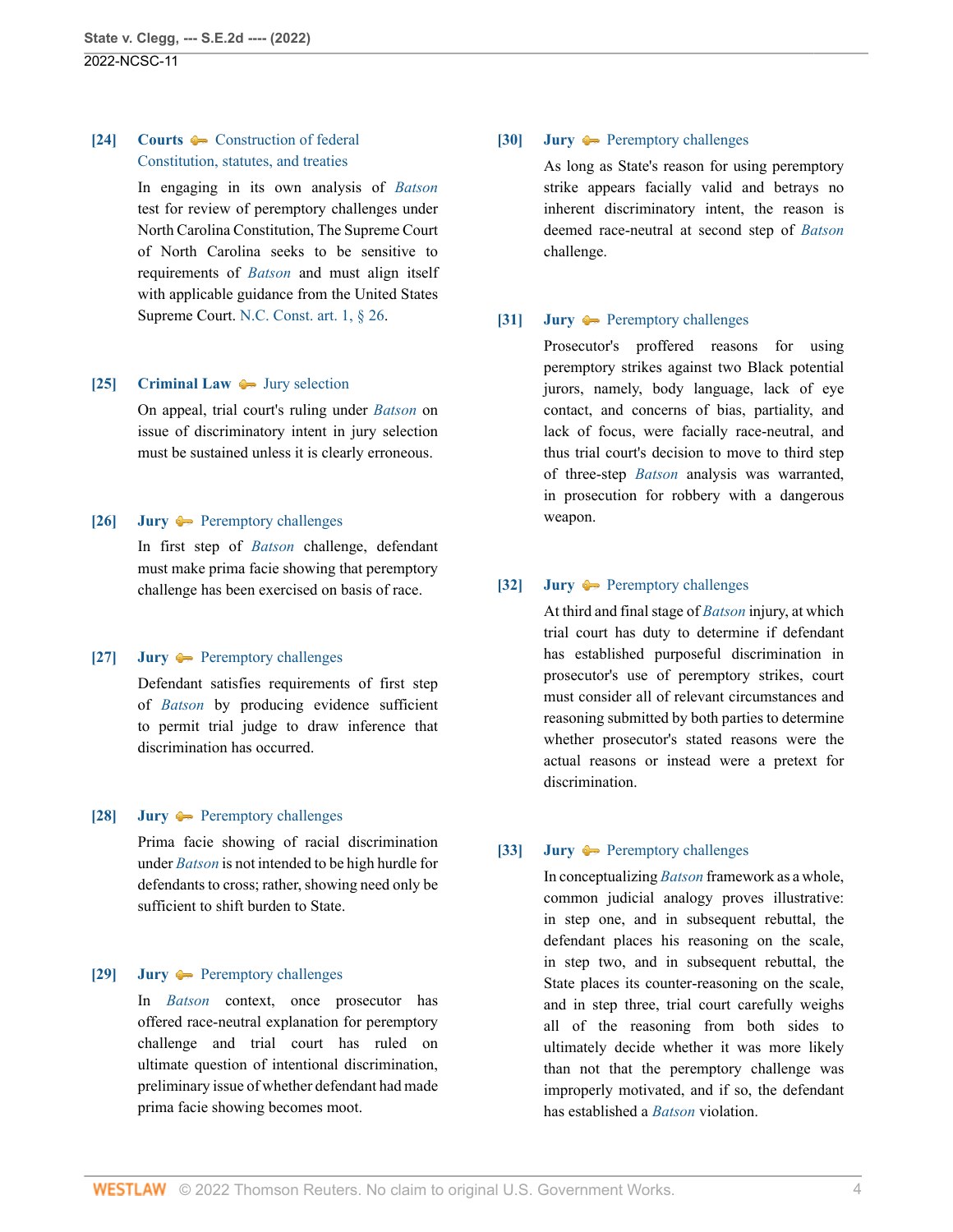**[24]** **Courts** Construction of federal Constitution, statutes, and treaties

In engaging in its own analysis of *Batson* test for review of peremptory challenges under North Carolina Constitution, The Supreme Court of North Carolina seeks to be sensitive to requirements of *Batson* and must align itself with applicable guidance from the United States Supreme Court. N.C. Const. art. 1, § 26.

**[25]** **Criminal Law** Jury selection

On appeal, trial court's ruling under *Batson* on issue of discriminatory intent in jury selection must be sustained unless it is clearly erroneous.

**[26]** **Jury** Peremptory challenges

In first step of *Batson* challenge, defendant must make prima facie showing that peremptory challenge has been exercised on basis of race.

**[27]** **Jury** Peremptory challenges

Defendant satisfies requirements of first step of *Batson* by producing evidence sufficient to permit trial judge to draw inference that discrimination has occurred.

**[28]** **Jury** Peremptory challenges

Prima facie showing of racial discrimination under *Batson* is not intended to be high hurdle for defendants to cross; rather, showing need only be sufficient to shift burden to State.

**[29]** **Jury** Peremptory challenges

In *Batson* context, once prosecutor has offered race-neutral explanation for peremptory challenge and trial court has ruled on ultimate question of intentional discrimination, preliminary issue of whether defendant had made prima facie showing becomes moot.

**[30]** **Jury** Peremptory challenges

As long as State's reason for using peremptory strike appears facially valid and betrays no inherent discriminatory intent, the reason is deemed race-neutral at second step of *Batson* challenge.

**[31]** **Jury** Peremptory challenges

Prosecutor's proffered reasons for using peremptory strikes against two Black potential jurors, namely, body language, lack of eye contact, and concerns of bias, partiality, and lack of focus, were facially race-neutral, and thus trial court's decision to move to third step of three-step *Batson* analysis was warranted, in prosecution for robbery with a dangerous weapon.

**[32]** **Jury** Peremptory challenges

At third and final stage of *Batson* injury, at which trial court has duty to determine if defendant has established purposeful discrimination in prosecutor's use of peremptory strikes, court must consider all of relevant circumstances and reasoning submitted by both parties to determine whether prosecutor's stated reasons were the actual reasons or instead were a pretext for discrimination.

**[33]** **Jury** Peremptory challenges

In conceptualizing *Batson* framework as a whole, common judicial analogy proves illustrative: in step one, and in subsequent rebuttal, the defendant places his reasoning on the scale, in step two, and in subsequent rebuttal, the State places its counter-reasoning on the scale, and in step three, trial court carefully weighs all of the reasoning from both sides to ultimately decide whether it was more likely than not that the peremptory challenge was improperly motivated, and if so, the defendant has established a *Batson* violation.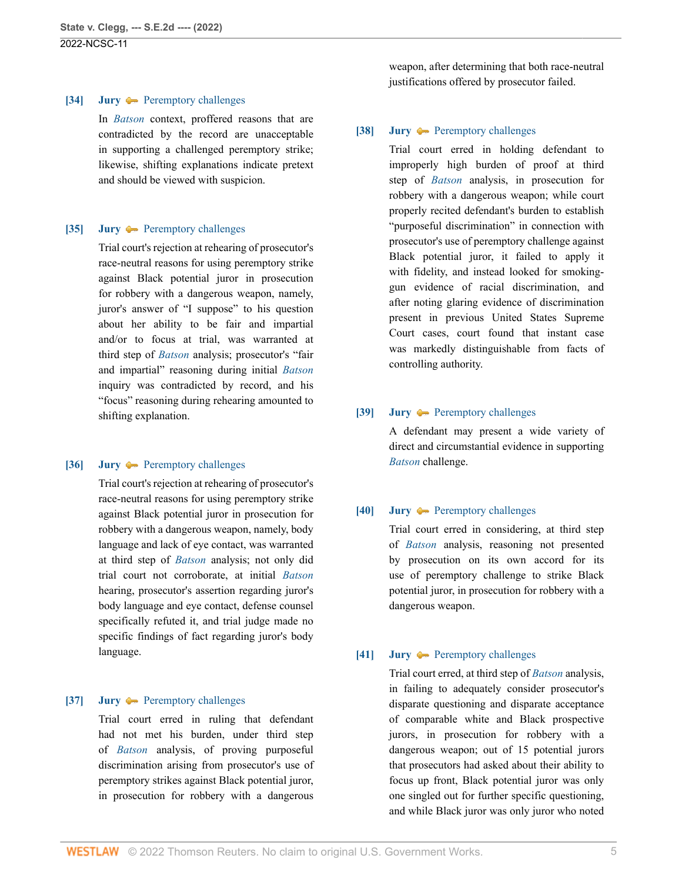**[34]** **Jury** Peremptory challenges

In *Batson* context, proffered reasons that are contradicted by the record are unacceptable in supporting a challenged peremptory strike; likewise, shifting explanations indicate pretext and should be viewed with suspicion.

**[35]** **Jury** Peremptory challenges

Trial court's rejection at rehearing of prosecutor's race-neutral reasons for using peremptory strike against Black potential juror in prosecution for robbery with a dangerous weapon, namely, juror's answer of "I suppose" to his question about her ability to be fair and impartial and/or to focus at trial, was warranted at third step of *Batson* analysis; prosecutor's "fair and impartial" reasoning during initial *Batson* inquiry was contradicted by record, and his "focus" reasoning during rehearing amounted to shifting explanation.

**[36]** **Jury** Peremptory challenges

Trial court's rejection at rehearing of prosecutor's race-neutral reasons for using peremptory strike against Black potential juror in prosecution for robbery with a dangerous weapon, namely, body language and lack of eye contact, was warranted at third step of *Batson* analysis; not only did trial court not corroborate, at initial *Batson* hearing, prosecutor's assertion regarding juror's body language and eye contact, defense counsel specifically refuted it, and trial judge made no specific findings of fact regarding juror's body language.

**[37]** **Jury** Peremptory challenges

Trial court erred in ruling that defendant had not met his burden, under third step of *Batson* analysis, of proving purposeful discrimination arising from prosecutor's use of peremptory strikes against Black potential juror, in prosecution for robbery with a dangerous weapon, after determining that both race-neutral justifications offered by prosecutor failed.

**[38]** **Jury** Peremptory challenges

Trial court erred in holding defendant to improperly high burden of proof at third step of *Batson* analysis, in prosecution for robbery with a dangerous weapon; while court properly recited defendant's burden to establish "purposeful discrimination" in connection with prosecutor's use of peremptory challenge against Black potential juror, it failed to apply it with fidelity, and instead looked for smoking-gun evidence of racial discrimination, and after noting glaring evidence of discrimination present in previous United States Supreme Court cases, court found that instant case was markedly distinguishable from facts of controlling authority.

**[39]** **Jury** Peremptory challenges

A defendant may present a wide variety of direct and circumstantial evidence in supporting *Batson* challenge.

**[40]** **Jury** Peremptory challenges

Trial court erred in considering, at third step of *Batson* analysis, reasoning not presented by prosecution on its own accord for its use of peremptory challenge to strike Black potential juror, in prosecution for robbery with a dangerous weapon.

**[41]** **Jury** Peremptory challenges

Trial court erred, at third step of *Batson* analysis, in failing to adequately consider prosecutor's disparate questioning and disparate acceptance of comparable white and Black prospective jurors, in prosecution for robbery with a dangerous weapon; out of 15 potential jurors that prosecutors had asked about their ability to focus up front, Black potential juror was only one singled out for further specific questioning, and while Black juror was only juror who noted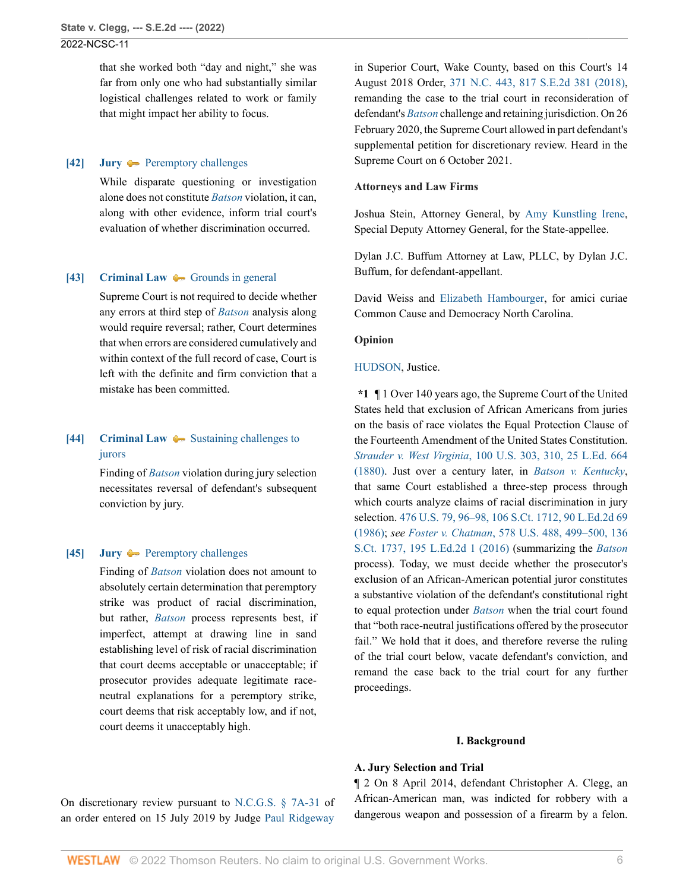that she worked both "day and night," she was far from only one who had substantially similar logistical challenges related to work or family that might impact her ability to focus.

**[42] Jury** ⊶ Peremptory challenges

While disparate questioning or investigation alone does not constitute *Batson* violation, it can, along with other evidence, inform trial court's evaluation of whether discrimination occurred.

**[43] Criminal Law** ⊶ Grounds in general

Supreme Court is not required to decide whether any errors at third step of *Batson* analysis along would require reversal; rather, Court determines that when errors are considered cumulatively and within context of the full record of case, Court is left with the definite and firm conviction that a mistake has been committed.

**[44] Criminal Law** ⊶ Sustaining challenges to jurors

Finding of *Batson* violation during jury selection necessitates reversal of defendant's subsequent conviction by jury.

**[45] Jury** ⊶ Peremptory challenges

Finding of *Batson* violation does not amount to absolutely certain determination that peremptory strike was product of racial discrimination, but rather, *Batson* process represents best, if imperfect, attempt at drawing line in sand establishing level of risk of racial discrimination that court deems acceptable or unacceptable; if prosecutor provides adequate legitimate race-neutral explanations for a peremptory strike, court deems that risk acceptably low, and if not, court deems it unacceptably high.

On discretionary review pursuant to N.C.G.S. § 7A-31 of an order entered on 15 July 2019 by Judge Paul Ridgeway in Superior Court, Wake County, based on this Court's 14 August 2018 Order, 371 N.C. 443, 817 S.E.2d 381 (2018), remanding the case to the trial court in reconsideration of defendant's *Batson* challenge and retaining jurisdiction. On 26 February 2020, the Supreme Court allowed in part defendant's supplemental petition for discretionary review. Heard in the Supreme Court on 6 October 2021.

**Attorneys and Law Firms**

Joshua Stein, Attorney General, by Amy Kunstling Irene, Special Deputy Attorney General, for the State-appellee.

Dylan J.C. Buffum Attorney at Law, PLLC, by Dylan J.C. Buffum, for defendant-appellant.

David Weiss and Elizabeth Hambourger, for amici curiae Common Cause and Democracy North Carolina.

**Opinion**

HUDSON, Justice.

**\*1** ¶ 1 Over 140 years ago, the Supreme Court of the United States held that exclusion of African Americans from juries on the basis of race violates the Equal Protection Clause of the Fourteenth Amendment of the United States Constitution. *Strauder v. West Virginia*, 100 U.S. 303, 310, 25 L.Ed. 664 (1880). Just over a century later, in *Batson v. Kentucky*, that same Court established a three-step process through which courts analyze claims of racial discrimination in jury selection. 476 U.S. 79, 96–98, 106 S.Ct. 1712, 90 L.Ed.2d 69 (1986); *see Foster v. Chatman*, 578 U.S. 488, 499–500, 136 S.Ct. 1737, 195 L.Ed.2d 1 (2016) (summarizing the *Batson* process). Today, we must decide whether the prosecutor's exclusion of an African-American potential juror constitutes a substantive violation of the defendant's constitutional right to equal protection under *Batson* when the trial court found that "both race-neutral justifications offered by the prosecutor fail." We hold that it does, and therefore reverse the ruling of the trial court below, vacate defendant's conviction, and remand the case back to the trial court for any further proceedings.

## I. Background

### A. Jury Selection and Trial

¶ 2 On 8 April 2014, defendant Christopher A. Clegg, an African-American man, was indicted for robbery with a dangerous weapon and possession of a firearm by a felon.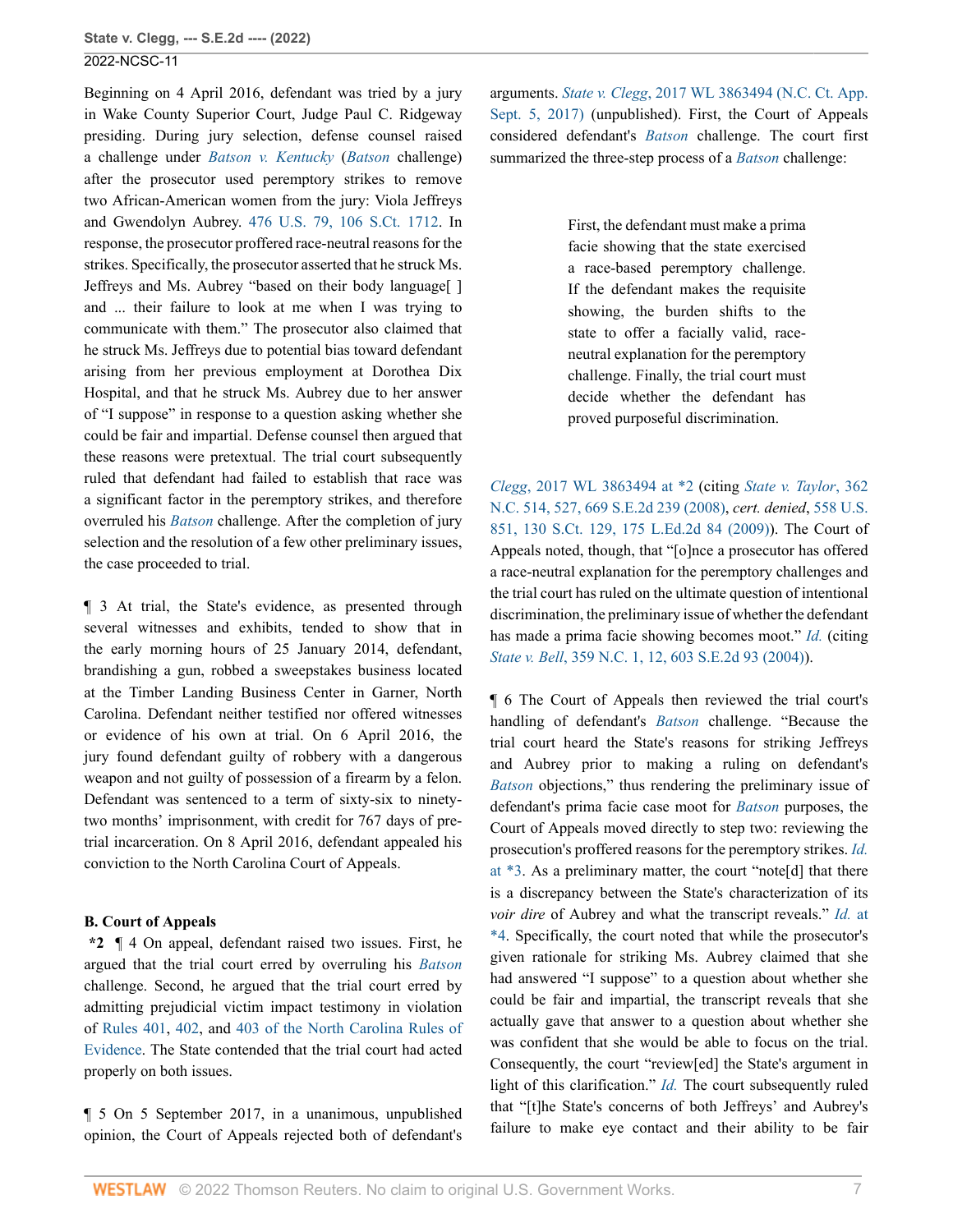Beginning on 4 April 2016, defendant was tried by a jury in Wake County Superior Court, Judge Paul C. Ridgeway presiding. During jury selection, defense counsel raised a challenge under *Batson v. Kentucky* (*Batson* challenge) after the prosecutor used peremptory strikes to remove two African-American women from the jury: Viola Jeffreys and Gwendolyn Aubrey. 476 U.S. 79, 106 S.Ct. 1712. In response, the prosecutor proffered race-neutral reasons for the strikes. Specifically, the prosecutor asserted that he struck Ms. Jeffreys and Ms. Aubrey "based on their body language[ ] and ... their failure to look at me when I was trying to communicate with them." The prosecutor also claimed that he struck Ms. Jeffreys due to potential bias toward defendant arising from her previous employment at Dorothea Dix Hospital, and that he struck Ms. Aubrey due to her answer of "I suppose" in response to a question asking whether she could be fair and impartial. Defense counsel then argued that these reasons were pretextual. The trial court subsequently ruled that defendant had failed to establish that race was a significant factor in the peremptory strikes, and therefore overruled his *Batson* challenge. After the completion of jury selection and the resolution of a few other preliminary issues, the case proceeded to trial.

¶ 3 At trial, the State's evidence, as presented through several witnesses and exhibits, tended to show that in the early morning hours of 25 January 2014, defendant, brandishing a gun, robbed a sweepstakes business located at the Timber Landing Business Center in Garner, North Carolina. Defendant neither testified nor offered witnesses or evidence of his own at trial. On 6 April 2016, the jury found defendant guilty of robbery with a dangerous weapon and not guilty of possession of a firearm by a felon. Defendant was sentenced to a term of sixty-six to ninety-two months' imprisonment, with credit for 767 days of pre-trial incarceration. On 8 April 2016, defendant appealed his conviction to the North Carolina Court of Appeals.

**B. Court of Appeals**

**\*2** ¶ 4 On appeal, defendant raised two issues. First, he argued that the trial court erred by overruling his *Batson* challenge. Second, he argued that the trial court erred by admitting prejudicial victim impact testimony in violation of Rules 401, 402, and 403 of the North Carolina Rules of Evidence. The State contended that the trial court had acted properly on both issues.

¶ 5 On 5 September 2017, in a unanimous, unpublished opinion, the Court of Appeals rejected both of defendant's arguments. *State v. Clegg*, 2017 WL 3863494 (N.C. Ct. App. Sept. 5, 2017) (unpublished). First, the Court of Appeals considered defendant's *Batson* challenge. The court first summarized the three-step process of a *Batson* challenge:

> First, the defendant must make a prima facie showing that the state exercised a race-based peremptory challenge. If the defendant makes the requisite showing, the burden shifts to the state to offer a facially valid, race-neutral explanation for the peremptory challenge. Finally, the trial court must decide whether the defendant has proved purposeful discrimination.

*Clegg*, 2017 WL 3863494 at \*2 (citing *State v. Taylor*, 362 N.C. 514, 527, 669 S.E.2d 239 (2008), *cert. denied*, 558 U.S. 851, 130 S.Ct. 129, 175 L.Ed.2d 84 (2009)). The Court of Appeals noted, though, that "[o]nce a prosecutor has offered a race-neutral explanation for the peremptory challenges and the trial court has ruled on the ultimate question of intentional discrimination, the preliminary issue of whether the defendant has made a prima facie showing becomes moot." *Id.* (citing *State v. Bell*, 359 N.C. 1, 12, 603 S.E.2d 93 (2004)).

¶ 6 The Court of Appeals then reviewed the trial court's handling of defendant's *Batson* challenge. "Because the trial court heard the State's reasons for striking Jeffreys and Aubrey prior to making a ruling on defendant's *Batson* objections," thus rendering the preliminary issue of defendant's prima facie case moot for *Batson* purposes, the Court of Appeals moved directly to step two: reviewing the prosecution's proffered reasons for the peremptory strikes. *Id.* at \*3. As a preliminary matter, the court "note[d] that there is a discrepancy between the State's characterization of its *voir dire* of Aubrey and what the transcript reveals." *Id.* at \*4. Specifically, the court noted that while the prosecutor's given rationale for striking Ms. Aubrey claimed that she had answered "I suppose" to a question about whether she could be fair and impartial, the transcript reveals that she actually gave that answer to a question about whether she was confident that she would be able to focus on the trial. Consequently, the court "review[ed] the State's argument in light of this clarification." *Id.* The court subsequently ruled that "[t]he State's concerns of both Jeffreys' and Aubrey's failure to make eye contact and their ability to be fair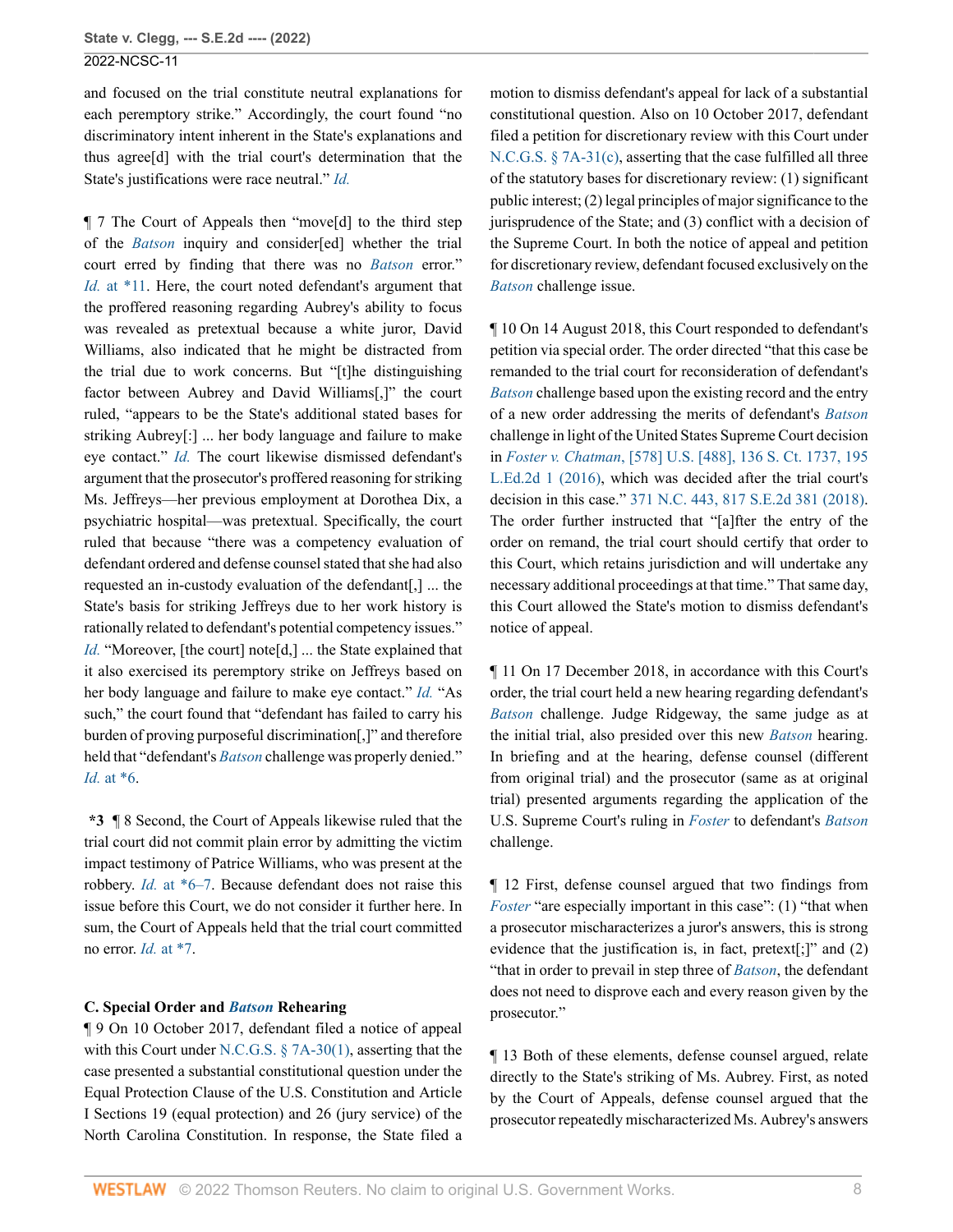and focused on the trial constitute neutral explanations for each peremptory strike." Accordingly, the court found "no discriminatory intent inherent in the State's explanations and thus agree[d] with the trial court's determination that the State's justifications were race neutral." *Id.*

¶ 7 The Court of Appeals then "move[d] to the third step of the *Batson* inquiry and consider[ed] whether the trial court erred by finding that there was no *Batson* error." *Id.* at *11. Here, the court noted defendant's argument that the proffered reasoning regarding Aubrey's ability to focus was revealed as pretextual because a white juror, David Williams, also indicated that he might be distracted from the trial due to work concerns. But "[t]he distinguishing factor between Aubrey and David Williams[,]" the court ruled, "appears to be the State's additional stated bases for striking Aubrey[:] ... her body language and failure to make eye contact." *Id.* The court likewise dismissed defendant's argument that the prosecutor's proffered reasoning for striking Ms. Jeffreys—her previous employment at Dorothea Dix, a psychiatric hospital—was pretextual. Specifically, the court ruled that because "there was a competency evaluation of defendant ordered and defense counsel stated that she had also requested an in-custody evaluation of the defendant[,] ... the State's basis for striking Jeffreys due to her work history is rationally related to defendant's potential competency issues." *Id.* "Moreover, [the court] note[d,] ... the State explained that it also exercised its peremptory strike on Jeffreys based on her body language and failure to make eye contact." *Id.* "As such," the court found that "defendant has failed to carry his burden of proving purposeful discrimination[,]" and therefore held that "defendant's *Batson* challenge was properly denied." *Id.* at *6.

**\*3** ¶ 8 Second, the Court of Appeals likewise ruled that the trial court did not commit plain error by admitting the victim impact testimony of Patrice Williams, who was present at the robbery. *Id.* at *6–7. Because defendant does not raise this issue before this Court, we do not consider it further here. In sum, the Court of Appeals held that the trial court committed no error. *Id.* at *7.

### C. Special Order and *Batson* Rehearing

¶ 9 On 10 October 2017, defendant filed a notice of appeal with this Court under N.C.G.S. § 7A-30(1), asserting that the case presented a substantial constitutional question under the Equal Protection Clause of the U.S. Constitution and Article I Sections 19 (equal protection) and 26 (jury service) of the North Carolina Constitution. In response, the State filed a motion to dismiss defendant's appeal for lack of a substantial constitutional question. Also on 10 October 2017, defendant filed a petition for discretionary review with this Court under N.C.G.S. § 7A-31(c), asserting that the case fulfilled all three of the statutory bases for discretionary review: (1) significant public interest; (2) legal principles of major significance to the jurisprudence of the State; and (3) conflict with a decision of the Supreme Court. In both the notice of appeal and petition for discretionary review, defendant focused exclusively on the *Batson* challenge issue.

¶ 10 On 14 August 2018, this Court responded to defendant's petition via special order. The order directed "that this case be remanded to the trial court for reconsideration of defendant's *Batson* challenge based upon the existing record and the entry of a new order addressing the merits of defendant's *Batson* challenge in light of the United States Supreme Court decision in *Foster v. Chatman*, [578] U.S. [488], 136 S. Ct. 1737, 195 L.Ed.2d 1 (2016), which was decided after the trial court's decision in this case." 371 N.C. 443, 817 S.E.2d 381 (2018). The order further instructed that "[a]fter the entry of the order on remand, the trial court should certify that order to this Court, which retains jurisdiction and will undertake any necessary additional proceedings at that time." That same day, this Court allowed the State's motion to dismiss defendant's notice of appeal.

¶ 11 On 17 December 2018, in accordance with this Court's order, the trial court held a new hearing regarding defendant's *Batson* challenge. Judge Ridgeway, the same judge as at the initial trial, also presided over this new *Batson* hearing. In briefing and at the hearing, defense counsel (different from original trial) and the prosecutor (same as at original trial) presented arguments regarding the application of the U.S. Supreme Court's ruling in *Foster* to defendant's *Batson* challenge.

¶ 12 First, defense counsel argued that two findings from *Foster* "are especially important in this case": (1) "that when a prosecutor mischaracterizes a juror's answers, this is strong evidence that the justification is, in fact, pretext[;]" and (2) "that in order to prevail in step three of *Batson*, the defendant does not need to disprove each and every reason given by the prosecutor."

¶ 13 Both of these elements, defense counsel argued, relate directly to the State's striking of Ms. Aubrey. First, as noted by the Court of Appeals, defense counsel argued that the prosecutor repeatedly mischaracterized Ms. Aubrey's answers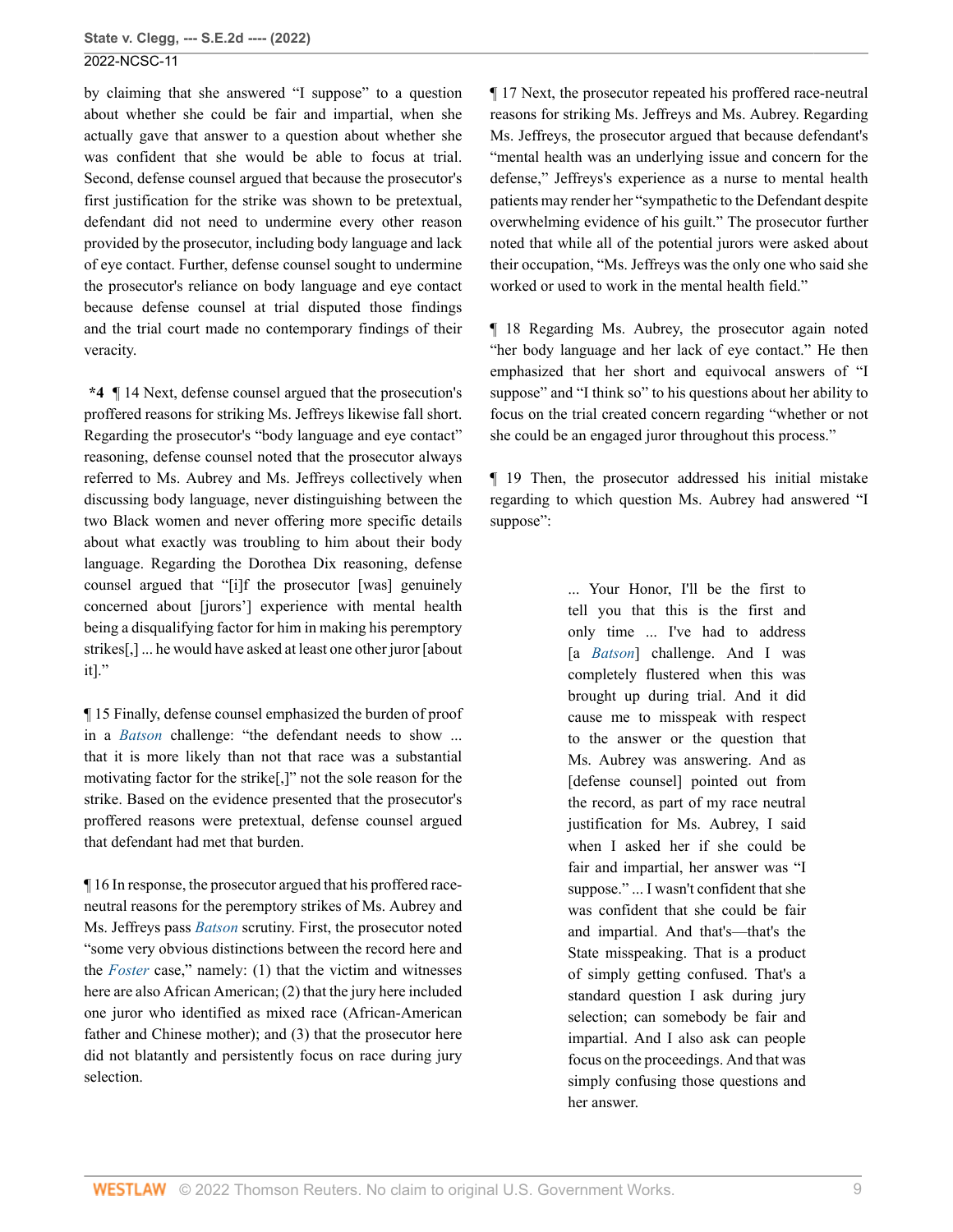by claiming that she answered "I suppose" to a question about whether she could be fair and impartial, when she actually gave that answer to a question about whether she was confident that she would be able to focus at trial. Second, defense counsel argued that because the prosecutor's first justification for the strike was shown to be pretextual, defendant did not need to undermine every other reason provided by the prosecutor, including body language and lack of eye contact. Further, defense counsel sought to undermine the prosecutor's reliance on body language and eye contact because defense counsel at trial disputed those findings and the trial court made no contemporary findings of their veracity.

**\*4** ¶ 14 Next, defense counsel argued that the prosecution's proffered reasons for striking Ms. Jeffreys likewise fall short. Regarding the prosecutor's "body language and eye contact" reasoning, defense counsel noted that the prosecutor always referred to Ms. Aubrey and Ms. Jeffreys collectively when discussing body language, never distinguishing between the two Black women and never offering more specific details about what exactly was troubling to him about their body language. Regarding the Dorothea Dix reasoning, defense counsel argued that "[i]f the prosecutor [was] genuinely concerned about [jurors'] experience with mental health being a disqualifying factor for him in making his peremptory strikes[,] ... he would have asked at least one other juror [about it]."

¶ 15 Finally, defense counsel emphasized the burden of proof in a *Batson* challenge: "the defendant needs to show ... that it is more likely than not that race was a substantial motivating factor for the strike[,]" not the sole reason for the strike. Based on the evidence presented that the prosecutor's proffered reasons were pretextual, defense counsel argued that defendant had met that burden.

¶ 16 In response, the prosecutor argued that his proffered race-neutral reasons for the peremptory strikes of Ms. Aubrey and Ms. Jeffreys pass *Batson* scrutiny. First, the prosecutor noted "some very obvious distinctions between the record here and the *Foster* case," namely: (1) that the victim and witnesses here are also African American; (2) that the jury here included one juror who identified as mixed race (African-American father and Chinese mother); and (3) that the prosecutor here did not blatantly and persistently focus on race during jury selection.

¶ 17 Next, the prosecutor repeated his proffered race-neutral reasons for striking Ms. Jeffreys and Ms. Aubrey. Regarding Ms. Jeffreys, the prosecutor argued that because defendant's "mental health was an underlying issue and concern for the defense," Jeffreys's experience as a nurse to mental health patients may render her "sympathetic to the Defendant despite overwhelming evidence of his guilt." The prosecutor further noted that while all of the potential jurors were asked about their occupation, "Ms. Jeffreys was the only one who said she worked or used to work in the mental health field."

¶ 18 Regarding Ms. Aubrey, the prosecutor again noted "her body language and her lack of eye contact." He then emphasized that her short and equivocal answers of "I suppose" and "I think so" to his questions about her ability to focus on the trial created concern regarding "whether or not she could be an engaged juror throughout this process."

¶ 19 Then, the prosecutor addressed his initial mistake regarding to which question Ms. Aubrey had answered "I suppose":

> ... Your Honor, I'll be the first to tell you that this is the first and only time ... I've had to address [a *Batson*] challenge. And I was completely flustered when this was brought up during trial. And it did cause me to misspeak with respect to the answer or the question that Ms. Aubrey was answering. And as [defense counsel] pointed out from the record, as part of my race neutral justification for Ms. Aubrey, I said when I asked her if she could be fair and impartial, her answer was "I suppose." ... I wasn't confident that she was confident that she could be fair and impartial. And that's—that's the State misspeaking. That is a product of simply getting confused. That's a standard question I ask during jury selection; can somebody be fair and impartial. And I also ask can people focus on the proceedings. And that was simply confusing those questions and her answer.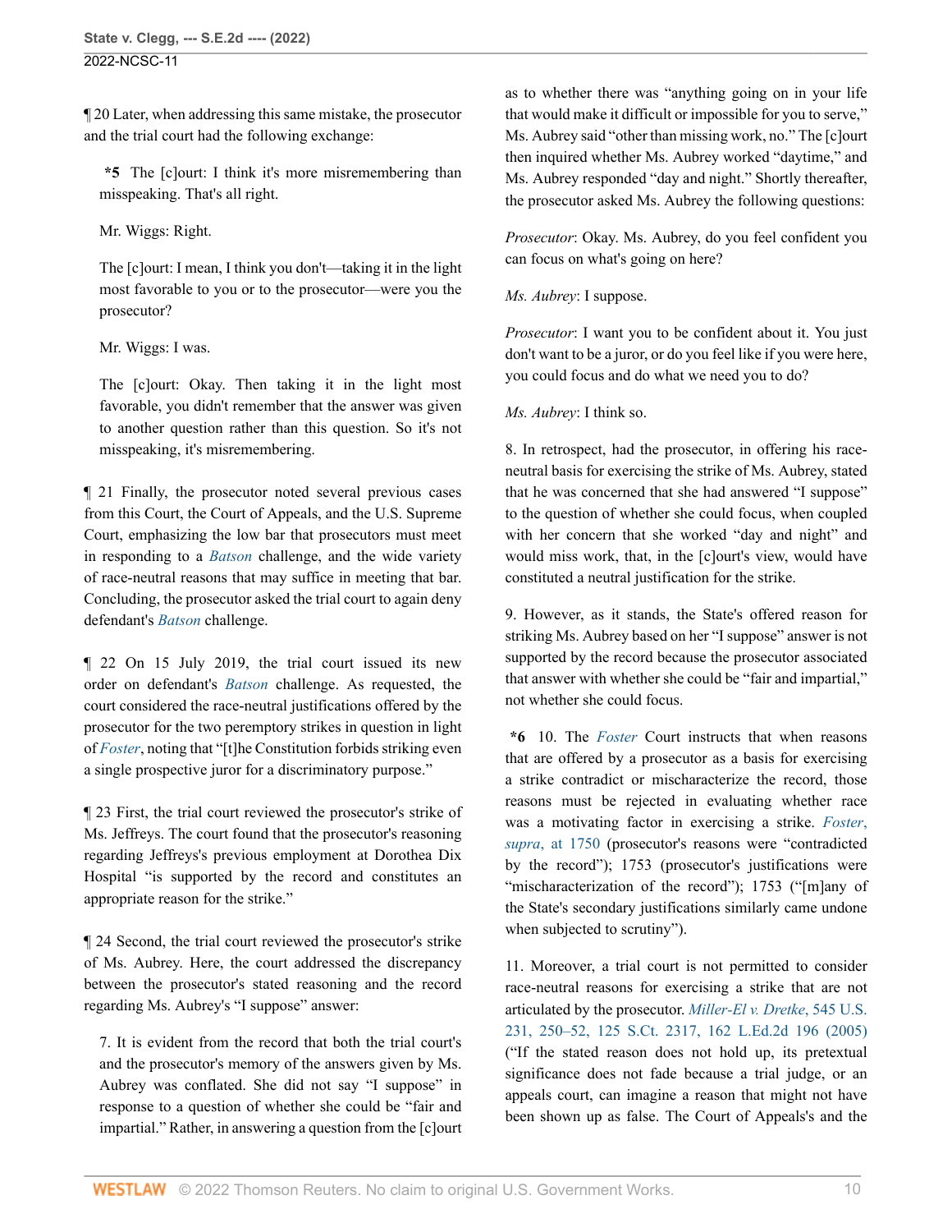¶ 20 Later, when addressing this same mistake, the prosecutor and the trial court had the following exchange:

> **\*5** The [c]ourt: I think it's more misremembering than misspeaking. That's all right.
>
> Mr. Wiggs: Right.
>
> The [c]ourt: I mean, I think you don't—taking it in the light most favorable to you or to the prosecutor—were you the prosecutor?
>
> Mr. Wiggs: I was.
>
> The [c]ourt: Okay. Then taking it in the light most favorable, you didn't remember that the answer was given to another question rather than this question. So it's not misspeaking, it's misremembering.

¶ 21 Finally, the prosecutor noted several previous cases from this Court, the Court of Appeals, and the U.S. Supreme Court, emphasizing the low bar that prosecutors must meet in responding to a *Batson* challenge, and the wide variety of race-neutral reasons that may suffice in meeting that bar. Concluding, the prosecutor asked the trial court to again deny defendant's *Batson* challenge.

¶ 22 On 15 July 2019, the trial court issued its new order on defendant's *Batson* challenge. As requested, the court considered the race-neutral justifications offered by the prosecutor for the two peremptory strikes in question in light of *Foster*, noting that "[t]he Constitution forbids striking even a single prospective juror for a discriminatory purpose."

¶ 23 First, the trial court reviewed the prosecutor's strike of Ms. Jeffreys. The court found that the prosecutor's reasoning regarding Jeffreys's previous employment at Dorothea Dix Hospital "is supported by the record and constitutes an appropriate reason for the strike."

¶ 24 Second, the trial court reviewed the prosecutor's strike of Ms. Aubrey. Here, the court addressed the discrepancy between the prosecutor's stated reasoning and the record regarding Ms. Aubrey's "I suppose" answer:

> 7. It is evident from the record that both the trial court's and the prosecutor's memory of the answers given by Ms. Aubrey was conflated. She did not say "I suppose" in response to a question of whether she could be "fair and impartial." Rather, in answering a question from the [c]ourt as to whether there was "anything going on in your life that would make it difficult or impossible for you to serve," Ms. Aubrey said "other than missing work, no." The [c]ourt then inquired whether Ms. Aubrey worked "daytime," and Ms. Aubrey responded "day and night." Shortly thereafter, the prosecutor asked Ms. Aubrey the following questions:
>
> *Prosecutor*: Okay. Ms. Aubrey, do you feel confident you can focus on what's going on here?
>
> *Ms. Aubrey*: I suppose.
>
> *Prosecutor*: I want you to be confident about it. You just don't want to be a juror, or do you feel like if you were here, you could focus and do what we need you to do?
>
> *Ms. Aubrey*: I think so.
>
> 8. In retrospect, had the prosecutor, in offering his race-neutral basis for exercising the strike of Ms. Aubrey, stated that he was concerned that she had answered "I suppose" to the question of whether she could focus, when coupled with her concern that she worked "day and night" and would miss work, that, in the [c]ourt's view, would have constituted a neutral justification for the strike.
>
> 9. However, as it stands, the State's offered reason for striking Ms. Aubrey based on her "I suppose" answer is not supported by the record because the prosecutor associated that answer with whether she could be "fair and impartial," not whether she could focus.
>
> **\*6** 10. The *Foster* Court instructs that when reasons that are offered by a prosecutor as a basis for exercising a strike contradict or mischaracterize the record, those reasons must be rejected in evaluating whether race was a motivating factor in exercising a strike. *Foster, supra*, at 1750 (prosecutor's reasons were "contradicted by the record"); 1753 (prosecutor's justifications were "mischaracterization of the record"); 1753 ("[m]any of the State's secondary justifications similarly came undone when subjected to scrutiny").
>
> 11. Moreover, a trial court is not permitted to consider race-neutral reasons for exercising a strike that are not articulated by the prosecutor. *Miller-El v. Dretke*, 545 U.S. 231, 250–52, 125 S.Ct. 2317, 162 L.Ed.2d 196 (2005) ("If the stated reason does not hold up, its pretextual significance does not fade because a trial judge, or an appeals court, can imagine a reason that might not have been shown up as false. The Court of Appeals's and the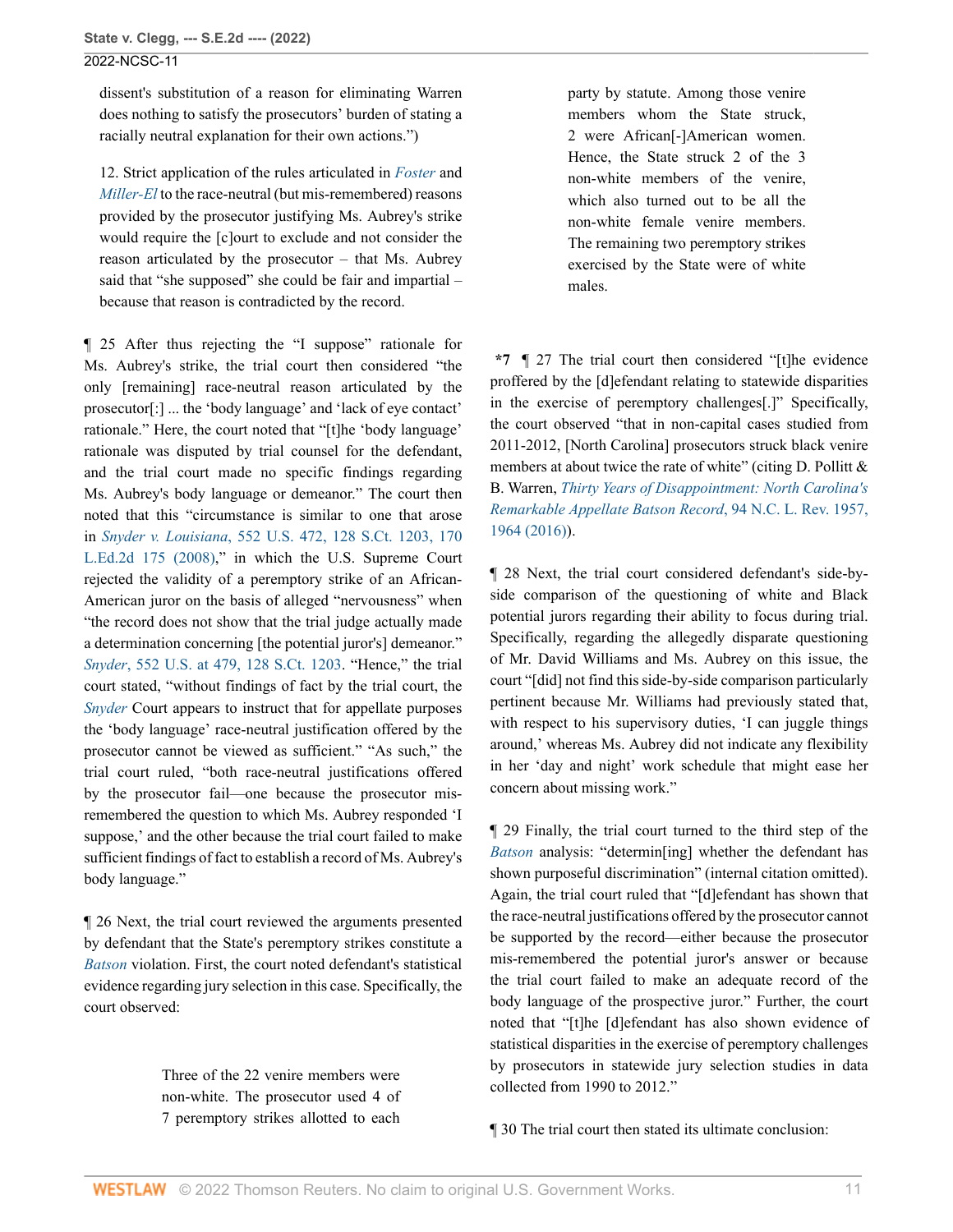dissent's substitution of a reason for eliminating Warren does nothing to satisfy the prosecutors' burden of stating a racially neutral explanation for their own actions.")

12. Strict application of the rules articulated in *Foster* and *Miller-El* to the race-neutral (but mis-remembered) reasons provided by the prosecutor justifying Ms. Aubrey's strike would require the [c]ourt to exclude and not consider the reason articulated by the prosecutor – that Ms. Aubrey said that "she supposed" she could be fair and impartial – because that reason is contradicted by the record.

¶ 25 After thus rejecting the "I suppose" rationale for Ms. Aubrey's strike, the trial court then considered "the only [remaining] race-neutral reason articulated by the prosecutor[:] ... the 'body language' and 'lack of eye contact' rationale." Here, the court noted that "[t]he 'body language' rationale was disputed by trial counsel for the defendant, and the trial court made no specific findings regarding Ms. Aubrey's body language or demeanor." The court then noted that this "circumstance is similar to one that arose in *Snyder v. Louisiana*, 552 U.S. 472, 128 S.Ct. 1203, 170 L.Ed.2d 175 (2008)," in which the U.S. Supreme Court rejected the validity of a peremptory strike of an African-American juror on the basis of alleged "nervousness" when "the record does not show that the trial judge actually made a determination concerning [the potential juror's] demeanor." *Snyder*, 552 U.S. at 479, 128 S.Ct. 1203. "Hence," the trial court stated, "without findings of fact by the trial court, the *Snyder* Court appears to instruct that for appellate purposes the 'body language' race-neutral justification offered by the prosecutor cannot be viewed as sufficient." "As such," the trial court ruled, "both race-neutral justifications offered by the prosecutor fail—one because the prosecutor mis-remembered the question to which Ms. Aubrey responded 'I suppose,' and the other because the trial court failed to make sufficient findings of fact to establish a record of Ms. Aubrey's body language."

¶ 26 Next, the trial court reviewed the arguments presented by defendant that the State's peremptory strikes constitute a *Batson* violation. First, the court noted defendant's statistical evidence regarding jury selection in this case. Specifically, the court observed:

> Three of the 22 venire members were non-white. The prosecutor used 4 of 7 peremptory strikes allotted to each party by statute. Among those venire members whom the State struck, 2 were African[-]American women. Hence, the State struck 2 of the 3 non-white members of the venire, which also turned out to be all the non-white female venire members. The remaining two peremptory strikes exercised by the State were of white males.

**\*7** ¶ 27 The trial court then considered "[t]he evidence proffered by the [d]efendant relating to statewide disparities in the exercise of peremptory challenges[.]" Specifically, the court observed "that in non-capital cases studied from 2011-2012, [North Carolina] prosecutors struck black venire members at about twice the rate of white" (citing D. Pollitt & B. Warren, *Thirty Years of Disappointment: North Carolina's Remarkable Appellate Batson Record*, 94 N.C. L. Rev. 1957, 1964 (2016)).

¶ 28 Next, the trial court considered defendant's side-by-side comparison of the questioning of white and Black potential jurors regarding their ability to focus during trial. Specifically, regarding the allegedly disparate questioning of Mr. David Williams and Ms. Aubrey on this issue, the court "[did] not find this side-by-side comparison particularly pertinent because Mr. Williams had previously stated that, with respect to his supervisory duties, 'I can juggle things around,' whereas Ms. Aubrey did not indicate any flexibility in her 'day and night' work schedule that might ease her concern about missing work."

¶ 29 Finally, the trial court turned to the third step of the *Batson* analysis: "determin[ing] whether the defendant has shown purposeful discrimination" (internal citation omitted). Again, the trial court ruled that "[d]efendant has shown that the race-neutral justifications offered by the prosecutor cannot be supported by the record—either because the prosecutor mis-remembered the potential juror's answer or because the trial court failed to make an adequate record of the body language of the prospective juror." Further, the court noted that "[t]he [d]efendant has also shown evidence of statistical disparities in the exercise of peremptory challenges by prosecutors in statewide jury selection studies in data collected from 1990 to 2012."

¶ 30 The trial court then stated its ultimate conclusion: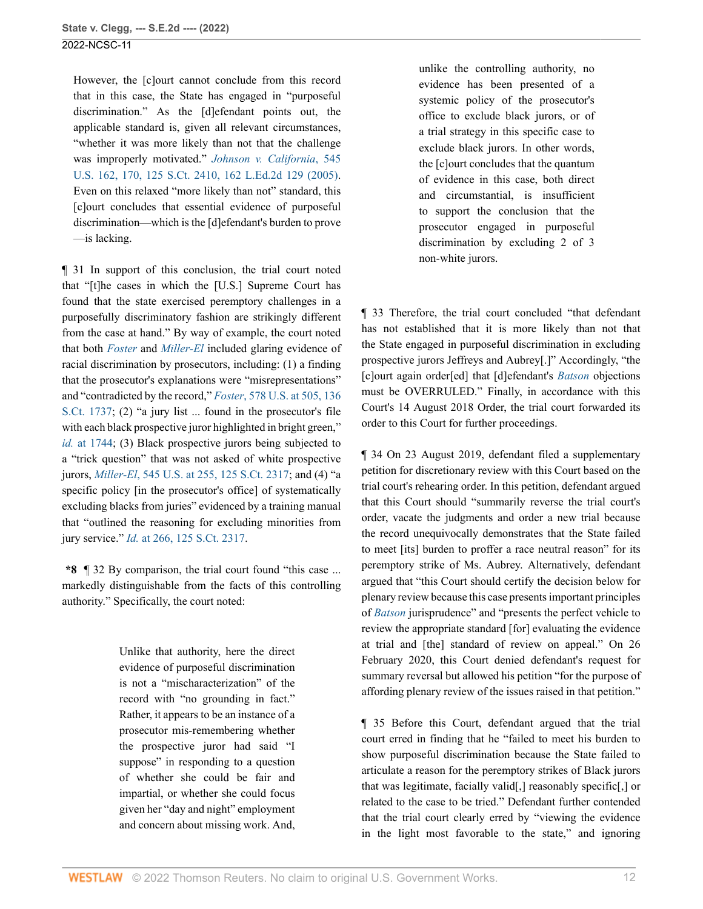However, the [c]ourt cannot conclude from this record that in this case, the State has engaged in "purposeful discrimination." As the [d]efendant points out, the applicable standard is, given all relevant circumstances, "whether it was more likely than not that the challenge was improperly motivated." *Johnson v. California*, 545 U.S. 162, 170, 125 S.Ct. 2410, 162 L.Ed.2d 129 (2005). Even on this relaxed "more likely than not" standard, this [c]ourt concludes that essential evidence of purposeful discrimination—which is the [d]efendant's burden to prove—is lacking.

¶ 31 In support of this conclusion, the trial court noted that "[t]he cases in which the [U.S.] Supreme Court has found that the state exercised peremptory challenges in a purposefully discriminatory fashion are strikingly different from the case at hand." By way of example, the court noted that both *Foster* and *Miller-El* included glaring evidence of racial discrimination by prosecutors, including: (1) a finding that the prosecutor's explanations were "misrepresentations" and "contradicted by the record," *Foster*, 578 U.S. at 505, 136 S.Ct. 1737; (2) "a jury list ... found in the prosecutor's file with each black prospective juror highlighted in bright green," *id.* at 1744; (3) Black prospective jurors being subjected to a "trick question" that was not asked of white prospective jurors, *Miller-El*, 545 U.S. at 255, 125 S.Ct. 2317; and (4) "a specific policy [in the prosecutor's office] of systematically excluding blacks from juries" evidenced by a training manual that "outlined the reasoning for excluding minorities from jury service." *Id.* at 266, 125 S.Ct. 2317.

**\*8** ¶ 32 By comparison, the trial court found "this case ... markedly distinguishable from the facts of this controlling authority." Specifically, the court noted:

> Unlike that authority, here the direct evidence of purposeful discrimination is not a "mischaracterization" of the record with "no grounding in fact." Rather, it appears to be an instance of a prosecutor mis-remembering whether the prospective juror had said "I suppose" in responding to a question of whether she could be fair and impartial, or whether she could focus given her "day and night" employment and concern about missing work. And, unlike the controlling authority, no evidence has been presented of a systemic policy of the prosecutor's office to exclude black jurors, or of a trial strategy in this specific case to exclude black jurors. In other words, the [c]ourt concludes that the quantum of evidence in this case, both direct and circumstantial, is insufficient to support the conclusion that the prosecutor engaged in purposeful discrimination by excluding 2 of 3 non-white jurors.

¶ 33 Therefore, the trial court concluded "that defendant has not established that it is more likely than not that the State engaged in purposeful discrimination in excluding prospective jurors Jeffreys and Aubrey[.]" Accordingly, "the [c]ourt again order[ed] that [d]efendant's *Batson* objections must be OVERRULED." Finally, in accordance with this Court's 14 August 2018 Order, the trial court forwarded its order to this Court for further proceedings.

¶ 34 On 23 August 2019, defendant filed a supplementary petition for discretionary review with this Court based on the trial court's rehearing order. In this petition, defendant argued that this Court should "summarily reverse the trial court's order, vacate the judgments and order a new trial because the record unequivocally demonstrates that the State failed to meet [its] burden to proffer a race neutral reason" for its peremptory strike of Ms. Aubrey. Alternatively, defendant argued that "this Court should certify the decision below for plenary review because this case presents important principles of *Batson* jurisprudence" and "presents the perfect vehicle to review the appropriate standard [for] evaluating the evidence at trial and [the] standard of review on appeal." On 26 February 2020, this Court denied defendant's request for summary reversal but allowed his petition "for the purpose of affording plenary review of the issues raised in that petition."

¶ 35 Before this Court, defendant argued that the trial court erred in finding that he "failed to meet his burden to show purposeful discrimination because the State failed to articulate a reason for the peremptory strikes of Black jurors that was legitimate, facially valid[,] reasonably specific[,] or related to the case to be tried." Defendant further contended that the trial court clearly erred by "viewing the evidence in the light most favorable to the state," and ignoring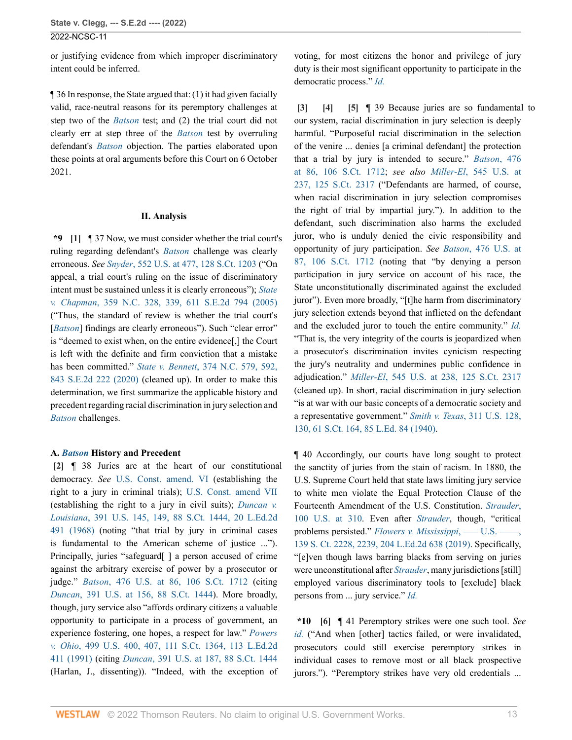or justifying evidence from which improper discriminatory intent could be inferred.

¶ 36 In response, the State argued that: (1) it had given facially valid, race-neutral reasons for its peremptory challenges at step two of the *Batson* test; and (2) the trial court did not clearly err at step three of the *Batson* test by overruling defendant's *Batson* objection. The parties elaborated upon these points at oral arguments before this Court on 6 October 2021.

## II. Analysis

**\*9** **[1]** ¶ 37 Now, we must consider whether the trial court's ruling regarding defendant's *Batson* challenge was clearly erroneous. *See Snyder*, 552 U.S. at 477, 128 S.Ct. 1203 ("On appeal, a trial court's ruling on the issue of discriminatory intent must be sustained unless it is clearly erroneous"); *State v. Chapman*, 359 N.C. 328, 339, 611 S.E.2d 794 (2005) ("Thus, the standard of review is whether the trial court's [*Batson*] findings are clearly erroneous"). Such "clear error" is "deemed to exist when, on the entire evidence[,] the Court is left with the definite and firm conviction that a mistake has been committed." *State v. Bennett*, 374 N.C. 579, 592, 843 S.E.2d 222 (2020) (cleaned up). In order to make this determination, we first summarize the applicable history and precedent regarding racial discrimination in jury selection and *Batson* challenges.

### A. *Batson* History and Precedent

**[2]** ¶ 38 Juries are at the heart of our constitutional democracy. *See* U.S. Const. amend. VI (establishing the right to a jury in criminal trials); U.S. Const. amend VII (establishing the right to a jury in civil suits); *Duncan v. Louisiana*, 391 U.S. 145, 149, 88 S.Ct. 1444, 20 L.Ed.2d 491 (1968) (noting "that trial by jury in criminal cases is fundamental to the American scheme of justice ..."). Principally, juries "safeguard[ ] a person accused of crime against the arbitrary exercise of power by a prosecutor or judge." *Batson*, 476 U.S. at 86, 106 S.Ct. 1712 (citing *Duncan*, 391 U.S. at 156, 88 S.Ct. 1444). More broadly, though, jury service also "affords ordinary citizens a valuable opportunity to participate in a process of government, an experience fostering, one hopes, a respect for law." *Powers v. Ohio*, 499 U.S. 400, 407, 111 S.Ct. 1364, 113 L.Ed.2d 411 (1991) (citing *Duncan*, 391 U.S. at 187, 88 S.Ct. 1444 (Harlan, J., dissenting)). "Indeed, with the exception of voting, for most citizens the honor and privilege of jury duty is their most significant opportunity to participate in the democratic process." *Id.*

**[3]** **[4]** **[5]** ¶ 39 Because juries are so fundamental to our system, racial discrimination in jury selection is deeply harmful. "Purposeful racial discrimination in the selection of the venire ... denies [a criminal defendant] the protection that a trial by jury is intended to secure." *Batson*, 476 at 86, 106 S.Ct. 1712; *see also Miller-El*, 545 U.S. at 237, 125 S.Ct. 2317 ("Defendants are harmed, of course, when racial discrimination in jury selection compromises the right of trial by impartial jury."). In addition to the defendant, such discrimination also harms the excluded juror, who is unduly denied the civic responsibility and opportunity of jury participation. *See Batson*, 476 U.S. at 87, 106 S.Ct. 1712 (noting that "by denying a person participation in jury service on account of his race, the State unconstitutionally discriminated against the excluded juror"). Even more broadly, "[t]he harm from discriminatory jury selection extends beyond that inflicted on the defendant and the excluded juror to touch the entire community." *Id.* "That is, the very integrity of the courts is jeopardized when a prosecutor's discrimination invites cynicism respecting the jury's neutrality and undermines public confidence in adjudication." *Miller-El*, 545 U.S. at 238, 125 S.Ct. 2317 (cleaned up). In short, racial discrimination in jury selection "is at war with our basic concepts of a democratic society and a representative government." *Smith v. Texas*, 311 U.S. 128, 130, 61 S.Ct. 164, 85 L.Ed. 84 (1940).

¶ 40 Accordingly, our courts have long sought to protect the sanctity of juries from the stain of racism. In 1880, the U.S. Supreme Court held that state laws limiting jury service to white men violate the Equal Protection Clause of the Fourteenth Amendment of the U.S. Constitution. *Strauder*, 100 U.S. at 310. Even after *Strauder*, though, "critical problems persisted." *Flowers v. Mississippi*, ––– U.S. ––––, 139 S. Ct. 2228, 2239, 204 L.Ed.2d 638 (2019). Specifically, "[e]ven though laws barring blacks from serving on juries were unconstitutional after *Strauder*, many jurisdictions [still] employed various discriminatory tools to [exclude] black persons from ... jury service." *Id.*

**\*10** **[6]** ¶ 41 Peremptory strikes were one such tool. *See id.* ("And when [other] tactics failed, or were invalidated, prosecutors could still exercise peremptory strikes in individual cases to remove most or all black prospective jurors."). "Peremptory strikes have very old credentials ...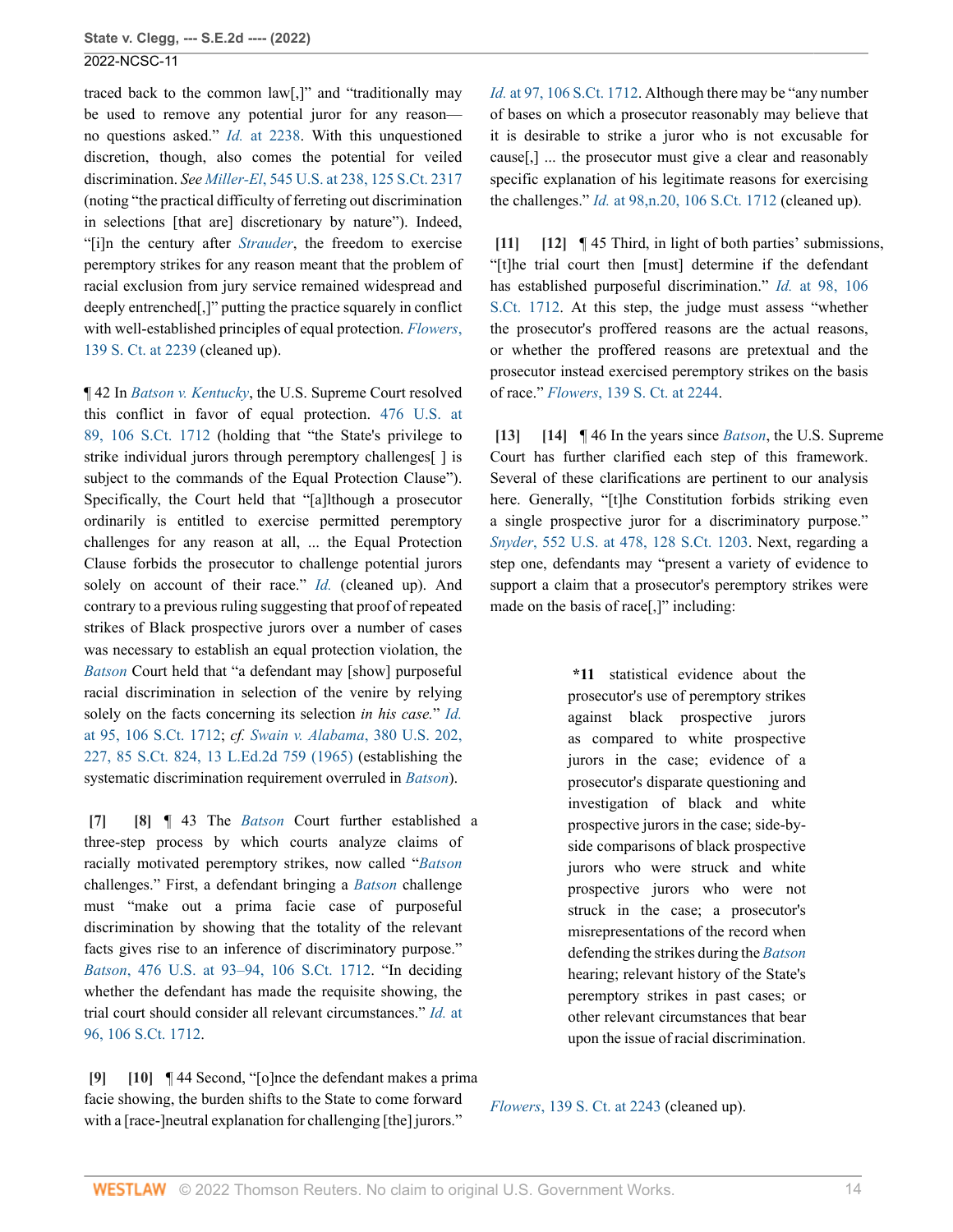traced back to the common law[,]" and "traditionally may be used to remove any potential juror for any reason—no questions asked." *Id.* at 2238. With this unquestioned discretion, though, also comes the potential for veiled discrimination. *See Miller-El*, 545 U.S. at 238, 125 S.Ct. 2317 (noting "the practical difficulty of ferreting out discrimination in selections [that are] discretionary by nature"). Indeed, "[i]n the century after *Strauder*, the freedom to exercise peremptory strikes for any reason meant that the problem of racial exclusion from jury service remained widespread and deeply entrenched[,]" putting the practice squarely in conflict with well-established principles of equal protection. *Flowers*, 139 S. Ct. at 2239 (cleaned up).

¶ 42 In *Batson v. Kentucky*, the U.S. Supreme Court resolved this conflict in favor of equal protection. 476 U.S. at 89, 106 S.Ct. 1712 (holding that "the State's privilege to strike individual jurors through peremptory challenges[ ] is subject to the commands of the Equal Protection Clause"). Specifically, the Court held that "[a]lthough a prosecutor ordinarily is entitled to exercise permitted peremptory challenges for any reason at all, ... the Equal Protection Clause forbids the prosecutor to challenge potential jurors solely on account of their race." *Id.* (cleaned up). And contrary to a previous ruling suggesting that proof of repeated strikes of Black prospective jurors over a number of cases was necessary to establish an equal protection violation, the *Batson* Court held that "a defendant may [show] purposeful racial discrimination in selection of the venire by relying solely on the facts concerning its selection *in his case*." *Id.* at 95, 106 S.Ct. 1712; *cf. Swain v. Alabama*, 380 U.S. 202, 227, 85 S.Ct. 824, 13 L.Ed.2d 759 (1965) (establishing the systematic discrimination requirement overruled in *Batson*).

**[7] [8]** ¶ 43 The *Batson* Court further established a three-step process by which courts analyze claims of racially motivated peremptory strikes, now called "*Batson* challenges." First, a defendant bringing a *Batson* challenge must "make out a prima facie case of purposeful discrimination by showing that the totality of the relevant facts gives rise to an inference of discriminatory purpose." *Batson*, 476 U.S. at 93–94, 106 S.Ct. 1712. "In deciding whether the defendant has made the requisite showing, the trial court should consider all relevant circumstances." *Id.* at 96, 106 S.Ct. 1712.

**[9] [10]** ¶ 44 Second, "[o]nce the defendant makes a prima facie showing, the burden shifts to the State to come forward with a [race-]neutral explanation for challenging [the] jurors." *Id.* at 97, 106 S.Ct. 1712. Although there may be "any number of bases on which a prosecutor reasonably may believe that it is desirable to strike a juror who is not excusable for cause[,] ... the prosecutor must give a clear and reasonably specific explanation of his legitimate reasons for exercising the challenges." *Id.* at 98,n.20, 106 S.Ct. 1712 (cleaned up).

**[11] [12]** ¶ 45 Third, in light of both parties' submissions, "[t]he trial court then [must] determine if the defendant has established purposeful discrimination." *Id.* at 98, 106 S.Ct. 1712. At this step, the judge must assess "whether the prosecutor's proffered reasons are the actual reasons, or whether the proffered reasons are pretextual and the prosecutor instead exercised peremptory strikes on the basis of race." *Flowers*, 139 S. Ct. at 2244.

**[13] [14]** ¶ 46 In the years since *Batson*, the U.S. Supreme Court has further clarified each step of this framework. Several of these clarifications are pertinent to our analysis here. Generally, "[t]he Constitution forbids striking even a single prospective juror for a discriminatory purpose." *Snyder*, 552 U.S. at 478, 128 S.Ct. 1203. Next, regarding a step one, defendants may "present a variety of evidence to support a claim that a prosecutor's peremptory strikes were made on the basis of race[,]" including:

> **\*11** statistical evidence about the prosecutor's use of peremptory strikes against black prospective jurors as compared to white prospective jurors in the case; evidence of a prosecutor's disparate questioning and investigation of black and white prospective jurors in the case; side-by-side comparisons of black prospective jurors who were struck and white prospective jurors who were not struck in the case; a prosecutor's misrepresentations of the record when defending the strikes during the *Batson* hearing; relevant history of the State's peremptory strikes in past cases; or other relevant circumstances that bear upon the issue of racial discrimination.

*Flowers*, 139 S. Ct. at 2243 (cleaned up).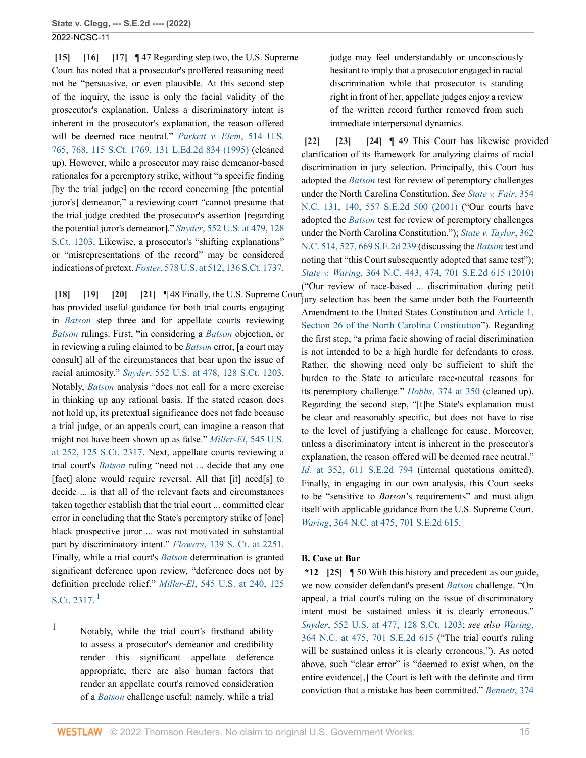**[15] [16] [17]** ¶ 47 Regarding step two, the U.S. Supreme Court has noted that a prosecutor's proffered reasoning need not be "persuasive, or even plausible. At this second step of the inquiry, the issue is only the facial validity of the prosecutor's explanation. Unless a discriminatory intent is inherent in the prosecutor's explanation, the reason offered will be deemed race neutral." *Purkett v. Elem*, 514 U.S. 765, 768, 115 S.Ct. 1769, 131 L.Ed.2d 834 (1995) (cleaned up). However, while a prosecutor may raise demeanor-based rationales for a peremptory strike, without "a specific finding [by the trial judge] on the record concerning [the potential juror's] demeanor," a reviewing court "cannot presume that the trial judge credited the prosecutor's assertion [regarding the potential juror's demeanor]." *Snyder*, 552 U.S. at 479, 128 S.Ct. 1203. Likewise, a prosecutor's "shifting explanations" or "misrepresentations of the record" may be considered indications of pretext. *Foster*, 578 U.S. at 512, 136 S.Ct. 1737.

**[18] [19] [20] [21]** ¶ 48 Finally, the U.S. Supreme Court has provided useful guidance for both trial courts engaging in *Batson* step three and for appellate courts reviewing *Batson* rulings. First, "in considering a *Batson* objection, or in reviewing a ruling claimed to be *Batson* error, [a court may consult] all of the circumstances that bear upon the issue of racial animosity." *Snyder*, 552 U.S. at 478, 128 S.Ct. 1203. Notably, *Batson* analysis "does not call for a mere exercise in thinking up any rational basis. If the stated reason does not hold up, its pretextual significance does not fade because a trial judge, or an appeals court, can imagine a reason that might not have been shown up as false." *Miller-El*, 545 U.S. at 252, 125 S.Ct. 2317. Next, appellate courts reviewing a trial court's *Batson* ruling "need not ... decide that any one [fact] alone would require reversal. All that [it] need[s] to decide ... is that all of the relevant facts and circumstances taken together establish that the trial court ... committed clear error in concluding that the State's peremptory strike of [one] black prospective juror ... was not motivated in substantial part by discriminatory intent." *Flowers*, 139 S. Ct. at 2251. Finally, while a trial court's *Batson* determination is granted significant deference upon review, "deference does not by definition preclude relief." *Miller-El*, 545 U.S. at 240, 125 S.Ct. 2317. [1]

[1] Notably, while the trial court's firsthand ability to assess a prosecutor's demeanor and credibility render this significant appellate deference appropriate, there are also human factors that render an appellate court's removed consideration of a *Batson* challenge useful; namely, while a trial judge may feel understandably or unconsciously hesitant to imply that a prosecutor engaged in racial discrimination while that prosecutor is standing right in front of her, appellate judges enjoy a review of the written record further removed from such immediate interpersonal dynamics.

**[22] [23] [24]** ¶ 49 This Court has likewise provided clarification of its framework for analyzing claims of racial discrimination in jury selection. Principally, this Court has adopted the *Batson* test for review of peremptory challenges under the North Carolina Constitution. *See State v. Fair*, 354 N.C. 131, 140, 557 S.E.2d 500 (2001) ("Our courts have adopted the *Batson* test for review of peremptory challenges under the North Carolina Constitution."); *State v. Taylor*, 362 N.C. 514, 527, 669 S.E.2d 239 (discussing the *Batson* test and noting that "this Court subsequently adopted that same test"); *State v. Waring*, 364 N.C. 443, 474, 701 S.E.2d 615 (2010) ("Our review of race-based ... discrimination during petit jury selection has been the same under both the Fourteenth Amendment to the United States Constitution and Article 1, Section 26 of the North Carolina Constitution"). Regarding the first step, "a prima facie showing of racial discrimination is not intended to be a high hurdle for defendants to cross. Rather, the showing need only be sufficient to shift the burden to the State to articulate race-neutral reasons for its peremptory challenge." *Hobbs*, 374 at 350 (cleaned up). Regarding the second step, "[t]he State's explanation must be clear and reasonably specific, but does not have to rise to the level of justifying a challenge for cause. Moreover, unless a discriminatory intent is inherent in the prosecutor's explanation, the reason offered will be deemed race neutral." *Id.* at 352, 611 S.E.2d 794 (internal quotations omitted). Finally, in engaging in our own analysis, this Court seeks to be "sensitive to *Batson*'s requirements" and must align itself with applicable guidance from the U.S. Supreme Court. *Waring*, 364 N.C. at 475, 701 S.E.2d 615.

### B. Case at Bar

**\*12 [25]** ¶ 50 With this history and precedent as our guide, we now consider defendant's present *Batson* challenge. "On appeal, a trial court's ruling on the issue of discriminatory intent must be sustained unless it is clearly erroneous." *Snyder*, 552 U.S. at 477, 128 S.Ct. 1203; *see also Waring*, 364 N.C. at 475, 701 S.E.2d 615 ("The trial court's ruling will be sustained unless it is clearly erroneous."). As noted above, such "clear error" is "deemed to exist when, on the entire evidence[,] the Court is left with the definite and firm conviction that a mistake has been committed." *Bennett*, 374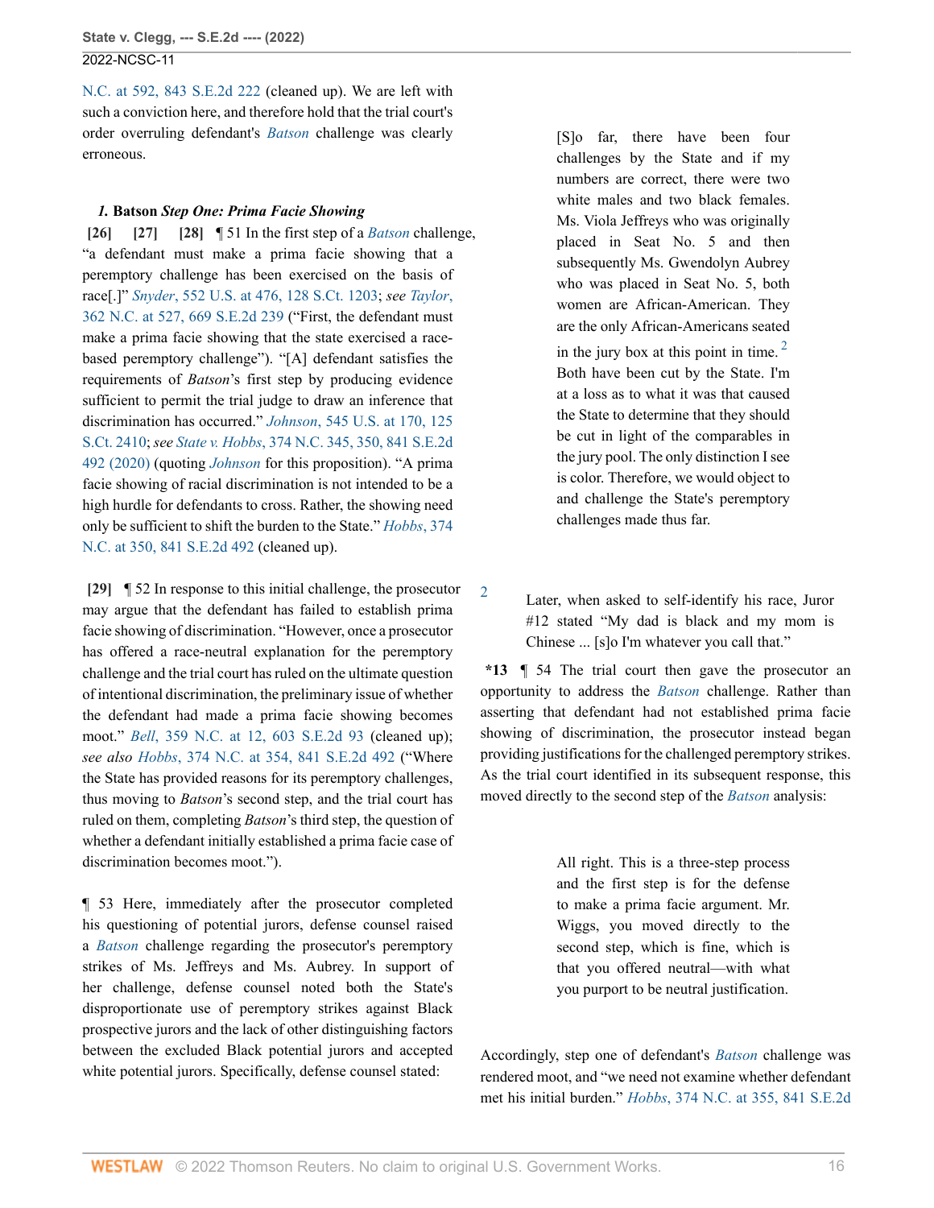N.C. at 592, 843 S.E.2d 222 (cleaned up). We are left with such a conviction here, and therefore hold that the trial court's order overruling defendant's *Batson* challenge was clearly erroneous.

### *1.* **Batson** *Step One: Prima Facie Showing*

**[26] [27] [28]** ¶ 51 In the first step of a *Batson* challenge, "a defendant must make a prima facie showing that a peremptory challenge has been exercised on the basis of race[.]" *Snyder*, 552 U.S. at 476, 128 S.Ct. 1203; *see Taylor*, 362 N.C. at 527, 669 S.E.2d 239 ("First, the defendant must make a prima facie showing that the state exercised a race-based peremptory challenge"). "[A] defendant satisfies the requirements of *Batson*'s first step by producing evidence sufficient to permit the trial judge to draw an inference that discrimination has occurred." *Johnson*, 545 U.S. at 170, 125 S.Ct. 2410; *see State v. Hobbs*, 374 N.C. 345, 350, 841 S.E.2d 492 (2020) (quoting *Johnson* for this proposition). "A prima facie showing of racial discrimination is not intended to be a high hurdle for defendants to cross. Rather, the showing need only be sufficient to shift the burden to the State." *Hobbs*, 374 N.C. at 350, 841 S.E.2d 492 (cleaned up).

**[29]** ¶ 52 In response to this initial challenge, the prosecutor may argue that the defendant has failed to establish prima facie showing of discrimination. "However, once a prosecutor has offered a race-neutral explanation for the peremptory challenge and the trial court has ruled on the ultimate question of intentional discrimination, the preliminary issue of whether the defendant had made a prima facie showing becomes moot." *Bell*, 359 N.C. at 12, 603 S.E.2d 93 (cleaned up); *see also Hobbs*, 374 N.C. at 354, 841 S.E.2d 492 ("Where the State has provided reasons for its peremptory challenges, thus moving to *Batson*'s second step, and the trial court has ruled on them, completing *Batson*'s third step, the question of whether a defendant initially established a prima facie case of discrimination becomes moot.").

¶ 53 Here, immediately after the prosecutor completed his questioning of potential jurors, defense counsel raised a *Batson* challenge regarding the prosecutor's peremptory strikes of Ms. Jeffreys and Ms. Aubrey. In support of her challenge, defense counsel noted both the State's disproportionate use of peremptory strikes against Black prospective jurors and the lack of other distinguishing factors between the excluded Black potential jurors and accepted white potential jurors. Specifically, defense counsel stated:

> [S]o far, there have been four challenges by the State and if my numbers are correct, there were two white males and two black females. Ms. Viola Jeffreys who was originally placed in Seat No. 5 and then subsequently Ms. Gwendolyn Aubrey who was placed in Seat No. 5, both women are African-American. They are the only African-Americans seated in the jury box at this point in time.[2] Both have been cut by the State. I'm at a loss as to what it was that caused the State to determine that they should be cut in light of the comparables in the jury pool. The only distinction I see is color. Therefore, we would object to and challenge the State's peremptory challenges made thus far.

[2] Later, when asked to self-identify his race, Juror #12 stated "My dad is black and my mom is Chinese ... [s]o I'm whatever you call that."

**\*13** ¶ 54 The trial court then gave the prosecutor an opportunity to address the *Batson* challenge. Rather than asserting that defendant had not established prima facie showing of discrimination, the prosecutor instead began providing justifications for the challenged peremptory strikes. As the trial court identified in its subsequent response, this moved directly to the second step of the *Batson* analysis:

> All right. This is a three-step process and the first step is for the defense to make a prima facie argument. Mr. Wiggs, you moved directly to the second step, which is fine, which is that you offered neutral—with what you purport to be neutral justification.

Accordingly, step one of defendant's *Batson* challenge was rendered moot, and "we need not examine whether defendant met his initial burden." *Hobbs*, 374 N.C. at 355, 841 S.E.2d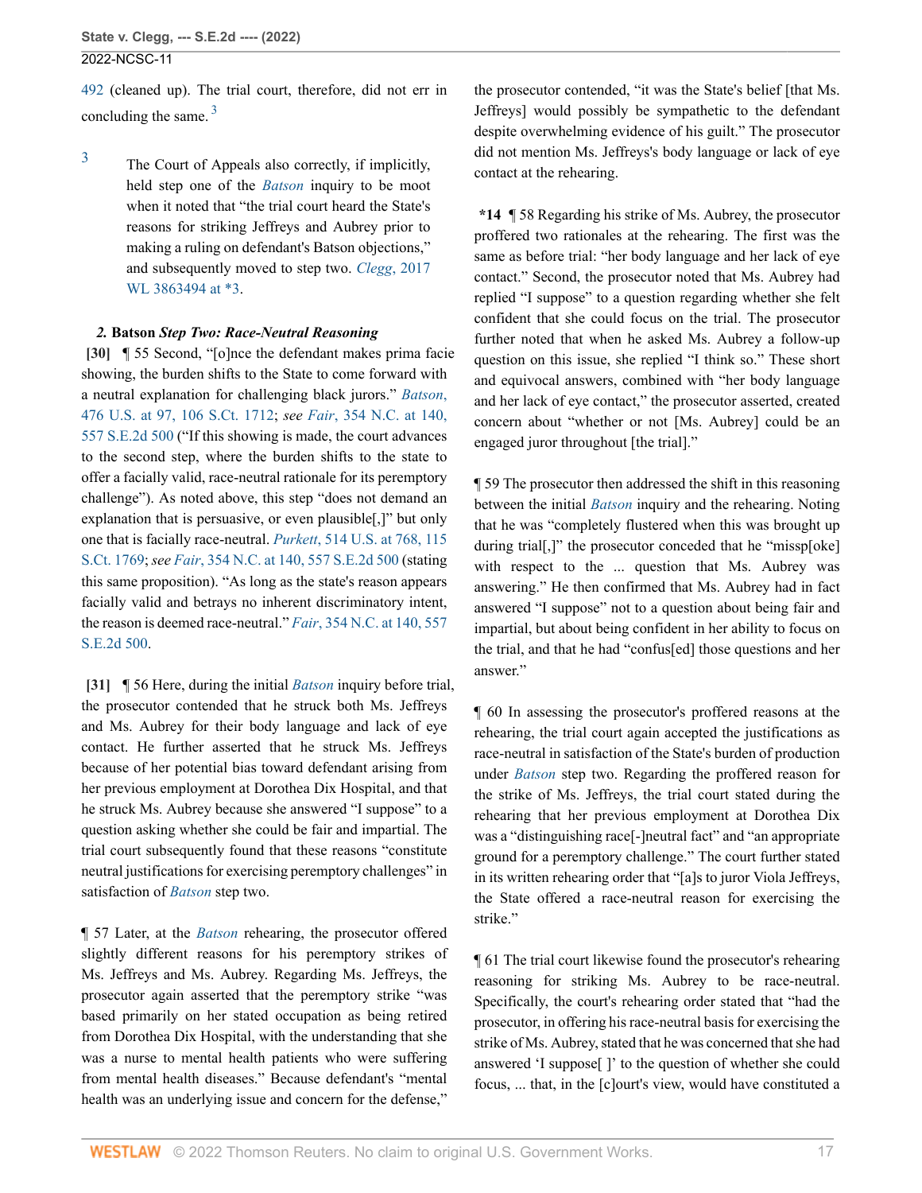492 (cleaned up). The trial court, therefore, did not err in concluding the same.[3]

[3] The Court of Appeals also correctly, if implicitly, held step one of the *Batson* inquiry to be moot when it noted that "the trial court heard the State's reasons for striking Jeffreys and Aubrey prior to making a ruling on defendant's Batson objections," and subsequently moved to step two. *Clegg*, 2017 WL 3863494 at *3.

### 2. Batson *Step Two: Race-Neutral Reasoning*

**[30]** ¶ 55 Second, "[o]nce the defendant makes prima facie showing, the burden shifts to the State to come forward with a neutral explanation for challenging black jurors." *Batson*, 476 U.S. at 97, 106 S.Ct. 1712; *see Fair*, 354 N.C. at 140, 557 S.E.2d 500 ("If this showing is made, the court advances to the second step, where the burden shifts to the state to offer a facially valid, race-neutral rationale for its peremptory challenge"). As noted above, this step "does not demand an explanation that is persuasive, or even plausible[,]" but only one that is facially race-neutral. *Purkett*, 514 U.S. at 768, 115 S.Ct. 1769; *see Fair*, 354 N.C. at 140, 557 S.E.2d 500 (stating this same proposition). "As long as the state's reason appears facially valid and betrays no inherent discriminatory intent, the reason is deemed race-neutral." *Fair*, 354 N.C. at 140, 557 S.E.2d 500.

**[31]** ¶ 56 Here, during the initial *Batson* inquiry before trial, the prosecutor contended that he struck both Ms. Jeffreys and Ms. Aubrey for their body language and lack of eye contact. He further asserted that he struck Ms. Jeffreys because of her potential bias toward defendant arising from her previous employment at Dorothea Dix Hospital, and that he struck Ms. Aubrey because she answered "I suppose" to a question asking whether she could be fair and impartial. The trial court subsequently found that these reasons "constitute neutral justifications for exercising peremptory challenges" in satisfaction of *Batson* step two.

¶ 57 Later, at the *Batson* rehearing, the prosecutor offered slightly different reasons for his peremptory strikes of Ms. Jeffreys and Ms. Aubrey. Regarding Ms. Jeffreys, the prosecutor again asserted that the peremptory strike "was based primarily on her stated occupation as being retired from Dorothea Dix Hospital, with the understanding that she was a nurse to mental health patients who were suffering from mental health diseases." Because defendant's "mental health was an underlying issue and concern for the defense," the prosecutor contended, "it was the State's belief [that Ms. Jeffreys] would possibly be sympathetic to the defendant despite overwhelming evidence of his guilt." The prosecutor did not mention Ms. Jeffreys's body language or lack of eye contact at the rehearing.

**\*14** ¶ 58 Regarding his strike of Ms. Aubrey, the prosecutor proffered two rationales at the rehearing. The first was the same as before trial: "her body language and her lack of eye contact." Second, the prosecutor noted that Ms. Aubrey had replied "I suppose" to a question regarding whether she felt confident that she could focus on the trial. The prosecutor further noted that when he asked Ms. Aubrey a follow-up question on this issue, she replied "I think so." These short and equivocal answers, combined with "her body language and her lack of eye contact," the prosecutor asserted, created concern about "whether or not [Ms. Aubrey] could be an engaged juror throughout [the trial]."

¶ 59 The prosecutor then addressed the shift in this reasoning between the initial *Batson* inquiry and the rehearing. Noting that he was "completely flustered when this was brought up during trial[,]" the prosecutor conceded that he "missp[oke] with respect to the ... question that Ms. Aubrey was answering." He then confirmed that Ms. Aubrey had in fact answered "I suppose" not to a question about being fair and impartial, but about being confident in her ability to focus on the trial, and that he had "confus[ed] those questions and her answer."

¶ 60 In assessing the prosecutor's proffered reasons at the rehearing, the trial court again accepted the justifications as race-neutral in satisfaction of the State's burden of production under *Batson* step two. Regarding the proffered reason for the strike of Ms. Jeffreys, the trial court stated during the rehearing that her previous employment at Dorothea Dix was a "distinguishing race[-]neutral fact" and "an appropriate ground for a peremptory challenge." The court further stated in its written rehearing order that "[a]s to juror Viola Jeffreys, the State offered a race-neutral reason for exercising the strike."

¶ 61 The trial court likewise found the prosecutor's rehearing reasoning for striking Ms. Aubrey to be race-neutral. Specifically, the court's rehearing order stated that "had the prosecutor, in offering his race-neutral basis for exercising the strike of Ms. Aubrey, stated that he was concerned that she had answered 'I suppose[ ]' to the question of whether she could focus, ... that, in the [c]ourt's view, would have constituted a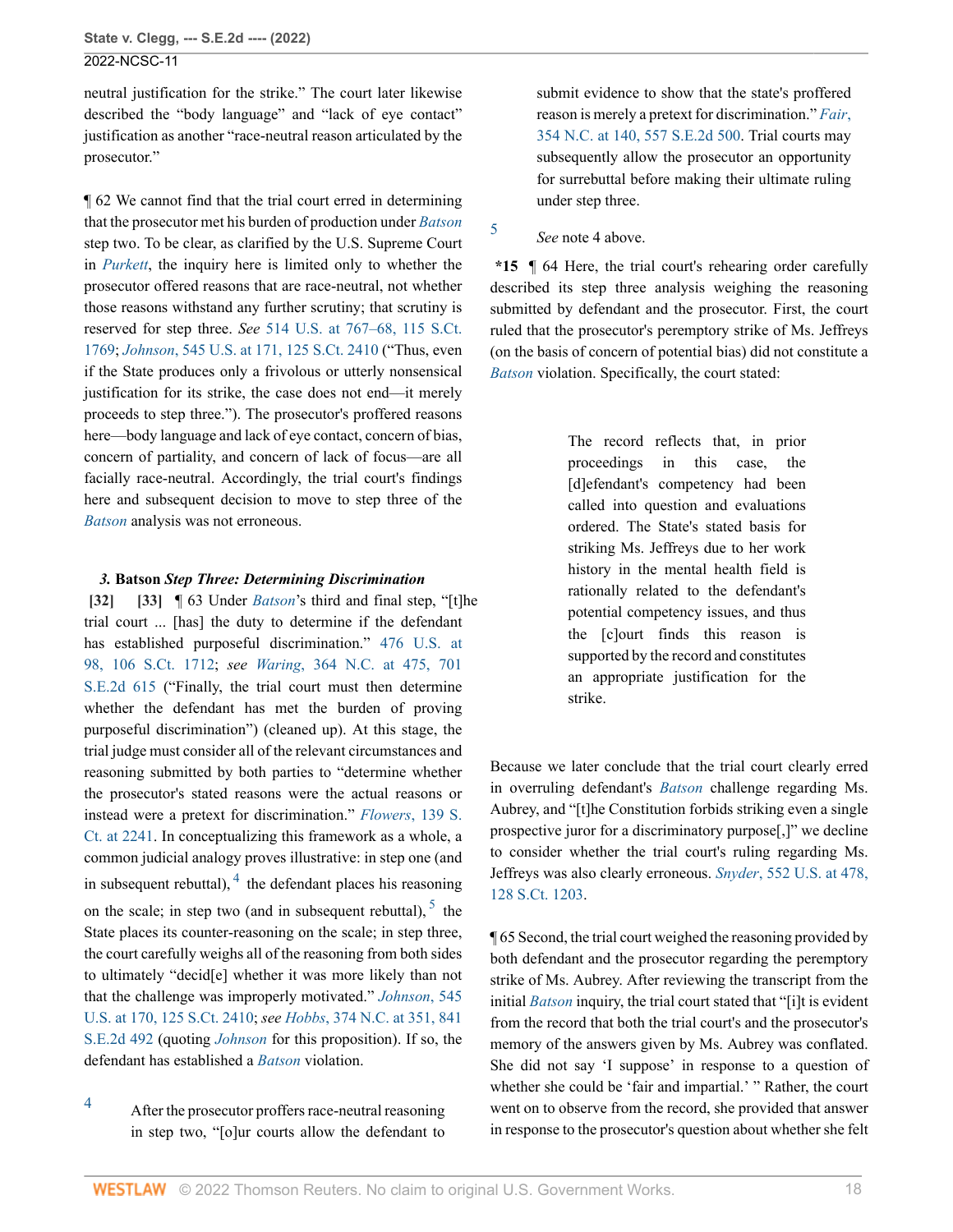neutral justification for the strike." The court later likewise described the "body language" and "lack of eye contact" justification as another "race-neutral reason articulated by the prosecutor."

¶ 62 We cannot find that the trial court erred in determining that the prosecutor met his burden of production under *Batson* step two. To be clear, as clarified by the U.S. Supreme Court in *Purkett*, the inquiry here is limited only to whether the prosecutor offered reasons that are race-neutral, not whether those reasons withstand any further scrutiny; that scrutiny is reserved for step three. *See* 514 U.S. at 767–68, 115 S.Ct. 1769; *Johnson*, 545 U.S. at 171, 125 S.Ct. 2410 ("Thus, even if the State produces only a frivolous or utterly nonsensical justification for its strike, the case does not end—it merely proceeds to step three."). The prosecutor's proffered reasons here—body language and lack of eye contact, concern of bias, concern of partiality, and concern of lack of focus—are all facially race-neutral. Accordingly, the trial court's findings here and subsequent decision to move to step three of the *Batson* analysis was not erroneous.

### 3. Batson *Step Three: Determining Discrimination*

**[32] [33]** ¶ 63 Under *Batson*'s third and final step, "[t]he trial court ... [has] the duty to determine if the defendant has established purposeful discrimination." 476 U.S. at 98, 106 S.Ct. 1712; *see* *Waring*, 364 N.C. at 475, 701 S.E.2d 615 ("Finally, the trial court must then determine whether the defendant has met the burden of proving purposeful discrimination") (cleaned up). At this stage, the trial judge must consider all of the relevant circumstances and reasoning submitted by both parties to "determine whether the prosecutor's stated reasons were the actual reasons or instead were a pretext for discrimination." *Flowers*, 139 S. Ct. at 2241. In conceptualizing this framework as a whole, a common judicial analogy proves illustrative: in step one (and in subsequent rebuttal),[4] the defendant places his reasoning on the scale; in step two (and in subsequent rebuttal),[5] the State places its counter-reasoning on the scale; in step three, the court carefully weighs all of the reasoning from both sides to ultimately "decid[e] whether it was more likely than not that the challenge was improperly motivated." *Johnson*, 545 U.S. at 170, 125 S.Ct. 2410; *see* *Hobbs*, 374 N.C. at 351, 841 S.E.2d 492 (quoting *Johnson* for this proposition). If so, the defendant has established a *Batson* violation.

[4] After the prosecutor proffers race-neutral reasoning in step two, "[o]ur courts allow the defendant to submit evidence to show that the state's proffered reason is merely a pretext for discrimination." *Fair*, 354 N.C. at 140, 557 S.E.2d 500. Trial courts may subsequently allow the prosecutor an opportunity for surrebuttal before making their ultimate ruling under step three.

[5] *See* note 4 above.

**\*15** ¶ 64 Here, the trial court's rehearing order carefully described its step three analysis weighing the reasoning submitted by defendant and the prosecutor. First, the court ruled that the prosecutor's peremptory strike of Ms. Jeffreys (on the basis of concern of potential bias) did not constitute a *Batson* violation. Specifically, the court stated:

> The record reflects that, in prior proceedings in this case, the [d]efendant's competency had been called into question and evaluations ordered. The State's stated basis for striking Ms. Jeffreys due to her work history in the mental health field is rationally related to the defendant's potential competency issues, and thus the [c]ourt finds this reason is supported by the record and constitutes an appropriate justification for the strike.

Because we later conclude that the trial court clearly erred in overruling defendant's *Batson* challenge regarding Ms. Aubrey, and "[t]he Constitution forbids striking even a single prospective juror for a discriminatory purpose[,]" we decline to consider whether the trial court's ruling regarding Ms. Jeffreys was also clearly erroneous. *Snyder*, 552 U.S. at 478, 128 S.Ct. 1203.

¶ 65 Second, the trial court weighed the reasoning provided by both defendant and the prosecutor regarding the peremptory strike of Ms. Aubrey. After reviewing the transcript from the initial *Batson* inquiry, the trial court stated that "[i]t is evident from the record that both the trial court's and the prosecutor's memory of the answers given by Ms. Aubrey was conflated. She did not say 'I suppose' in response to a question of whether she could be 'fair and impartial.' " Rather, the court went on to observe from the record, she provided that answer in response to the prosecutor's question about whether she felt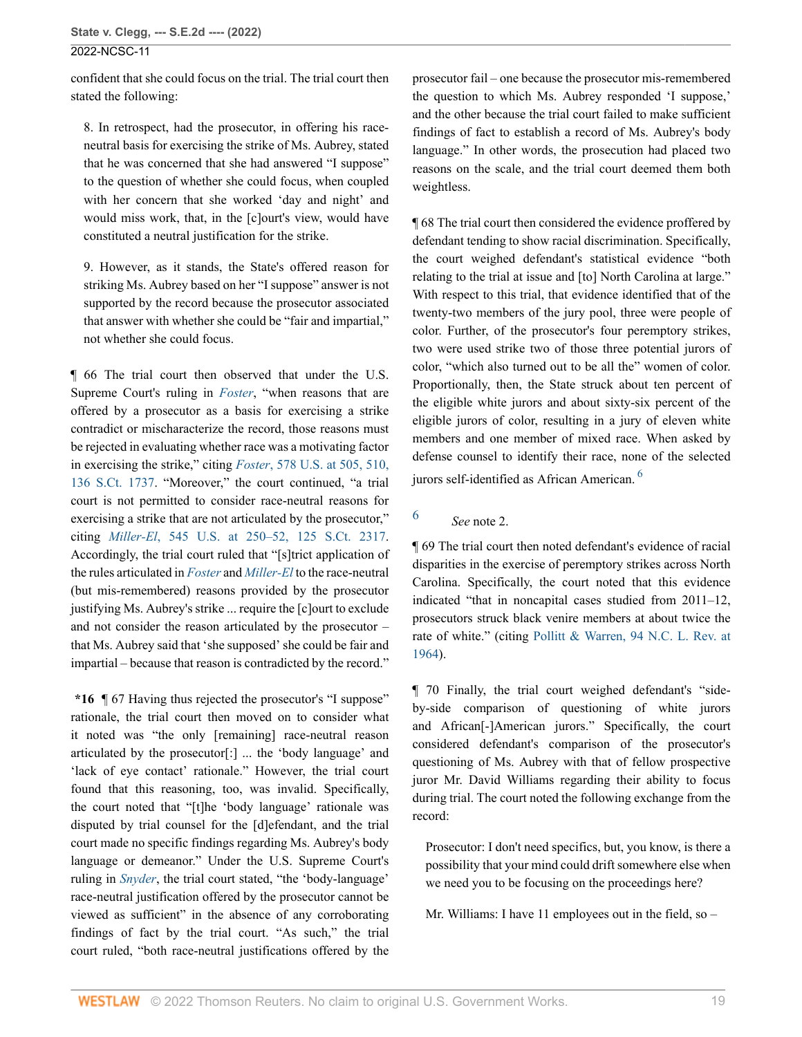confident that she could focus on the trial. The trial court then stated the following:

> 8. In retrospect, had the prosecutor, in offering his race-neutral basis for exercising the strike of Ms. Aubrey, stated that he was concerned that she had answered "I suppose" to the question of whether she could focus, when coupled with her concern that she worked 'day and night' and would miss work, that, in the [c]ourt's view, would have constituted a neutral justification for the strike.
>
> 9. However, as it stands, the State's offered reason for striking Ms. Aubrey based on her "I suppose" answer is not supported by the record because the prosecutor associated that answer with whether she could be "fair and impartial," not whether she could focus.

¶ 66 The trial court then observed that under the U.S. Supreme Court's ruling in *Foster*, "when reasons that are offered by a prosecutor as a basis for exercising a strike contradict or mischaracterize the record, those reasons must be rejected in evaluating whether race was a motivating factor in exercising the strike," citing *Foster*, 578 U.S. at 505, 510, 136 S.Ct. 1737. "Moreover," the court continued, "a trial court is not permitted to consider race-neutral reasons for exercising a strike that are not articulated by the prosecutor," citing *Miller-El*, 545 U.S. at 250–52, 125 S.Ct. 2317. Accordingly, the trial court ruled that "[s]trict application of the rules articulated in *Foster* and *Miller-El* to the race-neutral (but mis-remembered) reasons provided by the prosecutor justifying Ms. Aubrey's strike ... require the [c]ourt to exclude and not consider the reason articulated by the prosecutor – that Ms. Aubrey said that 'she supposed' she could be fair and impartial – because that reason is contradicted by the record."

**\*16** ¶ 67 Having thus rejected the prosecutor's "I suppose" rationale, the trial court then moved on to consider what it noted was "the only [remaining] race-neutral reason articulated by the prosecutor[:] ... the 'body language' and 'lack of eye contact' rationale." However, the trial court found that this reasoning, too, was invalid. Specifically, the court noted that "[t]he 'body language' rationale was disputed by trial counsel for the [d]efendant, and the trial court made no specific findings regarding Ms. Aubrey's body language or demeanor." Under the U.S. Supreme Court's ruling in *Snyder*, the trial court stated, "the 'body-language' race-neutral justification offered by the prosecutor cannot be viewed as sufficient" in the absence of any corroborating findings of fact by the trial court. "As such," the trial court ruled, "both race-neutral justifications offered by the prosecutor fail – one because the prosecutor mis-remembered the question to which Ms. Aubrey responded 'I suppose,' and the other because the trial court failed to make sufficient findings of fact to establish a record of Ms. Aubrey's body language." In other words, the prosecution had placed two reasons on the scale, and the trial court deemed them both weightless.

¶ 68 The trial court then considered the evidence proffered by defendant tending to show racial discrimination. Specifically, the court weighed defendant's statistical evidence "both relating to the trial at issue and [to] North Carolina at large." With respect to this trial, that evidence identified that of the twenty-two members of the jury pool, three were people of color. Further, of the prosecutor's four peremptory strikes, two were used strike two of those three potential jurors of color, "which also turned out to be all the" women of color. Proportionally, then, the State struck about ten percent of the eligible white jurors and about sixty-six percent of the eligible jurors of color, resulting in a jury of eleven white members and one member of mixed race. When asked by defense counsel to identify their race, none of the selected jurors self-identified as African American.[6]

[6] *See* note 2.

¶ 69 The trial court then noted defendant's evidence of racial disparities in the exercise of peremptory strikes across North Carolina. Specifically, the court noted that this evidence indicated "that in noncapital cases studied from 2011–12, prosecutors struck black venire members at about twice the rate of white." (citing Pollitt & Warren, 94 N.C. L. Rev. at 1964).

¶ 70 Finally, the trial court weighed defendant's "side-by-side comparison of questioning of white jurors and African[-]American jurors." Specifically, the court considered defendant's comparison of the prosecutor's questioning of Ms. Aubrey with that of fellow prospective juror Mr. David Williams regarding their ability to focus during trial. The court noted the following exchange from the record:

> Prosecutor: I don't need specifics, but, you know, is there a possibility that your mind could drift somewhere else when we need you to be focusing on the proceedings here?
>
> Mr. Williams: I have 11 employees out in the field, so –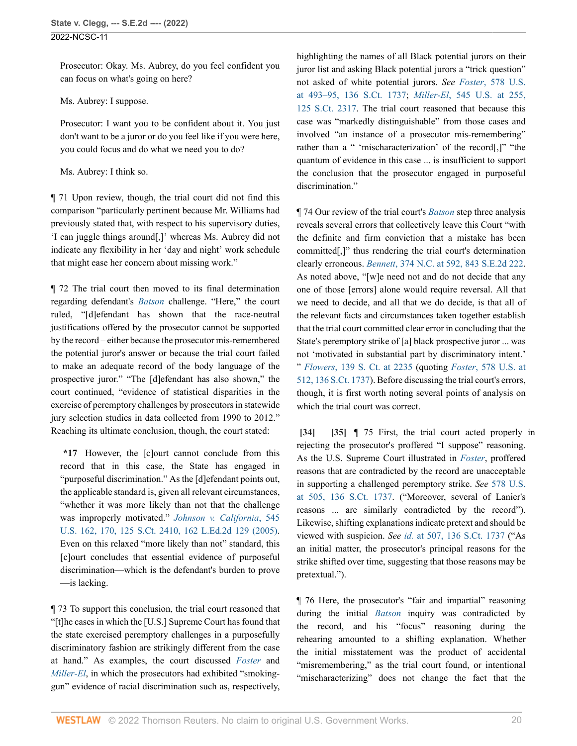Prosecutor: Okay. Ms. Aubrey, do you feel confident you can focus on what's going on here?

Ms. Aubrey: I suppose.

Prosecutor: I want you to be confident about it. You just don't want to be a juror or do you feel like if you were here, you could focus and do what we need you to do?

Ms. Aubrey: I think so.

¶ 71 Upon review, though, the trial court did not find this comparison "particularly pertinent because Mr. Williams had previously stated that, with respect to his supervisory duties, 'I can juggle things around[,]' whereas Ms. Aubrey did not indicate any flexibility in her 'day and night' work schedule that might ease her concern about missing work."

¶ 72 The trial court then moved to its final determination regarding defendant's *Batson* challenge. "Here," the court ruled, "[d]efendant has shown that the race-neutral justifications offered by the prosecutor cannot be supported by the record – either because the prosecutor mis-remembered the potential juror's answer or because the trial court failed to make an adequate record of the body language of the prospective juror." "The [d]efendant has also shown," the court continued, "evidence of statistical disparities in the exercise of peremptory challenges by prosecutors in statewide jury selection studies in data collected from 1990 to 2012." Reaching its ultimate conclusion, though, the court stated:

> **\*17** However, the [c]ourt cannot conclude from this record that in this case, the State has engaged in "purposeful discrimination." As the [d]efendant points out, the applicable standard is, given all relevant circumstances, "whether it was more likely than not that the challenge was improperly motivated." *Johnson v. California*, 545 U.S. 162, 170, 125 S.Ct. 2410, 162 L.Ed.2d 129 (2005). Even on this relaxed "more likely than not" standard, this [c]ourt concludes that essential evidence of purposeful discrimination—which is the defendant's burden to prove—is lacking.

¶ 73 To support this conclusion, the trial court reasoned that "[t]he cases in which the [U.S.] Supreme Court has found that the state exercised peremptory challenges in a purposefully discriminatory fashion are strikingly different from the case at hand." As examples, the court discussed *Foster* and *Miller-El*, in which the prosecutors had exhibited "smoking-gun" evidence of racial discrimination such as, respectively, highlighting the names of all Black potential jurors on their juror list and asking Black potential jurors a "trick question" not asked of white potential jurors. *See* *Foster*, 578 U.S. at 493–95, 136 S.Ct. 1737; *Miller-El*, 545 U.S. at 255, 125 S.Ct. 2317. The trial court reasoned that because this case was "markedly distinguishable" from those cases and involved "an instance of a prosecutor mis-remembering" rather than a " 'mischaracterization' of the record[,]" "the quantum of evidence in this case ... is insufficient to support the conclusion that the prosecutor engaged in purposeful discrimination."

¶ 74 Our review of the trial court's *Batson* step three analysis reveals several errors that collectively leave this Court "with the definite and firm conviction that a mistake has been committed[,]" thus rendering the trial court's determination clearly erroneous. *Bennett*, 374 N.C. at 592, 843 S.E.2d 222. As noted above, "[w]e need not and do not decide that any one of those [errors] alone would require reversal. All that we need to decide, and all that we do decide, is that all of the relevant facts and circumstances taken together establish that the trial court committed clear error in concluding that the State's peremptory strike of [a] black prospective juror ... was not 'motivated in substantial part by discriminatory intent.' " *Flowers*, 139 S. Ct. at 2235 (quoting *Foster*, 578 U.S. at 512, 136 S.Ct. 1737). Before discussing the trial court's errors, though, it is first worth noting several points of analysis on which the trial court was correct.

**[34]** **[35]** ¶ 75 First, the trial court acted properly in rejecting the prosecutor's proffered "I suppose" reasoning. As the U.S. Supreme Court illustrated in *Foster*, proffered reasons that are contradicted by the record are unacceptable in supporting a challenged peremptory strike. *See* 578 U.S. at 505, 136 S.Ct. 1737. ("Moreover, several of Lanier's reasons ... are similarly contradicted by the record"). Likewise, shifting explanations indicate pretext and should be viewed with suspicion. *See* *id.* at 507, 136 S.Ct. 1737 ("As an initial matter, the prosecutor's principal reasons for the strike shifted over time, suggesting that those reasons may be pretextual.").

¶ 76 Here, the prosecutor's "fair and impartial" reasoning during the initial *Batson* inquiry was contradicted by the record, and his "focus" reasoning during the rehearing amounted to a shifting explanation. Whether the initial misstatement was the product of accidental "misremembering," as the trial court found, or intentional "mischaracterizing" does not change the fact that the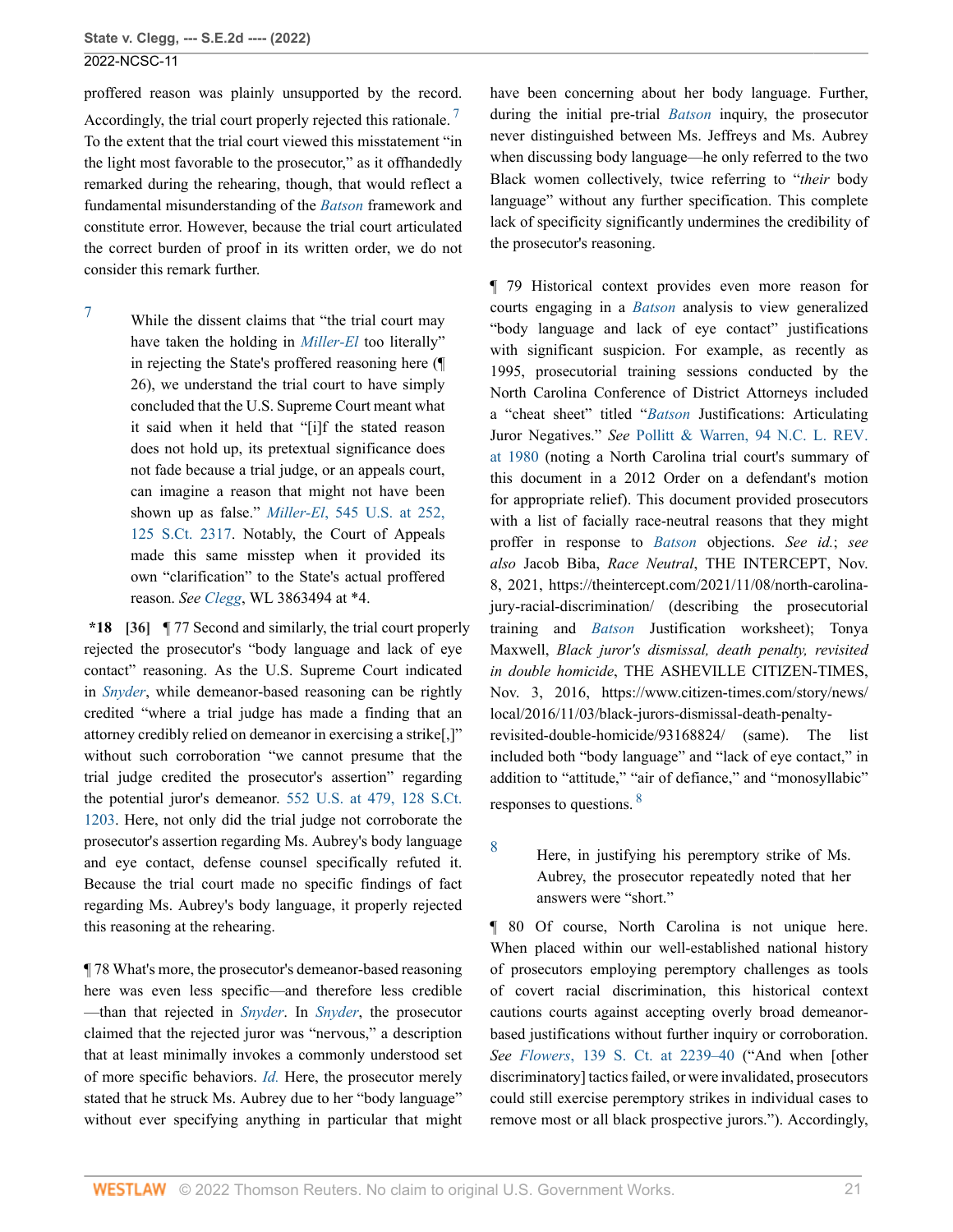proffered reason was plainly unsupported by the record. Accordingly, the trial court properly rejected this rationale.[7] To the extent that the trial court viewed this misstatement "in the light most favorable to the prosecutor," as it offhandedly remarked during the rehearing, though, that would reflect a fundamental misunderstanding of the *Batson* framework and constitute error. However, because the trial court articulated the correct burden of proof in its written order, we do not consider this remark further.

7 While the dissent claims that "the trial court may have taken the holding in *Miller-El* too literally" in rejecting the State's proffered reasoning here (¶ 26), we understand the trial court to have simply concluded that the U.S. Supreme Court meant what it said when it held that "[i]f the stated reason does not hold up, its pretextual significance does not fade because a trial judge, or an appeals court, can imagine a reason that might not have been shown up as false." *Miller-El*, 545 U.S. at 252, 125 S.Ct. 2317. Notably, the Court of Appeals made this same misstep when it provided its own "clarification" to the State's actual proffered reason. *See Clegg*, WL 3863494 at *4.

**\*18 [36]** ¶ 77 Second and similarly, the trial court properly rejected the prosecutor's "body language and lack of eye contact" reasoning. As the U.S. Supreme Court indicated in *Snyder*, while demeanor-based reasoning can be rightly credited "where a trial judge has made a finding that an attorney credibly relied on demeanor in exercising a strike[,]" without such corroboration "we cannot presume that the trial judge credited the prosecutor's assertion" regarding the potential juror's demeanor. 552 U.S. at 479, 128 S.Ct. 1203. Here, not only did the trial judge not corroborate the prosecutor's assertion regarding Ms. Aubrey's body language and eye contact, defense counsel specifically refuted it. Because the trial court made no specific findings of fact regarding Ms. Aubrey's body language, it properly rejected this reasoning at the rehearing.

¶ 78 What's more, the prosecutor's demeanor-based reasoning here was even less specific—and therefore less credible—than that rejected in *Snyder*. In *Snyder*, the prosecutor claimed that the rejected juror was "nervous," a description that at least minimally invokes a commonly understood set of more specific behaviors. *Id.* Here, the prosecutor merely stated that he struck Ms. Aubrey due to her "body language" without ever specifying anything in particular that might have been concerning about her body language. Further, during the initial pre-trial *Batson* inquiry, the prosecutor never distinguished between Ms. Jeffreys and Ms. Aubrey when discussing body language—he only referred to the two Black women collectively, twice referring to "*their* body language" without any further specification. This complete lack of specificity significantly undermines the credibility of the prosecutor's reasoning.

¶ 79 Historical context provides even more reason for courts engaging in a *Batson* analysis to view generalized "body language and lack of eye contact" justifications with significant suspicion. For example, as recently as 1995, prosecutorial training sessions conducted by the North Carolina Conference of District Attorneys included a "cheat sheet" titled "*Batson* Justifications: Articulating Juror Negatives." *See* Pollitt & Warren, 94 N.C. L. REV. at 1980 (noting a North Carolina trial court's summary of this document in a 2012 Order on a defendant's motion for appropriate relief). This document provided prosecutors with a list of facially race-neutral reasons that they might proffer in response to *Batson* objections. *See id.*; *see also* Jacob Biba, *Race Neutral*, THE INTERCEPT, Nov. 8, 2021, https://theintercept.com/2021/11/08/north-carolina-jury-racial-discrimination/ (describing the prosecutorial training and *Batson* Justification worksheet); Tonya Maxwell, *Black juror's dismissal, death penalty, revisited in double homicide*, THE ASHEVILLE CITIZEN-TIMES, Nov. 3, 2016, https://www.citizen-times.com/story/news/local/2016/11/03/black-jurors-dismissal-death-penalty-revisited-double-homicide/93168824/ (same). The list included both "body language" and "lack of eye contact," in addition to "attitude," "air of defiance," and "monosyllabic" responses to questions.[8]

8 Here, in justifying his peremptory strike of Ms. Aubrey, the prosecutor repeatedly noted that her answers were "short."

¶ 80 Of course, North Carolina is not unique here. When placed within our well-established national history of prosecutors employing peremptory challenges as tools of covert racial discrimination, this historical context cautions courts against accepting overly broad demeanor-based justifications without further inquiry or corroboration. *See Flowers*, 139 S. Ct. at 2239–40 ("And when [other discriminatory] tactics failed, or were invalidated, prosecutors could still exercise peremptory strikes in individual cases to remove most or all black prospective jurors."). Accordingly,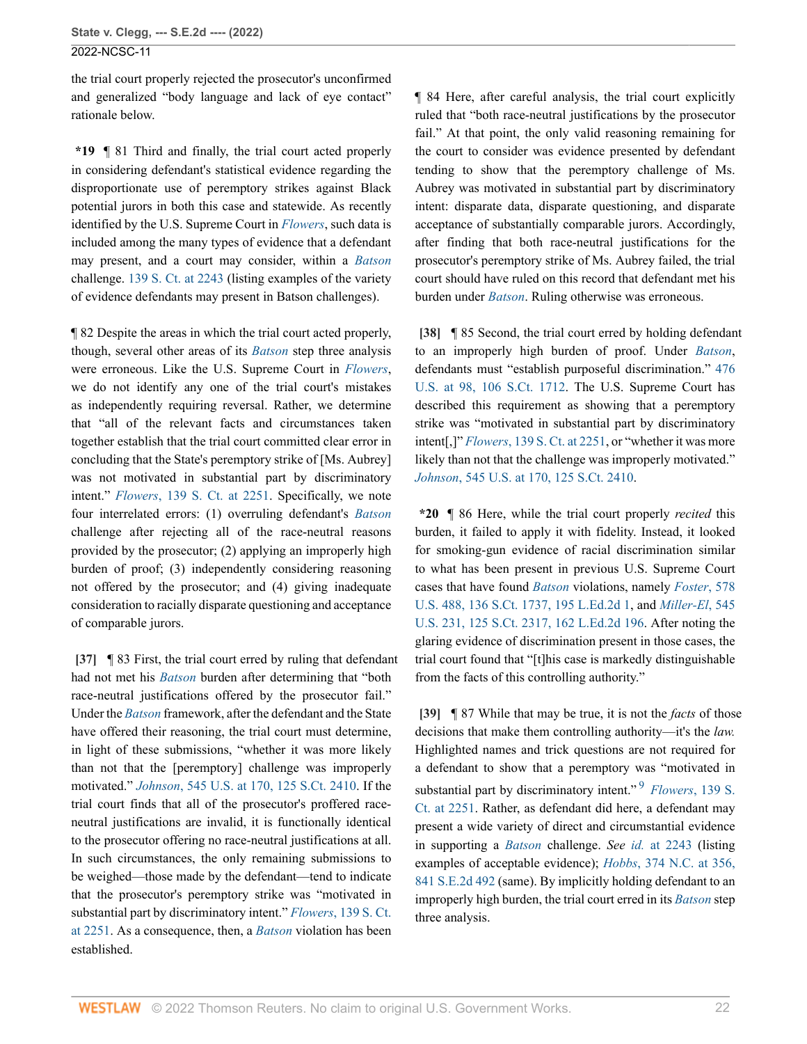the trial court properly rejected the prosecutor's unconfirmed and generalized "body language and lack of eye contact" rationale below.

**\*19** ¶ 81 Third and finally, the trial court acted properly in considering defendant's statistical evidence regarding the disproportionate use of peremptory strikes against Black potential jurors in both this case and statewide. As recently identified by the U.S. Supreme Court in *Flowers*, such data is included among the many types of evidence that a defendant may present, and a court may consider, within a *Batson* challenge. 139 S. Ct. at 2243 (listing examples of the variety of evidence defendants may present in Batson challenges).

¶ 82 Despite the areas in which the trial court acted properly, though, several other areas of its *Batson* step three analysis were erroneous. Like the U.S. Supreme Court in *Flowers*, we do not identify any one of the trial court's mistakes as independently requiring reversal. Rather, we determine that "all of the relevant facts and circumstances taken together establish that the trial court committed clear error in concluding that the State's peremptory strike of [Ms. Aubrey] was not motivated in substantial part by discriminatory intent." *Flowers*, 139 S. Ct. at 2251. Specifically, we note four interrelated errors: (1) overruling defendant's *Batson* challenge after rejecting all of the race-neutral reasons provided by the prosecutor; (2) applying an improperly high burden of proof; (3) independently considering reasoning not offered by the prosecutor; and (4) giving inadequate consideration to racially disparate questioning and acceptance of comparable jurors.

**[37]** ¶ 83 First, the trial court erred by ruling that defendant had not met his *Batson* burden after determining that "both race-neutral justifications offered by the prosecutor fail." Under the *Batson* framework, after the defendant and the State have offered their reasoning, the trial court must determine, in light of these submissions, "whether it was more likely than not that the [peremptory] challenge was improperly motivated." *Johnson*, 545 U.S. at 170, 125 S.Ct. 2410. If the trial court finds that all of the prosecutor's proffered race-neutral justifications are invalid, it is functionally identical to the prosecutor offering no race-neutral justifications at all. In such circumstances, the only remaining submissions to be weighed—those made by the defendant—tend to indicate that the prosecutor's peremptory strike was "motivated in substantial part by discriminatory intent." *Flowers*, 139 S. Ct. at 2251. As a consequence, then, a *Batson* violation has been established.

¶ 84 Here, after careful analysis, the trial court explicitly ruled that "both race-neutral justifications by the prosecutor fail." At that point, the only valid reasoning remaining for the court to consider was evidence presented by defendant tending to show that the peremptory challenge of Ms. Aubrey was motivated in substantial part by discriminatory intent: disparate data, disparate questioning, and disparate acceptance of substantially comparable jurors. Accordingly, after finding that both race-neutral justifications for the prosecutor's peremptory strike of Ms. Aubrey failed, the trial court should have ruled on this record that defendant met his burden under *Batson*. Ruling otherwise was erroneous.

**[38]** ¶ 85 Second, the trial court erred by holding defendant to an improperly high burden of proof. Under *Batson*, defendants must "establish purposeful discrimination." 476 U.S. at 98, 106 S.Ct. 1712. The U.S. Supreme Court has described this requirement as showing that a peremptory strike was "motivated in substantial part by discriminatory intent[,]" *Flowers*, 139 S. Ct. at 2251, or "whether it was more likely than not that the challenge was improperly motivated." *Johnson*, 545 U.S. at 170, 125 S.Ct. 2410.

**\*20** ¶ 86 Here, while the trial court properly *recited* this burden, it failed to apply it with fidelity. Instead, it looked for smoking-gun evidence of racial discrimination similar to what has been present in previous U.S. Supreme Court cases that have found *Batson* violations, namely *Foster*, 578 U.S. 488, 136 S.Ct. 1737, 195 L.Ed.2d 1, and *Miller-El*, 545 U.S. 231, 125 S.Ct. 2317, 162 L.Ed.2d 196. After noting the glaring evidence of discrimination present in those cases, the trial court found that "[t]his case is markedly distinguishable from the facts of this controlling authority."

**[39]** ¶ 87 While that may be true, it is not the *facts* of those decisions that make them controlling authority—it's the *law.* Highlighted names and trick questions are not required for a defendant to show that a peremptory was "motivated in substantial part by discriminatory intent."[9] *Flowers*, 139 S. Ct. at 2251. Rather, as defendant did here, a defendant may present a wide variety of direct and circumstantial evidence in supporting a *Batson* challenge. *See id.* at 2243 (listing examples of acceptable evidence); *Hobbs*, 374 N.C. at 356, 841 S.E.2d 492 (same). By implicitly holding defendant to an improperly high burden, the trial court erred in its *Batson* step three analysis.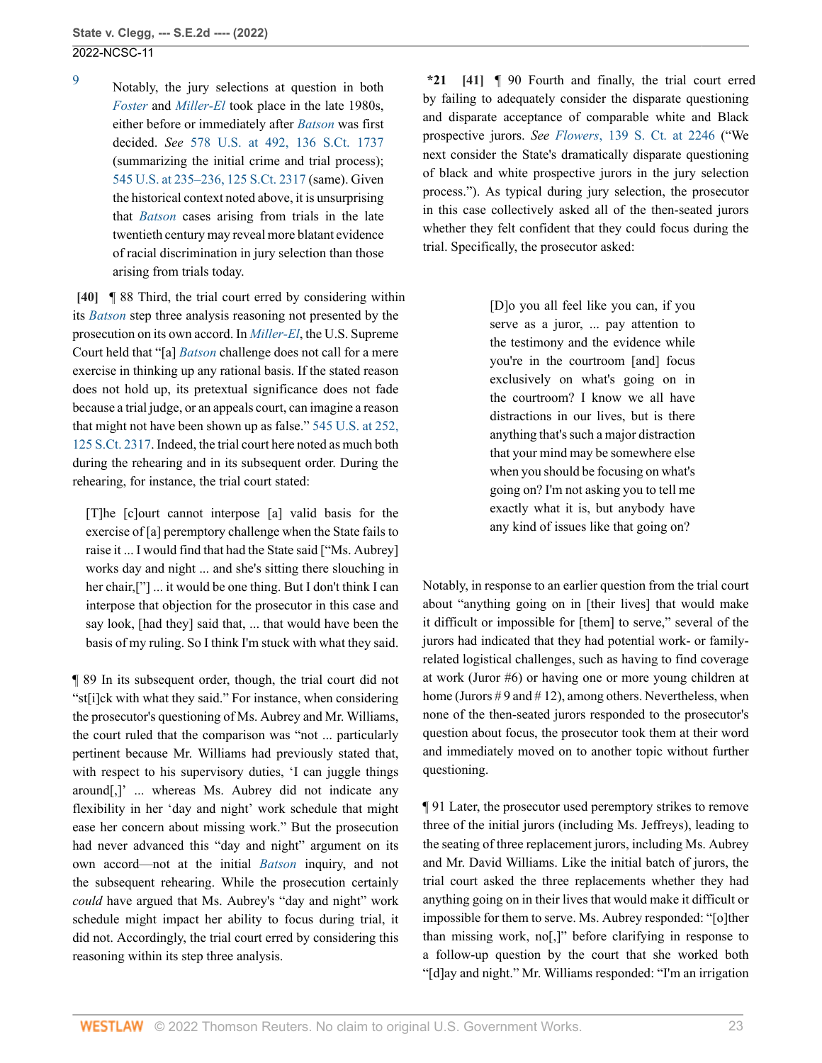9 Notably, the jury selections at question in both *Foster* and *Miller-El* took place in the late 1980s, either before or immediately after *Batson* was first decided. *See* 578 U.S. at 492, 136 S.Ct. 1737 (summarizing the initial crime and trial process); 545 U.S. at 235–236, 125 S.Ct. 2317 (same). Given the historical context noted above, it is unsurprising that *Batson* cases arising from trials in the late twentieth century may reveal more blatant evidence of racial discrimination in jury selection than those arising from trials today.

**[40]** ¶ 88 Third, the trial court erred by considering within its *Batson* step three analysis reasoning not presented by the prosecution on its own accord. In *Miller-El*, the U.S. Supreme Court held that "[a] *Batson* challenge does not call for a mere exercise in thinking up any rational basis. If the stated reason does not hold up, its pretextual significance does not fade because a trial judge, or an appeals court, can imagine a reason that might not have been shown up as false." 545 U.S. at 252, 125 S.Ct. 2317. Indeed, the trial court here noted as much both during the rehearing and in its subsequent order. During the rehearing, for instance, the trial court stated:

> [T]he [c]ourt cannot interpose [a] valid basis for the exercise of [a] peremptory challenge when the State fails to raise it ... I would find that had the State said ["Ms. Aubrey] works day and night ... and she's sitting there slouching in her chair,["] ... it would be one thing. But I don't think I can interpose that objection for the prosecutor in this case and say look, [had they] said that, ... that would have been the basis of my ruling. So I think I'm stuck with what they said.

¶ 89 In its subsequent order, though, the trial court did not "st[i]ck with what they said." For instance, when considering the prosecutor's questioning of Ms. Aubrey and Mr. Williams, the court ruled that the comparison was "not ... particularly pertinent because Mr. Williams had previously stated that, with respect to his supervisory duties, 'I can juggle things around[,]' ... whereas Ms. Aubrey did not indicate any flexibility in her 'day and night' work schedule that might ease her concern about missing work." But the prosecution had never advanced this "day and night" argument on its own accord—not at the initial *Batson* inquiry, and not the subsequent rehearing. While the prosecution certainly *could* have argued that Ms. Aubrey's "day and night" work schedule might impact her ability to focus during trial, it did not. Accordingly, the trial court erred by considering this reasoning within its step three analysis.

**\*21** **[41]** ¶ 90 Fourth and finally, the trial court erred by failing to adequately consider the disparate questioning and disparate acceptance of comparable white and Black prospective jurors. *See Flowers*, 139 S. Ct. at 2246 ("We next consider the State's dramatically disparate questioning of black and white prospective jurors in the jury selection process."). As typical during jury selection, the prosecutor in this case collectively asked all of the then-seated jurors whether they felt confident that they could focus during the trial. Specifically, the prosecutor asked:

> [D]o you all feel like you can, if you serve as a juror, ... pay attention to the testimony and the evidence while you're in the courtroom [and] focus exclusively on what's going on in the courtroom? I know we all have distractions in our lives, but is there anything that's such a major distraction that your mind may be somewhere else when you should be focusing on what's going on? I'm not asking you to tell me exactly what it is, but anybody have any kind of issues like that going on?

Notably, in response to an earlier question from the trial court about "anything going on in [their lives] that would make it difficult or impossible for [them] to serve," several of the jurors had indicated that they had potential work- or family-related logistical challenges, such as having to find coverage at work (Juror #6) or having one or more young children at home (Jurors # 9 and # 12), among others. Nevertheless, when none of the then-seated jurors responded to the prosecutor's question about focus, the prosecutor took them at their word and immediately moved on to another topic without further questioning.

¶ 91 Later, the prosecutor used peremptory strikes to remove three of the initial jurors (including Ms. Jeffreys), leading to the seating of three replacement jurors, including Ms. Aubrey and Mr. David Williams. Like the initial batch of jurors, the trial court asked the three replacements whether they had anything going on in their lives that would make it difficult or impossible for them to serve. Ms. Aubrey responded: "[o]ther than missing work, no[,]" before clarifying in response to a follow-up question by the court that she worked both "[d]ay and night." Mr. Williams responded: "I'm an irrigation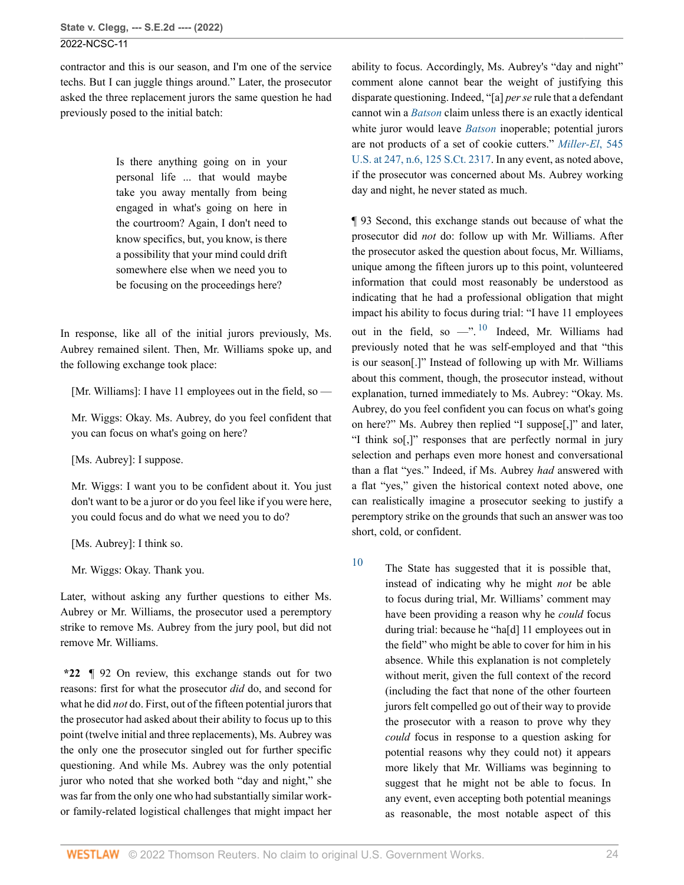contractor and this is our season, and I'm one of the service techs. But I can juggle things around." Later, the prosecutor asked the three replacement jurors the same question he had previously posed to the initial batch:

> Is there anything going on in your personal life ... that would maybe take you away mentally from being engaged in what's going on here in the courtroom? Again, I don't need to know specifics, but, you know, is there a possibility that your mind could drift somewhere else when we need you to be focusing on the proceedings here?

In response, like all of the initial jurors previously, Ms. Aubrey remained silent. Then, Mr. Williams spoke up, and the following exchange took place:

[Mr. Williams]: I have 11 employees out in the field, so —

Mr. Wiggs: Okay. Ms. Aubrey, do you feel confident that you can focus on what's going on here?

[Ms. Aubrey]: I suppose.

Mr. Wiggs: I want you to be confident about it. You just don't want to be a juror or do you feel like if you were here, you could focus and do what we need you to do?

[Ms. Aubrey]: I think so.

Mr. Wiggs: Okay. Thank you.

Later, without asking any further questions to either Ms. Aubrey or Mr. Williams, the prosecutor used a peremptory strike to remove Ms. Aubrey from the jury pool, but did not remove Mr. Williams.

**\*22** ¶ 92 On review, this exchange stands out for two reasons: first for what the prosecutor *did* do, and second for what he did *not* do. First, out of the fifteen potential jurors that the prosecutor had asked about their ability to focus up to this point (twelve initial and three replacements), Ms. Aubrey was the only one the prosecutor singled out for further specific questioning. And while Ms. Aubrey was the only potential juror who noted that she worked both "day and night," she was far from the only one who had substantially similar work- or family-related logistical challenges that might impact her ability to focus. Accordingly, Ms. Aubrey's "day and night" comment alone cannot bear the weight of justifying this disparate questioning. Indeed, "[a] *per se* rule that a defendant cannot win a *Batson* claim unless there is an exactly identical white juror would leave *Batson* inoperable; potential jurors are not products of a set of cookie cutters." *Miller-El*, 545 U.S. at 247, n.6, 125 S.Ct. 2317. In any event, as noted above, if the prosecutor was concerned about Ms. Aubrey working day and night, he never stated as much.

¶ 93 Second, this exchange stands out because of what the prosecutor did *not* do: follow up with Mr. Williams. After the prosecutor asked the question about focus, Mr. Williams, unique among the fifteen jurors up to this point, volunteered information that could most reasonably be understood as indicating that he had a professional obligation that might impact his ability to focus during trial: "I have 11 employees out in the field, so —".[10] Indeed, Mr. Williams had previously noted that he was self-employed and that "this is our season[.]" Instead of following up with Mr. Williams about this comment, though, the prosecutor instead, without explanation, turned immediately to Ms. Aubrey: "Okay. Ms. Aubrey, do you feel confident you can focus on what's going on here?" Ms. Aubrey then replied "I suppose[,]" and later, "I think so[,]" responses that are perfectly normal in jury selection and perhaps even more honest and conversational than a flat "yes." Indeed, if Ms. Aubrey *had* answered with a flat "yes," given the historical context noted above, one can realistically imagine a prosecutor seeking to justify a peremptory strike on the grounds that such an answer was too short, cold, or confident.

[10] The State has suggested that it is possible that, instead of indicating why he might *not* be able to focus during trial, Mr. Williams' comment may have been providing a reason why he *could* focus during trial: because he "ha[d] 11 employees out in the field" who might be able to cover for him in his absence. While this explanation is not completely without merit, given the full context of the record (including the fact that none of the other fourteen jurors felt compelled go out of their way to provide the prosecutor with a reason to prove why they *could* focus in response to a question asking for potential reasons why they could not) it appears more likely that Mr. Williams was beginning to suggest that he might not be able to focus. In any event, even accepting both potential meanings as reasonable, the most notable aspect of this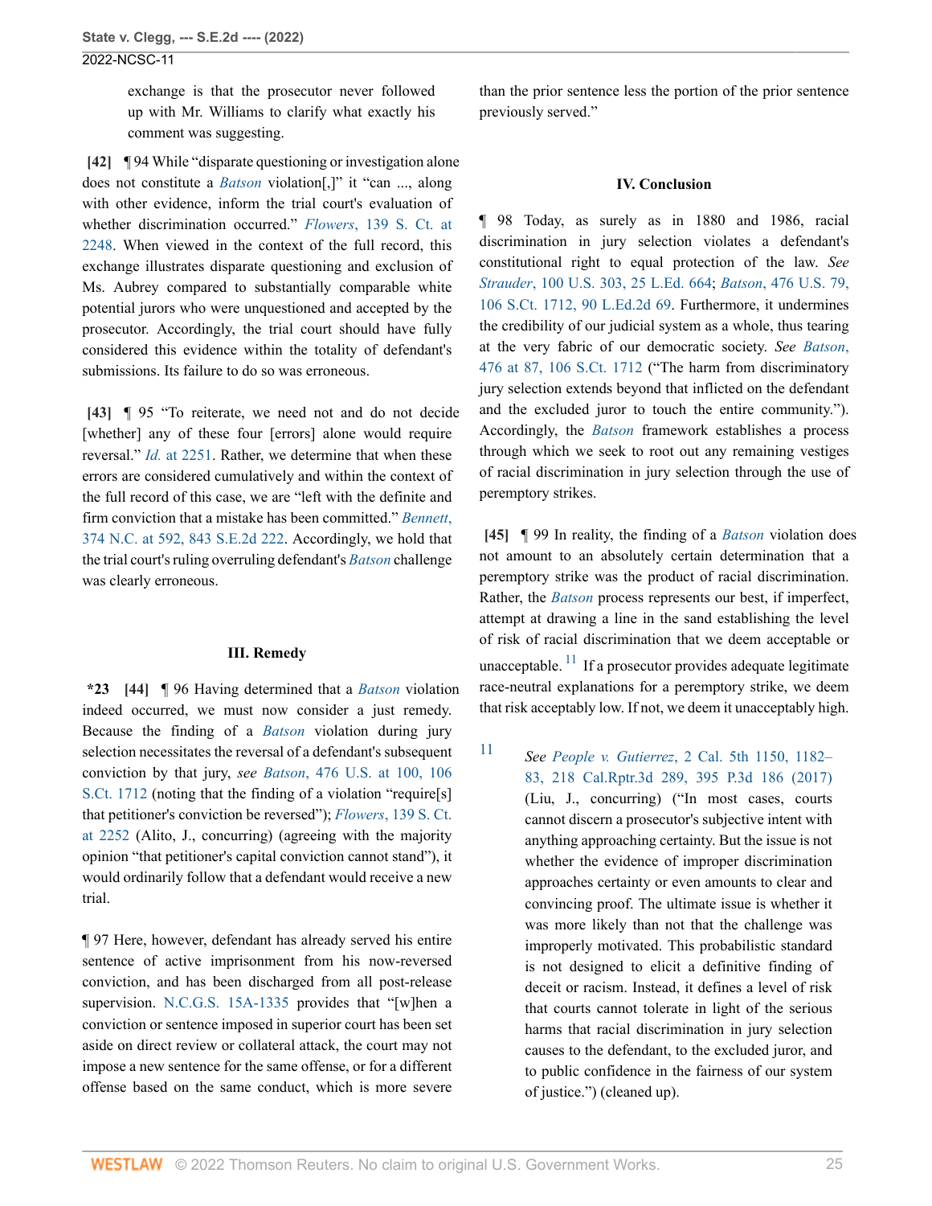exchange is that the prosecutor never followed up with Mr. Williams to clarify what exactly his comment was suggesting.

**[42]** ¶ 94 While "disparate questioning or investigation alone does not constitute a *Batson* violation[,]" it "can ..., along with other evidence, inform the trial court's evaluation of whether discrimination occurred." *Flowers*, 139 S. Ct. at 2248. When viewed in the context of the full record, this exchange illustrates disparate questioning and exclusion of Ms. Aubrey compared to substantially comparable white potential jurors who were unquestioned and accepted by the prosecutor. Accordingly, the trial court should have fully considered this evidence within the totality of defendant's submissions. Its failure to do so was erroneous.

**[43]** ¶ 95 "To reiterate, we need not and do not decide [whether] any of these four [errors] alone would require reversal." *Id.* at 2251. Rather, we determine that when these errors are considered cumulatively and within the context of the full record of this case, we are "left with the definite and firm conviction that a mistake has been committed." *Bennett*, 374 N.C. at 592, 843 S.E.2d 222. Accordingly, we hold that the trial court's ruling overruling defendant's *Batson* challenge was clearly erroneous.

### III. Remedy

**\*23** **[44]** ¶ 96 Having determined that a *Batson* violation indeed occurred, we must now consider a just remedy. Because the finding of a *Batson* violation during jury selection necessitates the reversal of a defendant's subsequent conviction by that jury, *see Batson*, 476 U.S. at 100, 106 S.Ct. 1712 (noting that the finding of a violation "require[s] that petitioner's conviction be reversed"); *Flowers*, 139 S. Ct. at 2252 (Alito, J., concurring) (agreeing with the majority opinion "that petitioner's capital conviction cannot stand"), it would ordinarily follow that a defendant would receive a new trial.

¶ 97 Here, however, defendant has already served his entire sentence of active imprisonment from his now-reversed conviction, and has been discharged from all post-release supervision. N.C.G.S. 15A-1335 provides that "[w]hen a conviction or sentence imposed in superior court has been set aside on direct review or collateral attack, the court may not impose a new sentence for the same offense, or for a different offense based on the same conduct, which is more severe than the prior sentence less the portion of the prior sentence previously served."

### IV. Conclusion

¶ 98 Today, as surely as in 1880 and 1986, racial discrimination in jury selection violates a defendant's constitutional right to equal protection of the law. *See Strauder*, 100 U.S. 303, 25 L.Ed. 664; *Batson*, 476 U.S. 79, 106 S.Ct. 1712, 90 L.Ed.2d 69. Furthermore, it undermines the credibility of our judicial system as a whole, thus tearing at the very fabric of our democratic society. *See Batson*, 476 at 87, 106 S.Ct. 1712 ("The harm from discriminatory jury selection extends beyond that inflicted on the defendant and the excluded juror to touch the entire community."). Accordingly, the *Batson* framework establishes a process through which we seek to root out any remaining vestiges of racial discrimination in jury selection through the use of peremptory strikes.

**[45]** ¶ 99 In reality, the finding of a *Batson* violation does not amount to an absolutely certain determination that a peremptory strike was the product of racial discrimination. Rather, the *Batson* process represents our best, if imperfect, attempt at drawing a line in the sand establishing the level of risk of racial discrimination that we deem acceptable or unacceptable.[11] If a prosecutor provides adequate legitimate race-neutral explanations for a peremptory strike, we deem that risk acceptably low. If not, we deem it unacceptably high.

[11] *See People v. Gutierrez*, 2 Cal. 5th 1150, 1182–83, 218 Cal.Rptr.3d 289, 395 P.3d 186 (2017) (Liu, J., concurring) ("In most cases, courts cannot discern a prosecutor's subjective intent with anything approaching certainty. But the issue is not whether the evidence of improper discrimination approaches certainty or even amounts to clear and convincing proof. The ultimate issue is whether it was more likely than not that the challenge was improperly motivated. This probabilistic standard is not designed to elicit a definitive finding of deceit or racism. Instead, it defines a level of risk that courts cannot tolerate in light of the serious harms that racial discrimination in jury selection causes to the defendant, to the excluded juror, and to public confidence in the fairness of our system of justice.") (cleaned up).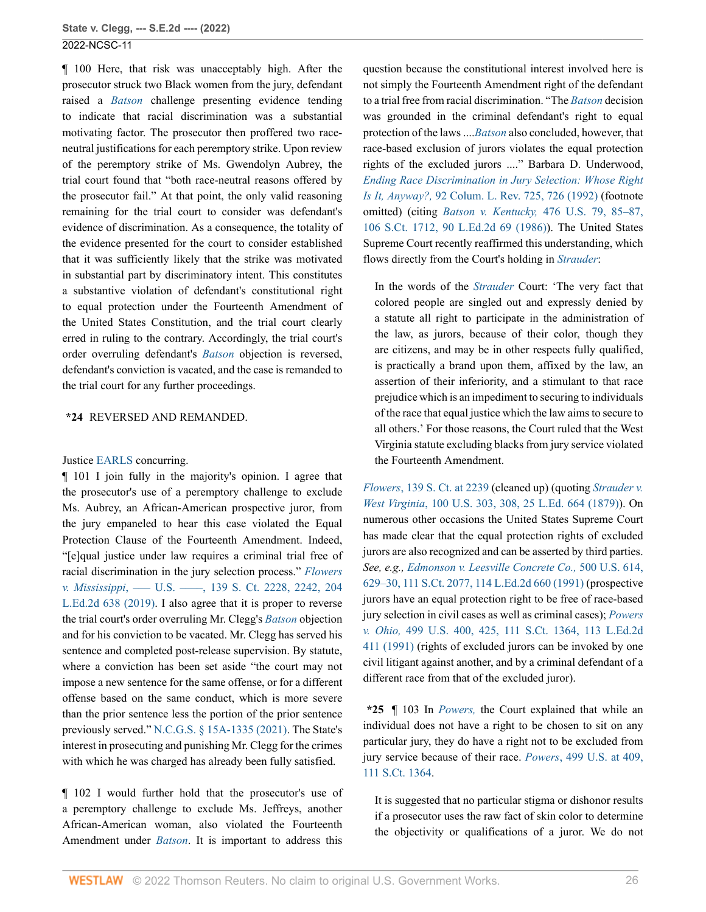¶ 100 Here, that risk was unacceptably high. After the prosecutor struck two Black women from the jury, defendant raised a *Batson* challenge presenting evidence tending to indicate that racial discrimination was a substantial motivating factor. The prosecutor then proffered two race-neutral justifications for each peremptory strike. Upon review of the peremptory strike of Ms. Gwendolyn Aubrey, the trial court found that "both race-neutral reasons offered by the prosecutor fail." At that point, the only valid reasoning remaining for the trial court to consider was defendant's evidence of discrimination. As a consequence, the totality of the evidence presented for the court to consider established that it was sufficiently likely that the strike was motivated in substantial part by discriminatory intent. This constitutes a substantive violation of defendant's constitutional right to equal protection under the Fourteenth Amendment of the United States Constitution, and the trial court clearly erred in ruling to the contrary. Accordingly, the trial court's order overruling defendant's *Batson* objection is reversed, defendant's conviction is vacated, and the case is remanded to the trial court for any further proceedings.

**\*24** REVERSED AND REMANDED.

Justice EARLS concurring.

¶ 101 I join fully in the majority's opinion. I agree that the prosecutor's use of a peremptory challenge to exclude Ms. Aubrey, an African-American prospective juror, from the jury empaneled to hear this case violated the Equal Protection Clause of the Fourteenth Amendment. Indeed, "[e]qual justice under law requires a criminal trial free of racial discrimination in the jury selection process." *Flowers v. Mississippi*, ––– U.S. ––––, 139 S. Ct. 2228, 2242, 204 L.Ed.2d 638 (2019). I also agree that it is proper to reverse the trial court's order overruling Mr. Clegg's *Batson* objection and for his conviction to be vacated. Mr. Clegg has served his sentence and completed post-release supervision. By statute, where a conviction has been set aside "the court may not impose a new sentence for the same offense, or for a different offense based on the same conduct, which is more severe than the prior sentence less the portion of the prior sentence previously served." N.C.G.S. § 15A-1335 (2021). The State's interest in prosecuting and punishing Mr. Clegg for the crimes with which he was charged has already been fully satisfied.

¶ 102 I would further hold that the prosecutor's use of a peremptory challenge to exclude Ms. Jeffreys, another African-American woman, also violated the Fourteenth Amendment under *Batson*. It is important to address this question because the constitutional interest involved here is not simply the Fourteenth Amendment right of the defendant to a trial free from racial discrimination. "The *Batson* decision was grounded in the criminal defendant's right to equal protection of the laws ....*Batson* also concluded, however, that race-based exclusion of jurors violates the equal protection rights of the excluded jurors ...." Barbara D. Underwood, *Ending Race Discrimination in Jury Selection: Whose Right Is It, Anyway?,* 92 Colum. L. Rev. 725, 726 (1992) (footnote omitted) (citing *Batson v. Kentucky,* 476 U.S. 79, 85–87, 106 S.Ct. 1712, 90 L.Ed.2d 69 (1986)). The United States Supreme Court recently reaffirmed this understanding, which flows directly from the Court's holding in *Strauder*:

> In the words of the *Strauder* Court: 'The very fact that colored people are singled out and expressly denied by a statute all right to participate in the administration of the law, as jurors, because of their color, though they are citizens, and may be in other respects fully qualified, is practically a brand upon them, affixed by the law, an assertion of their inferiority, and a stimulant to that race prejudice which is an impediment to securing to individuals of the race that equal justice which the law aims to secure to all others.' For those reasons, the Court ruled that the West Virginia statute excluding blacks from jury service violated the Fourteenth Amendment.

*Flowers*, 139 S. Ct. at 2239 (cleaned up) (quoting *Strauder v. West Virginia*, 100 U.S. 303, 308, 25 L.Ed. 664 (1879)). On numerous other occasions the United States Supreme Court has made clear that the equal protection rights of excluded jurors are also recognized and can be asserted by third parties. *See, e.g., Edmonson v. Leesville Concrete Co.,* 500 U.S. 614, 629–30, 111 S.Ct. 2077, 114 L.Ed.2d 660 (1991) (prospective jurors have an equal protection right to be free of race-based jury selection in civil cases as well as criminal cases); *Powers v. Ohio,* 499 U.S. 400, 425, 111 S.Ct. 1364, 113 L.Ed.2d 411 (1991) (rights of excluded jurors can be invoked by one civil litigant against another, and by a criminal defendant of a different race from that of the excluded juror).

**\*25** ¶ 103 In *Powers,* the Court explained that while an individual does not have a right to be chosen to sit on any particular jury, they do have a right not to be excluded from jury service because of their race. *Powers*, 499 U.S. at 409, 111 S.Ct. 1364.

> It is suggested that no particular stigma or dishonor results if a prosecutor uses the raw fact of skin color to determine the objectivity or qualifications of a juror. We do not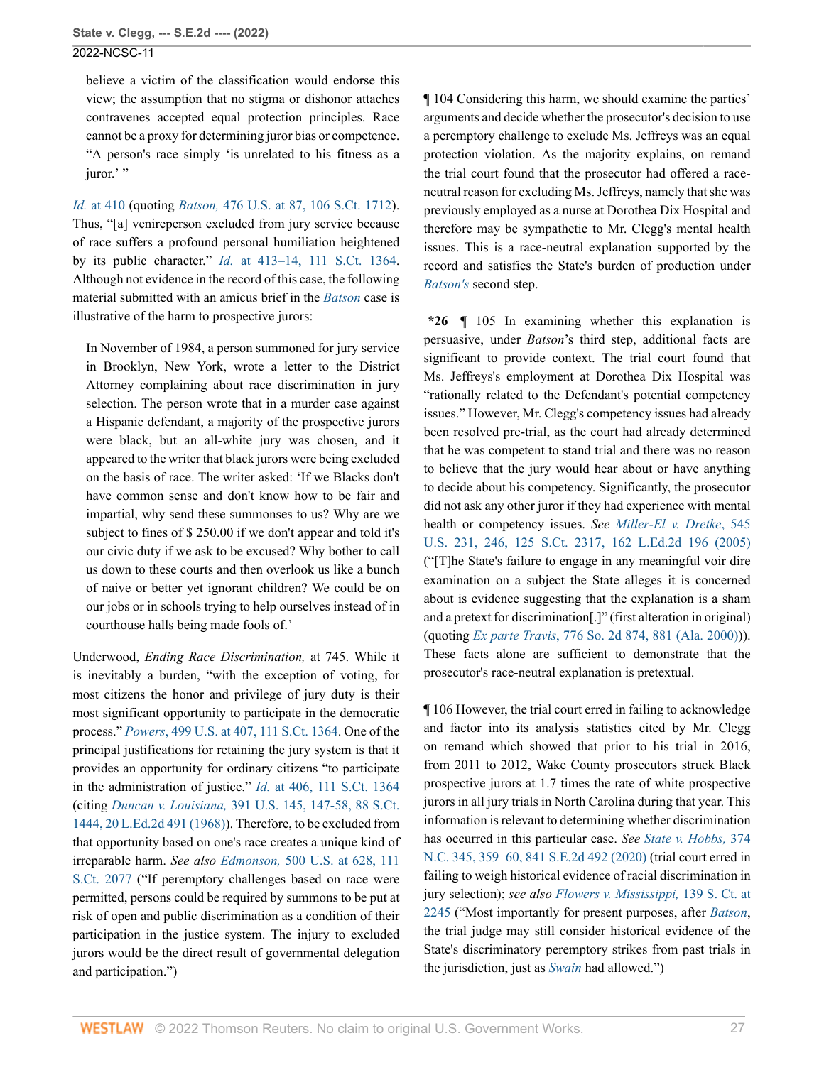believe a victim of the classification would endorse this view; the assumption that no stigma or dishonor attaches contravenes accepted equal protection principles. Race cannot be a proxy for determining juror bias or competence. "A person's race simply 'is unrelated to his fitness as a juror.' "

*Id.* at 410 (quoting *Batson,* 476 U.S. at 87, 106 S.Ct. 1712). Thus, "[a] venireperson excluded from jury service because of race suffers a profound personal humiliation heightened by its public character." *Id.* at 413–14, 111 S.Ct. 1364. Although not evidence in the record of this case, the following material submitted with an amicus brief in the *Batson* case is illustrative of the harm to prospective jurors:

> In November of 1984, a person summoned for jury service in Brooklyn, New York, wrote a letter to the District Attorney complaining about race discrimination in jury selection. The person wrote that in a murder case against a Hispanic defendant, a majority of the prospective jurors were black, but an all-white jury was chosen, and it appeared to the writer that black jurors were being excluded on the basis of race. The writer asked: 'If we Blacks don't have common sense and don't know how to be fair and impartial, why send these summonses to us? Why are we subject to fines of $ 250.00 if we don't appear and told it's our civic duty if we ask to be excused? Why bother to call us down to these courts and then overlook us like a bunch of naive or better yet ignorant children? We could be on our jobs or in schools trying to help ourselves instead of in courthouse halls being made fools of.'

Underwood, *Ending Race Discrimination,* at 745. While it is inevitably a burden, "with the exception of voting, for most citizens the honor and privilege of jury duty is their most significant opportunity to participate in the democratic process." *Powers*, 499 U.S. at 407, 111 S.Ct. 1364. One of the principal justifications for retaining the jury system is that it provides an opportunity for ordinary citizens "to participate in the administration of justice." *Id.* at 406, 111 S.Ct. 1364 (citing *Duncan v. Louisiana,* 391 U.S. 145, 147-58, 88 S.Ct. 1444, 20 L.Ed.2d 491 (1968)). Therefore, to be excluded from that opportunity based on one's race creates a unique kind of irreparable harm. *See also Edmonson,* 500 U.S. at 628, 111 S.Ct. 2077 ("If peremptory challenges based on race were permitted, persons could be required by summons to be put at risk of open and public discrimination as a condition of their participation in the justice system. The injury to excluded jurors would be the direct result of governmental delegation and participation.")

¶ 104 Considering this harm, we should examine the parties' arguments and decide whether the prosecutor's decision to use a peremptory challenge to exclude Ms. Jeffreys was an equal protection violation. As the majority explains, on remand the trial court found that the prosecutor had offered a race-neutral reason for excluding Ms. Jeffreys, namely that she was previously employed as a nurse at Dorothea Dix Hospital and therefore may be sympathetic to Mr. Clegg's mental health issues. This is a race-neutral explanation supported by the record and satisfies the State's burden of production under *Batson's* second step.

**\*26** ¶ 105 In examining whether this explanation is persuasive, under *Batson*'s third step, additional facts are significant to provide context. The trial court found that Ms. Jeffreys's employment at Dorothea Dix Hospital was "rationally related to the Defendant's potential competency issues." However, Mr. Clegg's competency issues had already been resolved pre-trial, as the court had already determined that he was competent to stand trial and there was no reason to believe that the jury would hear about or have anything to decide about his competency. Significantly, the prosecutor did not ask any other juror if they had experience with mental health or competency issues. *See Miller-El v. Dretke*, 545 U.S. 231, 246, 125 S.Ct. 2317, 162 L.Ed.2d 196 (2005) ("[T]he State's failure to engage in any meaningful voir dire examination on a subject the State alleges it is concerned about is evidence suggesting that the explanation is a sham and a pretext for discrimination[.]" (first alteration in original) (quoting *Ex parte Travis*, 776 So. 2d 874, 881 (Ala. 2000))). These facts alone are sufficient to demonstrate that the prosecutor's race-neutral explanation is pretextual.

¶ 106 However, the trial court erred in failing to acknowledge and factor into its analysis statistics cited by Mr. Clegg on remand which showed that prior to his trial in 2016, from 2011 to 2012, Wake County prosecutors struck Black prospective jurors at 1.7 times the rate of white prospective jurors in all jury trials in North Carolina during that year. This information is relevant to determining whether discrimination has occurred in this particular case. *See State v. Hobbs,* 374 N.C. 345, 359–60, 841 S.E.2d 492 (2020) (trial court erred in failing to weigh historical evidence of racial discrimination in jury selection); *see also Flowers v. Mississippi,* 139 S. Ct. at 2245 ("Most importantly for present purposes, after *Batson*, the trial judge may still consider historical evidence of the State's discriminatory peremptory strikes from past trials in the jurisdiction, just as *Swain* had allowed.")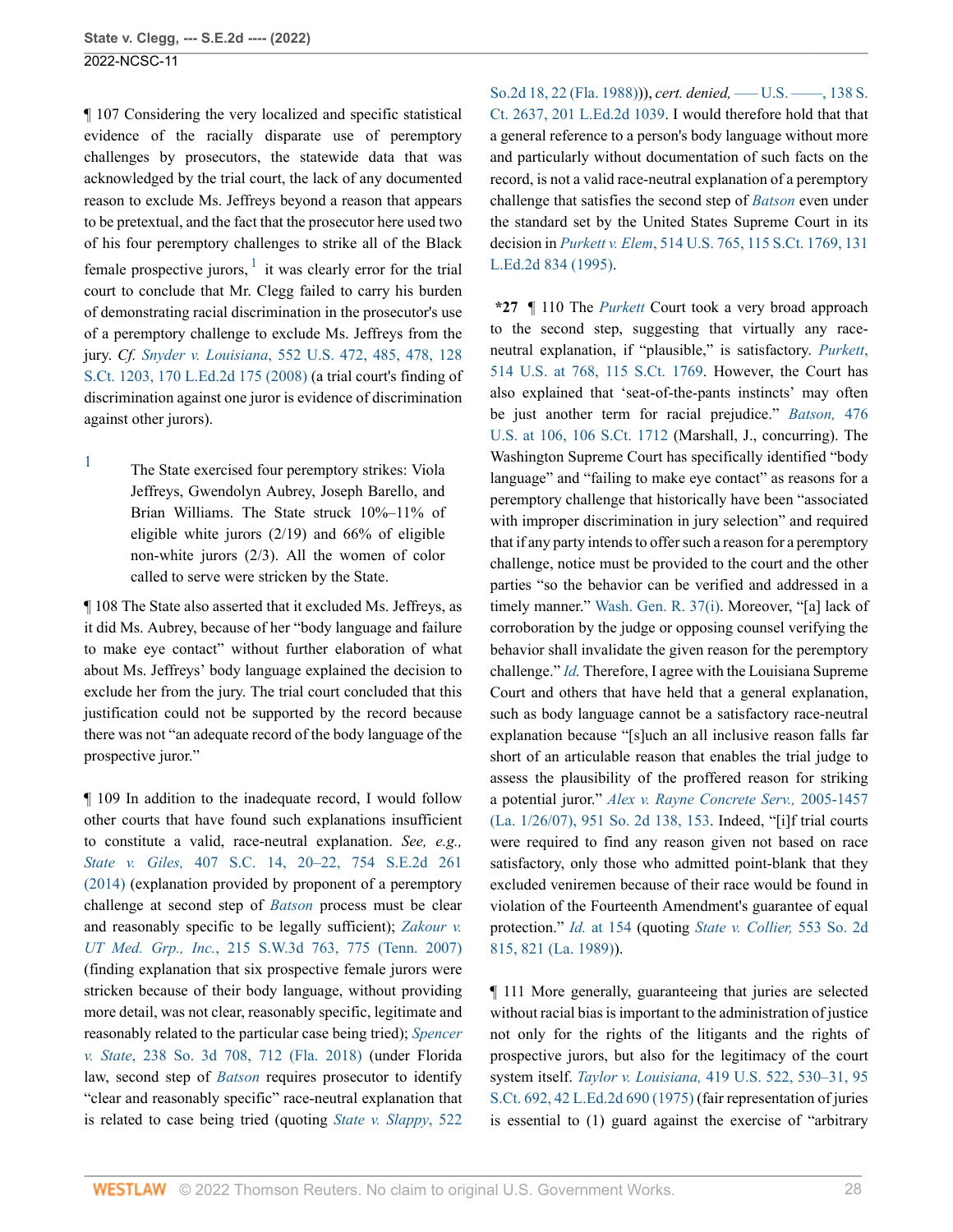¶ 107 Considering the very localized and specific statistical evidence of the racially disparate use of peremptory challenges by prosecutors, the statewide data that was acknowledged by the trial court, the lack of any documented reason to exclude Ms. Jeffreys beyond a reason that appears to be pretextual, and the fact that the prosecutor here used two of his four peremptory challenges to strike all of the Black female prospective jurors, [1] it was clearly error for the trial court to conclude that Mr. Clegg failed to carry his burden of demonstrating racial discrimination in the prosecutor's use of a peremptory challenge to exclude Ms. Jeffreys from the jury. *Cf. Snyder v. Louisiana*, 552 U.S. 472, 485, 478, 128 S.Ct. 1203, 170 L.Ed.2d 175 (2008) (a trial court's finding of discrimination against one juror is evidence of discrimination against other jurors).

[1] The State exercised four peremptory strikes: Viola Jeffreys, Gwendolyn Aubrey, Joseph Barello, and Brian Williams. The State struck 10%–11% of eligible white jurors (2/19) and 66% of eligible non-white jurors (2/3). All the women of color called to serve were stricken by the State.

¶ 108 The State also asserted that it excluded Ms. Jeffreys, as it did Ms. Aubrey, because of her "body language and failure to make eye contact" without further elaboration of what about Ms. Jeffreys' body language explained the decision to exclude her from the jury. The trial court concluded that this justification could not be supported by the record because there was not "an adequate record of the body language of the prospective juror."

¶ 109 In addition to the inadequate record, I would follow other courts that have found such explanations insufficient to constitute a valid, race-neutral explanation. *See, e.g., State v. Giles,* 407 S.C. 14, 20–22, 754 S.E.2d 261 (2014) (explanation provided by proponent of a peremptory challenge at second step of *Batson* process must be clear and reasonably specific to be legally sufficient); *Zakour v. UT Med. Grp., Inc.*, 215 S.W.3d 763, 775 (Tenn. 2007) (finding explanation that six prospective female jurors were stricken because of their body language, without providing more detail, was not clear, reasonably specific, legitimate and reasonably related to the particular case being tried); *Spencer v. State*, 238 So. 3d 708, 712 (Fla. 2018) (under Florida law, second step of *Batson* requires prosecutor to identify "clear and reasonably specific" race-neutral explanation that is related to case being tried (quoting *State v. Slappy*, 522 So.2d 18, 22 (Fla. 1988))), *cert. denied,* ––– U.S. ––––, 138 S. Ct. 2637, 201 L.Ed.2d 1039. I would therefore hold that that a general reference to a person's body language without more and particularly without documentation of such facts on the record, is not a valid race-neutral explanation of a peremptory challenge that satisfies the second step of *Batson* even under the standard set by the United States Supreme Court in its decision in *Purkett v. Elem*, 514 U.S. 765, 115 S.Ct. 1769, 131 L.Ed.2d 834 (1995).

**\*27** ¶ 110 The *Purkett* Court took a very broad approach to the second step, suggesting that virtually any race-neutral explanation, if "plausible," is satisfactory. *Purkett*, 514 U.S. at 768, 115 S.Ct. 1769. However, the Court has also explained that 'seat-of-the-pants instincts' may often be just another term for racial prejudice." *Batson,* 476 U.S. at 106, 106 S.Ct. 1712 (Marshall, J., concurring). The Washington Supreme Court has specifically identified "body language" and "failing to make eye contact" as reasons for a peremptory challenge that historically have been "associated with improper discrimination in jury selection" and required that if any party intends to offer such a reason for a peremptory challenge, notice must be provided to the court and the other parties "so the behavior can be verified and addressed in a timely manner." Wash. Gen. R. 37(i). Moreover, "[a] lack of corroboration by the judge or opposing counsel verifying the behavior shall invalidate the given reason for the peremptory challenge." *Id.* Therefore, I agree with the Louisiana Supreme Court and others that have held that a general explanation, such as body language cannot be a satisfactory race-neutral explanation because "[s]uch an all inclusive reason falls far short of an articulable reason that enables the trial judge to assess the plausibility of the proffered reason for striking a potential juror." *Alex v. Rayne Concrete Serv.,* 2005-1457 (La. 1/26/07), 951 So. 2d 138, 153. Indeed, "[i]f trial courts were required to find any reason given not based on race satisfactory, only those who admitted point-blank that they excluded veniremen because of their race would be found in violation of the Fourteenth Amendment's guarantee of equal protection." *Id.* at 154 (quoting *State v. Collier,* 553 So. 2d 815, 821 (La. 1989)).

¶ 111 More generally, guaranteeing that juries are selected without racial bias is important to the administration of justice not only for the rights of the litigants and the rights of prospective jurors, but also for the legitimacy of the court system itself. *Taylor v. Louisiana,* 419 U.S. 522, 530–31, 95 S.Ct. 692, 42 L.Ed.2d 690 (1975) (fair representation of juries is essential to (1) guard against the exercise of "arbitrary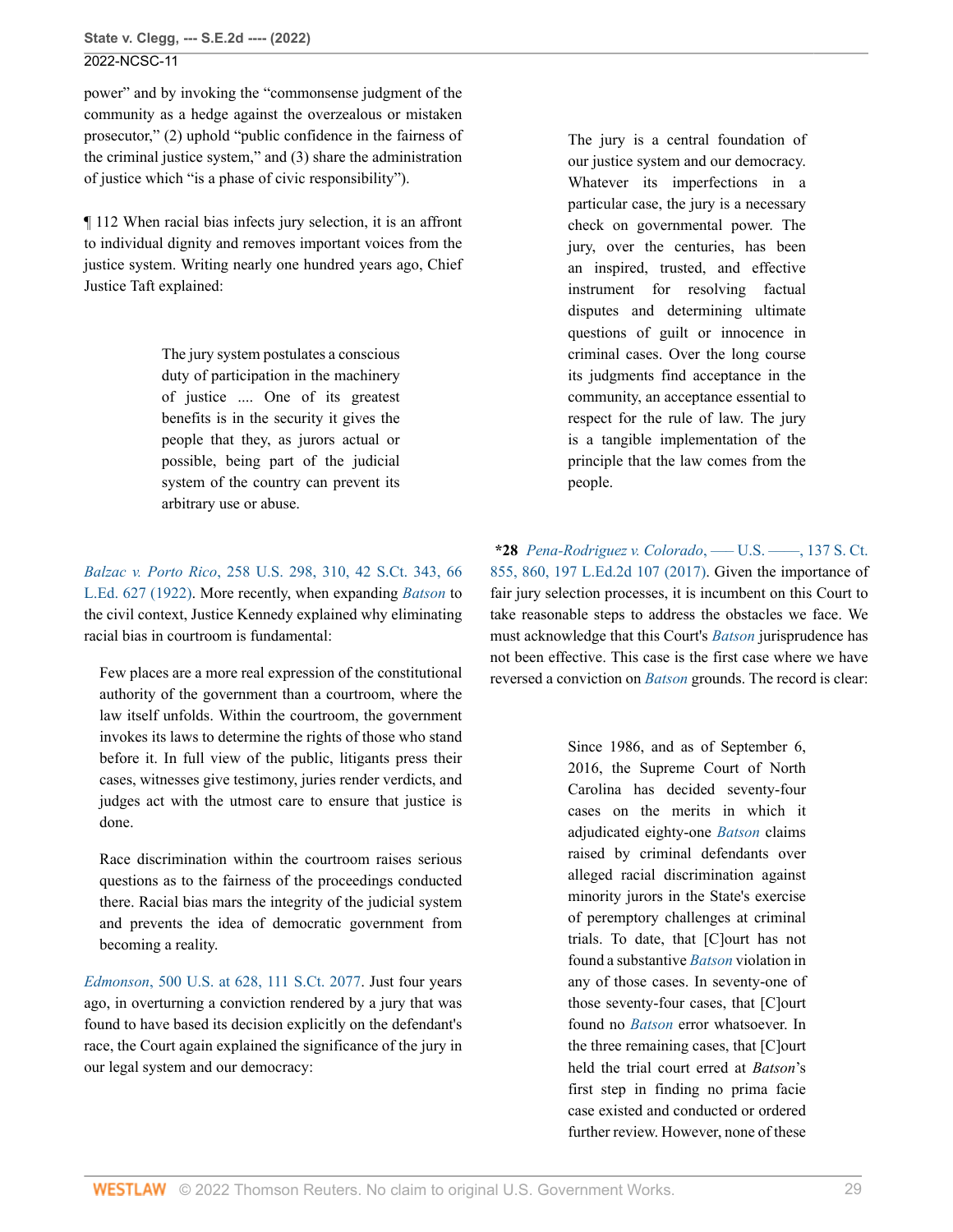power" and by invoking the "commonsense judgment of the community as a hedge against the overzealous or mistaken prosecutor," (2) uphold "public confidence in the fairness of the criminal justice system," and (3) share the administration of justice which "is a phase of civic responsibility").

¶ 112 When racial bias infects jury selection, it is an affront to individual dignity and removes important voices from the justice system. Writing nearly one hundred years ago, Chief Justice Taft explained:

> The jury system postulates a conscious duty of participation in the machinery of justice .... One of its greatest benefits is in the security it gives the people that they, as jurors actual or possible, being part of the judicial system of the country can prevent its arbitrary use or abuse.

*Balzac v. Porto Rico*, 258 U.S. 298, 310, 42 S.Ct. 343, 66 L.Ed. 627 (1922). More recently, when expanding *Batson* to the civil context, Justice Kennedy explained why eliminating racial bias in courtroom is fundamental:

> Few places are a more real expression of the constitutional authority of the government than a courtroom, where the law itself unfolds. Within the courtroom, the government invokes its laws to determine the rights of those who stand before it. In full view of the public, litigants press their cases, witnesses give testimony, juries render verdicts, and judges act with the utmost care to ensure that justice is done.
>
> Race discrimination within the courtroom raises serious questions as to the fairness of the proceedings conducted there. Racial bias mars the integrity of the judicial system and prevents the idea of democratic government from becoming a reality.

*Edmonson*, 500 U.S. at 628, 111 S.Ct. 2077. Just four years ago, in overturning a conviction rendered by a jury that was found to have based its decision explicitly on the defendant's race, the Court again explained the significance of the jury in our legal system and our democracy:

> The jury is a central foundation of our justice system and our democracy. Whatever its imperfections in a particular case, the jury is a necessary check on governmental power. The jury, over the centuries, has been an inspired, trusted, and effective instrument for resolving factual disputes and determining ultimate questions of guilt or innocence in criminal cases. Over the long course its judgments find acceptance in the community, an acceptance essential to respect for the rule of law. The jury is a tangible implementation of the principle that the law comes from the people.

**\*28** *Pena-Rodriguez v. Colorado*, ––– U.S. ––––, 137 S. Ct. 855, 860, 197 L.Ed.2d 107 (2017). Given the importance of fair jury selection processes, it is incumbent on this Court to take reasonable steps to address the obstacles we face. We must acknowledge that this Court's *Batson* jurisprudence has not been effective. This case is the first case where we have reversed a conviction on *Batson* grounds. The record is clear:

> Since 1986, and as of September 6, 2016, the Supreme Court of North Carolina has decided seventy-four cases on the merits in which it adjudicated eighty-one *Batson* claims raised by criminal defendants over alleged racial discrimination against minority jurors in the State's exercise of peremptory challenges at criminal trials. To date, that [C]ourt has not found a substantive *Batson* violation in any of those cases. In seventy-one of those seventy-four cases, that [C]ourt found no *Batson* error whatsoever. In the three remaining cases, that [C]ourt held the trial court erred at *Batson*'s first step in finding no prima facie case existed and conducted or ordered further review. However, none of these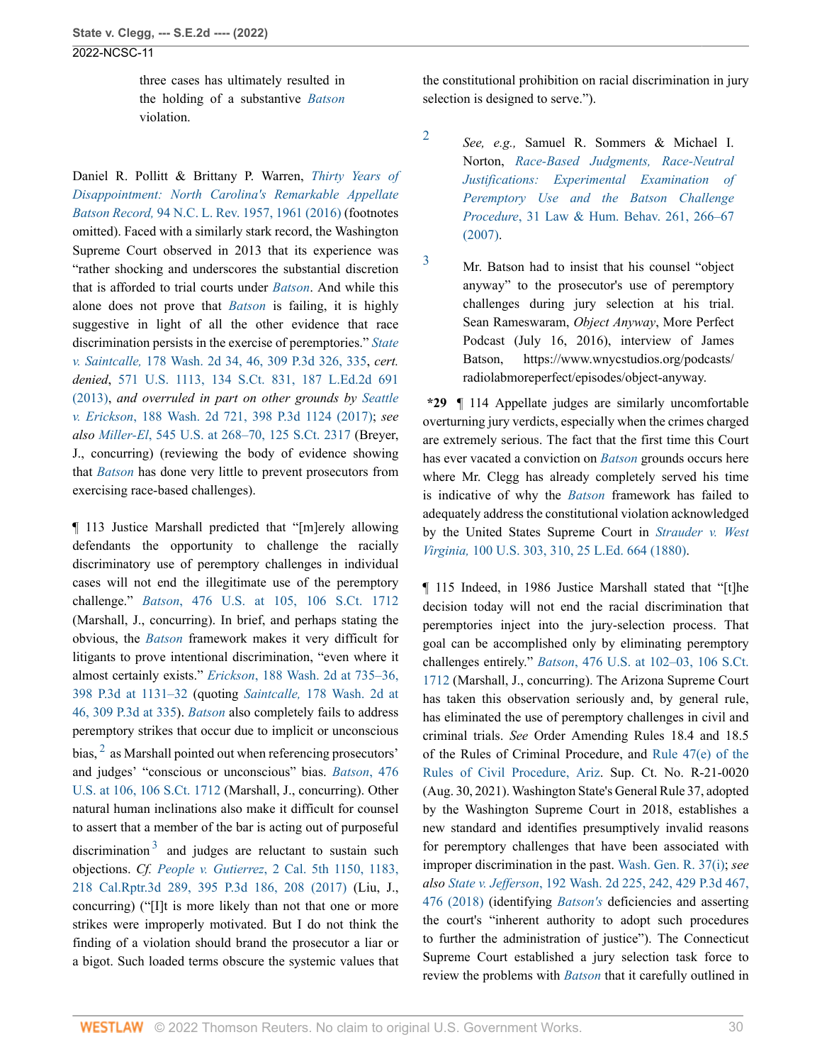three cases has ultimately resulted in the holding of a substantive *Batson* violation.

Daniel R. Pollitt & Brittany P. Warren, *Thirty Years of Disappointment: North Carolina's Remarkable Appellate Batson Record,* 94 N.C. L. Rev. 1957, 1961 (2016) (footnotes omitted). Faced with a similarly stark record, the Washington Supreme Court observed in 2013 that its experience was "rather shocking and underscores the substantial discretion that is afforded to trial courts under *Batson*. And while this alone does not prove that *Batson* is failing, it is highly suggestive in light of all the other evidence that race discrimination persists in the exercise of peremptories." *State v. Saintcalle,* 178 Wash. 2d 34, 46, 309 P.3d 326, 335, *cert. denied*, 571 U.S. 1113, 134 S.Ct. 831, 187 L.Ed.2d 691 (2013), *and overruled in part on other grounds by Seattle v. Erickson*, 188 Wash. 2d 721, 398 P.3d 1124 (2017); *see also Miller-El*, 545 U.S. at 268–70, 125 S.Ct. 2317 (Breyer, J., concurring) (reviewing the body of evidence showing that *Batson* has done very little to prevent prosecutors from exercising race-based challenges).

¶ 113 Justice Marshall predicted that "[m]erely allowing defendants the opportunity to challenge the racially discriminatory use of peremptory challenges in individual cases will not end the illegitimate use of the peremptory challenge." *Batson*, 476 U.S. at 105, 106 S.Ct. 1712 (Marshall, J., concurring). In brief, and perhaps stating the obvious, the *Batson* framework makes it very difficult for litigants to prove intentional discrimination, "even where it almost certainly exists." *Erickson*, 188 Wash. 2d at 735–36, 398 P.3d at 1131–32 (quoting *Saintcalle,* 178 Wash. 2d at 46, 309 P.3d at 335). *Batson* also completely fails to address peremptory strikes that occur due to implicit or unconscious bias,[2] as Marshall pointed out when referencing prosecutors' and judges' "conscious or unconscious" bias. *Batson*, 476 U.S. at 106, 106 S.Ct. 1712 (Marshall, J., concurring). Other natural human inclinations also make it difficult for counsel to assert that a member of the bar is acting out of purposeful discrimination[3] and judges are reluctant to sustain such objections. *Cf. People v. Gutierrez*, 2 Cal. 5th 1150, 1183, 218 Cal.Rptr.3d 289, 395 P.3d 186, 208 (2017) (Liu, J., concurring) ("[I]t is more likely than not that one or more strikes were improperly motivated. But I do not think the finding of a violation should brand the prosecutor a liar or a bigot. Such loaded terms obscure the systemic values that the constitutional prohibition on racial discrimination in jury selection is designed to serve.").

2 *See, e.g.,* Samuel R. Sommers & Michael I. Norton, *Race-Based Judgments, Race-Neutral Justifications: Experimental Examination of Peremptory Use and the Batson Challenge Procedure*, 31 Law & Hum. Behav. 261, 266–67 (2007).

3 Mr. Batson had to insist that his counsel "object anyway" to the prosecutor's use of peremptory challenges during jury selection at his trial. Sean Rameswaram, *Object Anyway*, More Perfect Podcast (July 16, 2016), interview of James Batson, https://www.wnycstudios.org/podcasts/radiolabmoreperfect/episodes/object-anyway.

**\*29** ¶ 114 Appellate judges are similarly uncomfortable overturning jury verdicts, especially when the crimes charged are extremely serious. The fact that the first time this Court has ever vacated a conviction on *Batson* grounds occurs here where Mr. Clegg has already completely served his time is indicative of why the *Batson* framework has failed to adequately address the constitutional violation acknowledged by the United States Supreme Court in *Strauder v. West Virginia,* 100 U.S. 303, 310, 25 L.Ed. 664 (1880).

¶ 115 Indeed, in 1986 Justice Marshall stated that "[t]he decision today will not end the racial discrimination that peremptories inject into the jury-selection process. That goal can be accomplished only by eliminating peremptory challenges entirely." *Batson*, 476 U.S. at 102–03, 106 S.Ct. 1712 (Marshall, J., concurring). The Arizona Supreme Court has taken this observation seriously and, by general rule, has eliminated the use of peremptory challenges in civil and criminal trials. *See* Order Amending Rules 18.4 and 18.5 of the Rules of Criminal Procedure, and Rule 47(e) of the Rules of Civil Procedure, Ariz. Sup. Ct. No. R-21-0020 (Aug. 30, 2021). Washington State's General Rule 37, adopted by the Washington Supreme Court in 2018, establishes a new standard and identifies presumptively invalid reasons for peremptory challenges that have been associated with improper discrimination in the past. Wash. Gen. R. 37(i); *see also State v. Jefferson*, 192 Wash. 2d 225, 242, 429 P.3d 467, 476 (2018) (identifying *Batson's* deficiencies and asserting the court's "inherent authority to adopt such procedures to further the administration of justice"). The Connecticut Supreme Court established a jury selection task force to review the problems with *Batson* that it carefully outlined in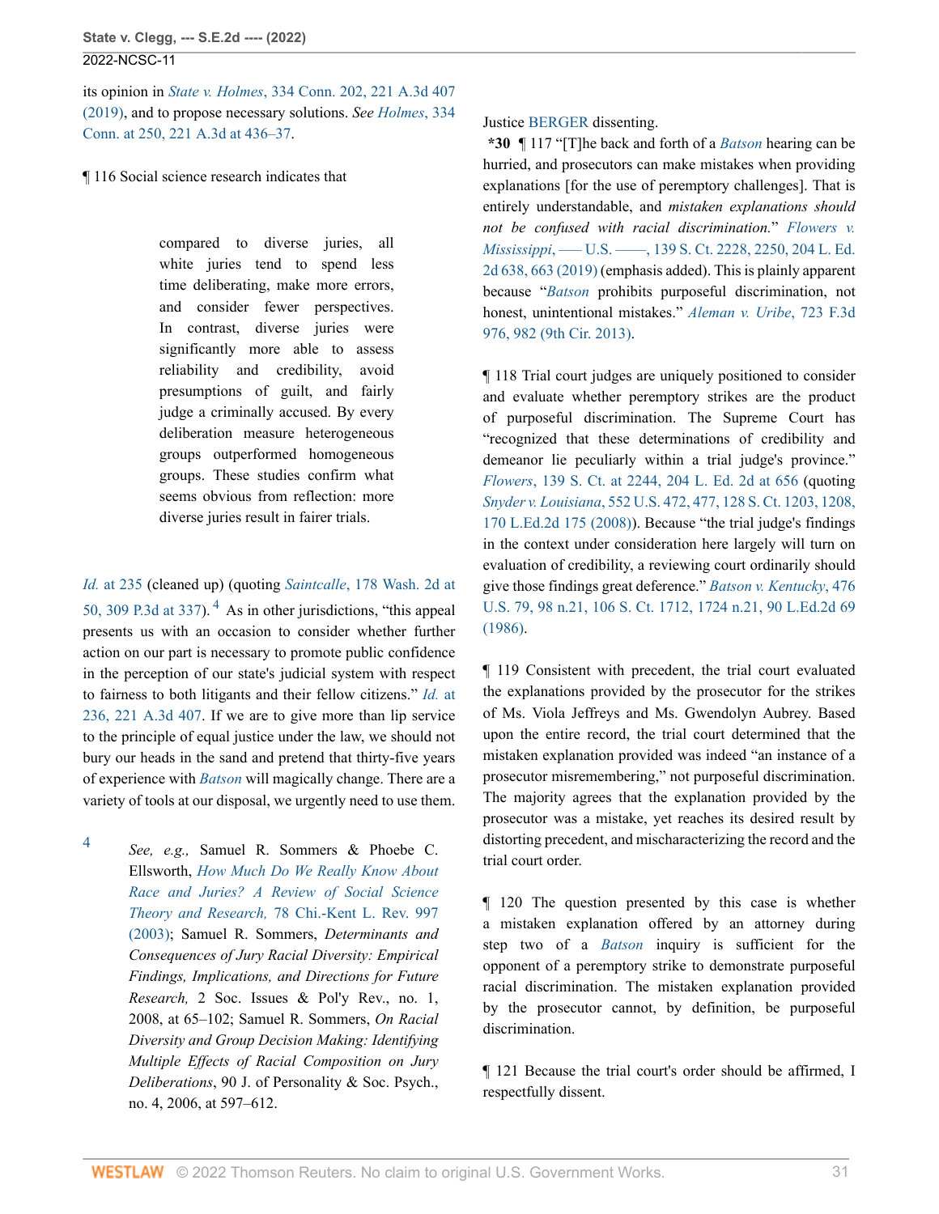its opinion in *State v. Holmes*, 334 Conn. 202, 221 A.3d 407 (2019), and to propose necessary solutions. *See Holmes*, 334 Conn. at 250, 221 A.3d at 436–37.

¶ 116 Social science research indicates that

> compared to diverse juries, all white juries tend to spend less time deliberating, make more errors, and consider fewer perspectives. In contrast, diverse juries were significantly more able to assess reliability and credibility, avoid presumptions of guilt, and fairly judge a criminally accused. By every deliberation measure heterogeneous groups outperformed homogeneous groups. These studies confirm what seems obvious from reflection: more diverse juries result in fairer trials.

*Id.* at 235 (cleaned up) (quoting *Saintcalle*, 178 Wash. 2d at 50, 309 P.3d at 337).[4] As in other jurisdictions, "this appeal presents us with an occasion to consider whether further action on our part is necessary to promote public confidence in the perception of our state's judicial system with respect to fairness to both litigants and their fellow citizens." *Id.* at 236, 221 A.3d 407. If we are to give more than lip service to the principle of equal justice under the law, we should not bury our heads in the sand and pretend that thirty-five years of experience with *Batson* will magically change. There are a variety of tools at our disposal, we urgently need to use them.

[4] *See, e.g.,* Samuel R. Sommers & Phoebe C. Ellsworth, *How Much Do We Really Know About Race and Juries? A Review of Social Science Theory and Research,* 78 Chi.-Kent L. Rev. 997 (2003); Samuel R. Sommers, *Determinants and Consequences of Jury Racial Diversity: Empirical Findings, Implications, and Directions for Future Research,* 2 Soc. Issues & Pol'y Rev., no. 1, 2008, at 65–102; Samuel R. Sommers, *On Racial Diversity and Group Decision Making: Identifying Multiple Effects of Racial Composition on Jury Deliberations*, 90 J. of Personality & Soc. Psych., no. 4, 2006, at 597–612.

Justice BERGER dissenting.

**\*30** ¶ 117 "[T]he back and forth of a *Batson* hearing can be hurried, and prosecutors can make mistakes when providing explanations [for the use of peremptory challenges]. That is entirely understandable, and *mistaken explanations should not be confused with racial discrimination.*" *Flowers v. Mississippi*, ––– U.S. ––––, 139 S. Ct. 2228, 2250, 204 L. Ed. 2d 638, 663 (2019) (emphasis added). This is plainly apparent because "*Batson* prohibits purposeful discrimination, not honest, unintentional mistakes." *Aleman v. Uribe*, 723 F.3d 976, 982 (9th Cir. 2013).

¶ 118 Trial court judges are uniquely positioned to consider and evaluate whether peremptory strikes are the product of purposeful discrimination. The Supreme Court has "recognized that these determinations of credibility and demeanor lie peculiarly within a trial judge's province." *Flowers*, 139 S. Ct. at 2244, 204 L. Ed. 2d at 656 (quoting *Snyder v. Louisiana*, 552 U.S. 472, 477, 128 S. Ct. 1203, 1208, 170 L.Ed.2d 175 (2008)). Because "the trial judge's findings in the context under consideration here largely will turn on evaluation of credibility, a reviewing court ordinarily should give those findings great deference." *Batson v. Kentucky*, 476 U.S. 79, 98 n.21, 106 S. Ct. 1712, 1724 n.21, 90 L.Ed.2d 69 (1986).

¶ 119 Consistent with precedent, the trial court evaluated the explanations provided by the prosecutor for the strikes of Ms. Viola Jeffreys and Ms. Gwendolyn Aubrey. Based upon the entire record, the trial court determined that the mistaken explanation provided was indeed "an instance of a prosecutor misremembering," not purposeful discrimination. The majority agrees that the explanation provided by the prosecutor was a mistake, yet reaches its desired result by distorting precedent, and mischaracterizing the record and the trial court order.

¶ 120 The question presented by this case is whether a mistaken explanation offered by an attorney during step two of a *Batson* inquiry is sufficient for the opponent of a peremptory strike to demonstrate purposeful racial discrimination. The mistaken explanation provided by the prosecutor cannot, by definition, be purposeful discrimination.

¶ 121 Because the trial court's order should be affirmed, I respectfully dissent.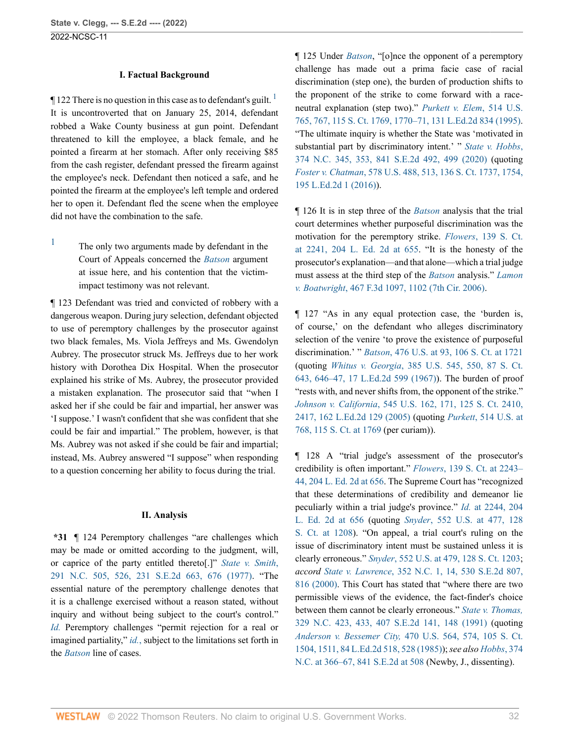### I. Factual Background

¶ 122 There is no question in this case as to defendant's guilt.[1] It is uncontroverted that on January 25, 2014, defendant robbed a Wake County business at gun point. Defendant threatened to kill the employee, a black female, and he pointed a firearm at her stomach. After only receiving $85 from the cash register, defendant pressed the firearm against the employee's neck. Defendant then noticed a safe, and he pointed the firearm at the employee's left temple and ordered her to open it. Defendant fled the scene when the employee did not have the combination to the safe.

[1] The only two arguments made by defendant in the Court of Appeals concerned the *Batson* argument at issue here, and his contention that the victim-impact testimony was not relevant.

¶ 123 Defendant was tried and convicted of robbery with a dangerous weapon. During jury selection, defendant objected to use of peremptory challenges by the prosecutor against two black females, Ms. Viola Jeffreys and Ms. Gwendolyn Aubrey. The prosecutor struck Ms. Jeffreys due to her work history with Dorothea Dix Hospital. When the prosecutor explained his strike of Ms. Aubrey, the prosecutor provided a mistaken explanation. The prosecutor said that "when I asked her if she could be fair and impartial, her answer was 'I suppose.' I wasn't confident that she was confident that she could be fair and impartial." The problem, however, is that Ms. Aubrey was not asked if she could be fair and impartial; instead, Ms. Aubrey answered "I suppose" when responding to a question concerning her ability to focus during the trial.

### II. Analysis

**\*31** ¶ 124 Peremptory challenges "are challenges which may be made or omitted according to the judgment, will, or caprice of the party entitled thereto[.]" *State v. Smith*, 291 N.C. 505, 526, 231 S.E.2d 663, 676 (1977). "The essential nature of the peremptory challenge denotes that it is a challenge exercised without a reason stated, without inquiry and without being subject to the court's control." *Id.* Peremptory challenges "permit rejection for a real or imagined partiality," *id.*, subject to the limitations set forth in the *Batson* line of cases.

¶ 125 Under *Batson*, "[o]nce the opponent of a peremptory challenge has made out a prima facie case of racial discrimination (step one), the burden of production shifts to the proponent of the strike to come forward with a race-neutral explanation (step two)." *Purkett v. Elem*, 514 U.S. 765, 767, 115 S. Ct. 1769, 1770–71, 131 L.Ed.2d 834 (1995). "The ultimate inquiry is whether the State was 'motivated in substantial part by discriminatory intent.' " *State v. Hobbs*, 374 N.C. 345, 353, 841 S.E.2d 492, 499 (2020) (quoting *Foster v. Chatman*, 578 U.S. 488, 513, 136 S. Ct. 1737, 1754, 195 L.Ed.2d 1 (2016)).

¶ 126 It is in step three of the *Batson* analysis that the trial court determines whether purposeful discrimination was the motivation for the peremptory strike. *Flowers*, 139 S. Ct. at 2241, 204 L. Ed. 2d at 655. "It is the honesty of the prosecutor's explanation—and that alone—which a trial judge must assess at the third step of the *Batson* analysis." *Lamon v. Boatwright*, 467 F.3d 1097, 1102 (7th Cir. 2006).

¶ 127 "As in any equal protection case, the 'burden is, of course,' on the defendant who alleges discriminatory selection of the venire 'to prove the existence of purposeful discrimination.' " *Batson*, 476 U.S. at 93, 106 S. Ct. at 1721 (quoting *Whitus v. Georgia*, 385 U.S. 545, 550, 87 S. Ct. 643, 646–47, 17 L.Ed.2d 599 (1967)). The burden of proof "rests with, and never shifts from, the opponent of the strike." *Johnson v. California*, 545 U.S. 162, 171, 125 S. Ct. 2410, 2417, 162 L.Ed.2d 129 (2005) (quoting *Purkett*, 514 U.S. at 768, 115 S. Ct. at 1769 (per curiam)).

¶ 128 A "trial judge's assessment of the prosecutor's credibility is often important." *Flowers*, 139 S. Ct. at 2243–44, 204 L. Ed. 2d at 656. The Supreme Court has "recognized that these determinations of credibility and demeanor lie peculiarly within a trial judge's province." *Id.* at 2244, 204 L. Ed. 2d at 656 (quoting *Snyder*, 552 U.S. at 477, 128 S. Ct. at 1208). "On appeal, a trial court's ruling on the issue of discriminatory intent must be sustained unless it is clearly erroneous." *Snyder*, 552 U.S. at 479, 128 S. Ct. 1203; *accord State v. Lawrence*, 352 N.C. 1, 14, 530 S.E.2d 807, 816 (2000). This Court has stated that "where there are two permissible views of the evidence, the fact-finder's choice between them cannot be clearly erroneous." *State v. Thomas*, 329 N.C. 423, 433, 407 S.E.2d 141, 148 (1991) (quoting *Anderson v. Bessemer City*, 470 U.S. 564, 574, 105 S. Ct. 1504, 1511, 84 L.Ed.2d 518, 528 (1985)); *see also Hobbs*, 374 N.C. at 366–67, 841 S.E.2d at 508 (Newby, J., dissenting).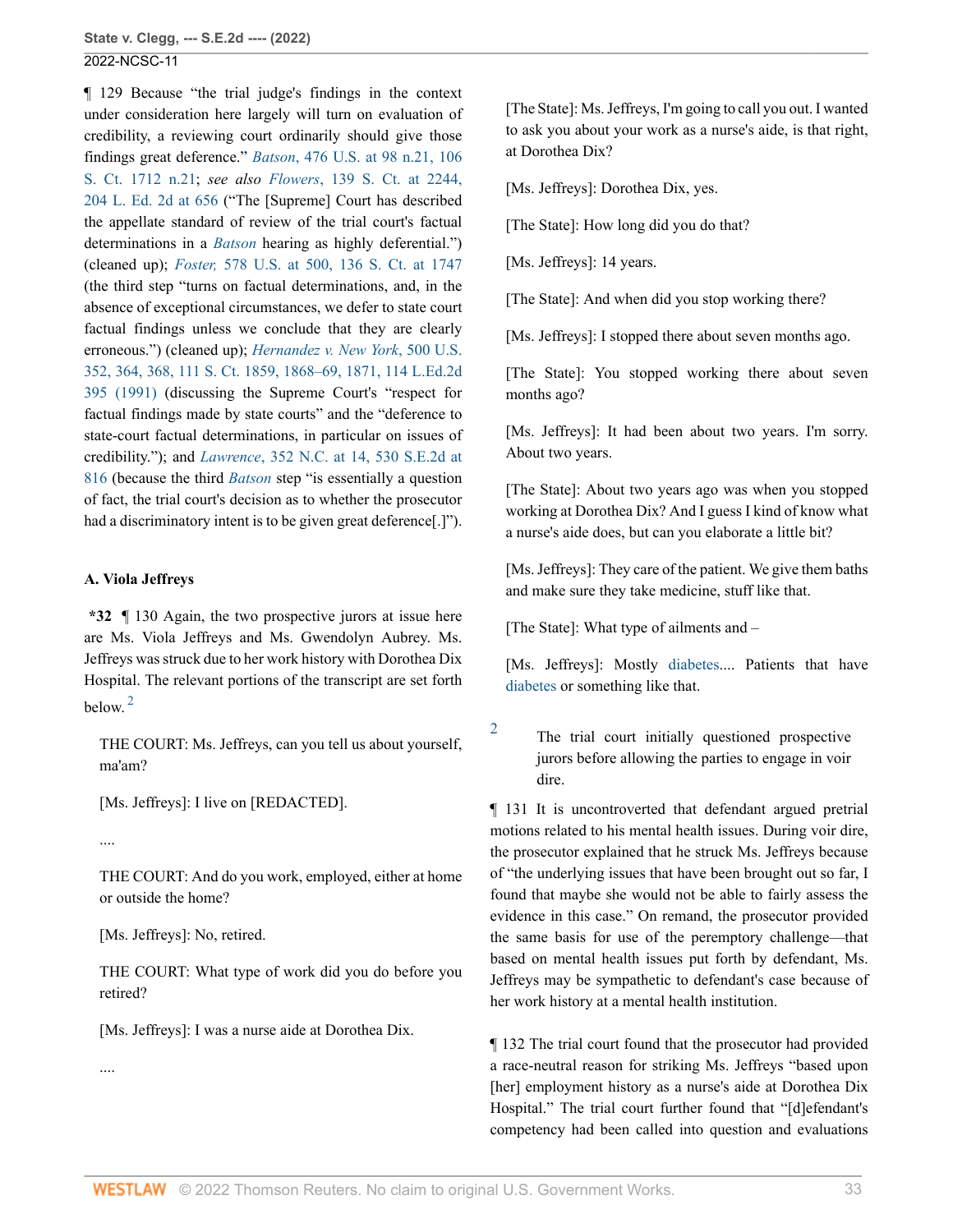¶ 129 Because "the trial judge's findings in the context under consideration here largely will turn on evaluation of credibility, a reviewing court ordinarily should give those findings great deference." *Batson*, 476 U.S. at 98 n.21, 106 S. Ct. 1712 n.21; *see also* *Flowers*, 139 S. Ct. at 2244, 204 L. Ed. 2d at 656 ("The [Supreme] Court has described the appellate standard of review of the trial court's factual determinations in a *Batson* hearing as highly deferential.") (cleaned up); *Foster*, 578 U.S. at 500, 136 S. Ct. at 1747 (the third step "turns on factual determinations, and, in the absence of exceptional circumstances, we defer to state court factual findings unless we conclude that they are clearly erroneous.") (cleaned up); *Hernandez v. New York*, 500 U.S. 352, 364, 368, 111 S. Ct. 1859, 1868–69, 1871, 114 L.Ed.2d 395 (1991) (discussing the Supreme Court's "respect for factual findings made by state courts" and the "deference to state-court factual determinations, in particular on issues of credibility."); and *Lawrence*, 352 N.C. at 14, 530 S.E.2d at 816 (because the third *Batson* step "is essentially a question of fact, the trial court's decision as to whether the prosecutor had a discriminatory intent is to be given great deference[.]").

### A. Viola Jeffreys

**\*32** ¶ 130 Again, the two prospective jurors at issue here are Ms. Viola Jeffreys and Ms. Gwendolyn Aubrey. Ms. Jeffreys was struck due to her work history with Dorothea Dix Hospital. The relevant portions of the transcript are set forth below.[2]

> THE COURT: Ms. Jeffreys, can you tell us about yourself, ma'am?
>
> [Ms. Jeffreys]: I live on [REDACTED].
>
> ....
>
> THE COURT: And do you work, employed, either at home or outside the home?
>
> [Ms. Jeffreys]: No, retired.
>
> THE COURT: What type of work did you do before you retired?
>
> [Ms. Jeffreys]: I was a nurse aide at Dorothea Dix.
>
> ....
>
> [The State]: Ms. Jeffreys, I'm going to call you out. I wanted to ask you about your work as a nurse's aide, is that right, at Dorothea Dix?
>
> [Ms. Jeffreys]: Dorothea Dix, yes.
>
> [The State]: How long did you do that?
>
> [Ms. Jeffreys]: 14 years.
>
> [The State]: And when did you stop working there?
>
> [Ms. Jeffreys]: I stopped there about seven months ago.
>
> [The State]: You stopped working there about seven months ago?
>
> [Ms. Jeffreys]: It had been about two years. I'm sorry. About two years.
>
> [The State]: About two years ago was when you stopped working at Dorothea Dix? And I kind of know what a nurse's aide does, but can you elaborate a little bit?
>
> [Ms. Jeffreys]: They care of the patient. We give them baths and make sure they take medicine, stuff like that.
>
> [The State]: What type of ailments and –
>
> [Ms. Jeffreys]: Mostly diabetes.... Patients that have diabetes or something like that.

[2] The trial court initially questioned prospective jurors before allowing the parties to engage in voir dire.

¶ 131 It is uncontroverted that defendant argued pretrial motions related to his mental health issues. During voir dire, the prosecutor explained that he struck Ms. Jeffreys because of "the underlying issues that have been brought out so far, I found that maybe she would not be able to fairly assess the evidence in this case." On remand, the prosecutor provided the same basis for use of the peremptory challenge—that based on mental health issues put forth by defendant, Ms. Jeffreys may be sympathetic to defendant's case because of her work history at a mental health institution.

¶ 132 The trial court found that the prosecutor had provided a race-neutral reason for striking Ms. Jeffreys "based upon [her] employment history as a nurse's aide at Dorothea Dix Hospital." The trial court further found that "[d]efendant's competency had been called into question and evaluations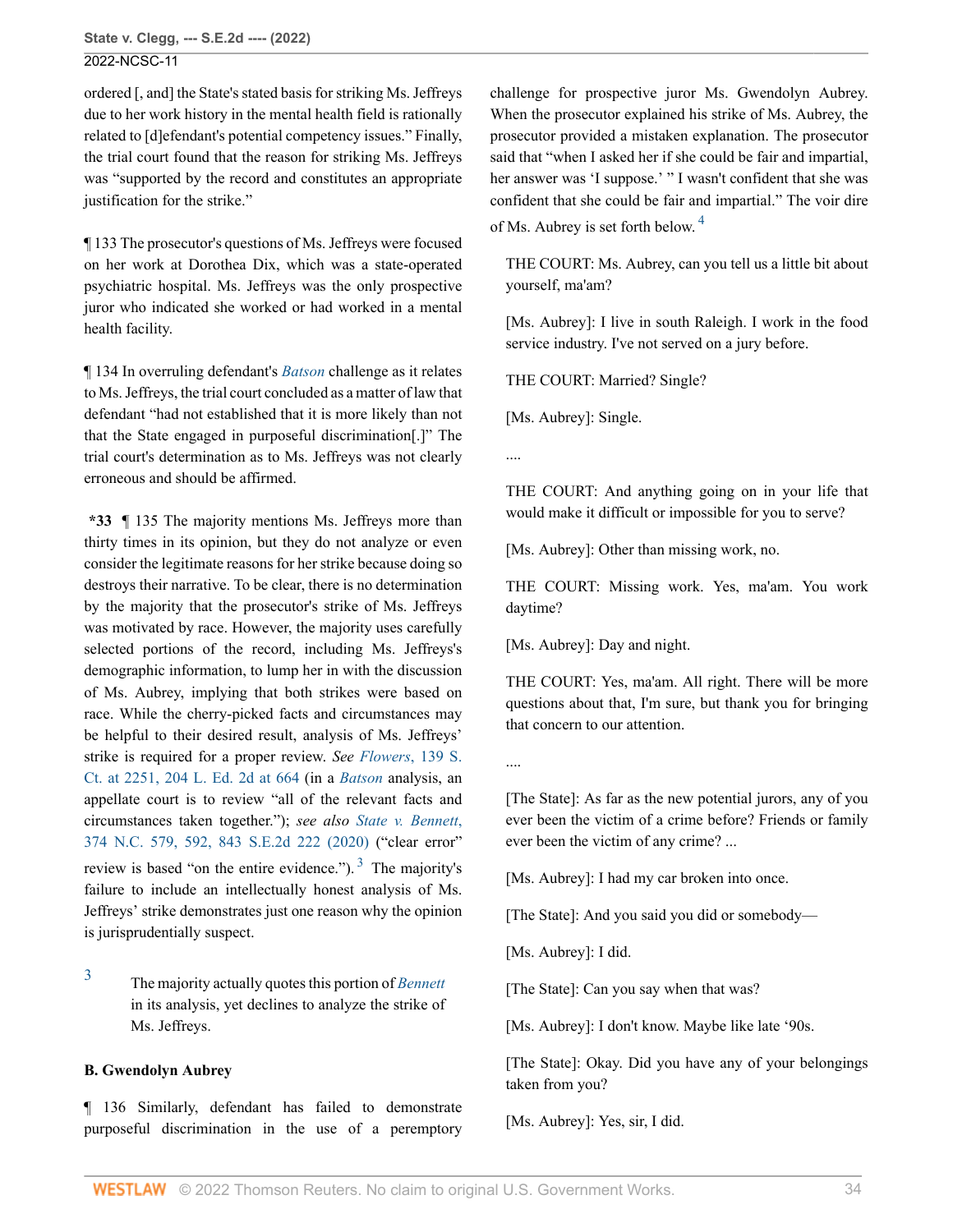ordered [, and] the State's stated basis for striking Ms. Jeffreys due to her work history in the mental health field is rationally related to [d]efendant's potential competency issues." Finally, the trial court found that the reason for striking Ms. Jeffreys was "supported by the record and constitutes an appropriate justification for the strike."

¶ 133 The prosecutor's questions of Ms. Jeffreys were focused on her work at Dorothea Dix, which was a state-operated psychiatric hospital. Ms. Jeffreys was the only prospective juror who indicated she worked or had worked in a mental health facility.

¶ 134 In overruling defendant's *Batson* challenge as it relates to Ms. Jeffreys, the trial court concluded as a matter of law that defendant "had not established that it is more likely than not that the State engaged in purposeful discrimination[.]" The trial court's determination as to Ms. Jeffreys was not clearly erroneous and should be affirmed.

**\*33** ¶ 135 The majority mentions Ms. Jeffreys more than thirty times in its opinion, but they do not analyze or even consider the legitimate reasons for her strike because doing so destroys their narrative. To be clear, there is no determination by the majority that the prosecutor's strike of Ms. Jeffreys was motivated by race. However, the majority uses carefully selected portions of the record, including Ms. Jeffreys's demographic information, to lump her in with the discussion of Ms. Aubrey, implying that both strikes were based on race. While the cherry-picked facts and circumstances may be helpful to their desired result, analysis of Ms. Jeffreys' strike is required for a proper review. *See Flowers*, 139 S. Ct. at 2251, 204 L. Ed. 2d at 664 (in a *Batson* analysis, an appellate court is to review "all of the relevant facts and circumstances taken together."); *see also State v. Bennett*, 374 N.C. 579, 592, 843 S.E.2d 222 (2020) ("clear error" review is based "on the entire evidence.").[3] The majority's failure to include an intellectually honest analysis of Ms. Jeffreys' strike demonstrates just one reason why the opinion is jurisprudentially suspect.

[3] The majority actually quotes this portion of *Bennett* in its analysis, yet declines to analyze the strike of Ms. Jeffreys.

### B. Gwendolyn Aubrey

¶ 136 Similarly, defendant has failed to demonstrate purposeful discrimination in the use of a peremptory challenge for prospective juror Ms. Gwendolyn Aubrey. When the prosecutor explained his strike of Ms. Aubrey, the prosecutor provided a mistaken explanation. The prosecutor said that "when I asked her if she could be fair and impartial, her answer was 'I suppose.' " I wasn't confident that she was confident that she could be fair and impartial." The voir dire of Ms. Aubrey is set forth below.[4]

> THE COURT: Ms. Aubrey, can you tell us a little bit about yourself, ma'am?
>
> [Ms. Aubrey]: I live in south Raleigh. I work in the food service industry. I've not served on a jury before.
>
> THE COURT: Married? Single?
>
> [Ms. Aubrey]: Single.
>
> ....
>
> THE COURT: And anything going on in your life that would make it difficult or impossible for you to serve?
>
> [Ms. Aubrey]: Other than missing work, no.
>
> THE COURT: Missing work. Yes, ma'am. You work daytime?
>
> [Ms. Aubrey]: Day and night.
>
> THE COURT: Yes, ma'am. All right. There will be more questions about that, I'm sure, but thank you for bringing that concern to our attention.
>
> ....
>
> [The State]: As far as the new potential jurors, any of you ever been the victim of a crime before? Friends or family ever been the victim of any crime? ...
>
> [Ms. Aubrey]: I had my car broken into once.
>
> [The State]: And you said you did or somebody—
>
> [Ms. Aubrey]: I did.
>
> [The State]: Can you say when that was?
>
> [Ms. Aubrey]: I don't know. Maybe like late '90s.
>
> [The State]: Okay. Did you have any of your belongings taken from you?
>
> [Ms. Aubrey]: Yes, sir, I did.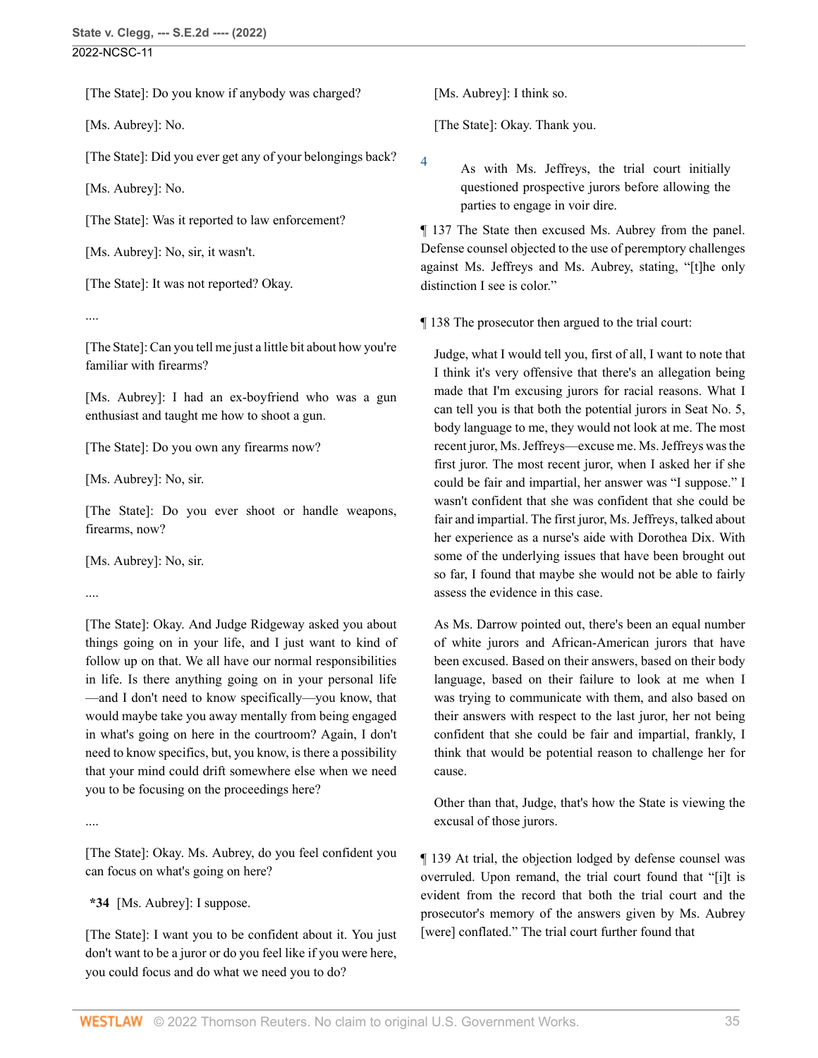[The State]: Do you know if anybody was charged?

[Ms. Aubrey]: No.

[The State]: Did you ever get any of your belongings back?

[Ms. Aubrey]: No.

[The State]: Was it reported to law enforcement?

[Ms. Aubrey]: No, sir, it wasn't.

[The State]: It was not reported? Okay.

....

[The State]: Can you tell me just a little bit about how you're familiar with firearms?

[Ms. Aubrey]: I had an ex-boyfriend who was a gun enthusiast and taught me how to shoot a gun.

[The State]: Do you own any firearms now?

[Ms. Aubrey]: No, sir.

[The State]: Do you ever shoot or handle weapons, firearms, now?

[Ms. Aubrey]: No, sir.

....

[The State]: Okay. And Judge Ridgeway asked you about things going on in your life, and I just want to kind of follow up on that. We all have our normal responsibilities in life. Is there anything going on in your personal life —and I don't need to know specifically—you know, that would maybe take you away mentally from being engaged in what's going on here in the courtroom? Again, I don't need to know specifics, but, you know, is there a possibility that your mind could drift somewhere else when we need you to be focusing on the proceedings here?

....

[The State]: Okay. Ms. Aubrey, do you feel confident you can focus on what's going on here?

**\*34** [Ms. Aubrey]: I suppose.

[The State]: I want you to be confident about it. You just don't want to be a juror or do you feel like if you were here, you could focus and do what we need you to do?

[Ms. Aubrey]: I think so.

[The State]: Okay. Thank you.

4 As with Ms. Jeffreys, the trial court initially questioned prospective jurors before allowing the parties to engage in voir dire.

¶ 137 The State then excused Ms. Aubrey from the panel. Defense counsel objected to the use of peremptory challenges against Ms. Jeffreys and Ms. Aubrey, stating, "[t]he only distinction I see is color."

¶ 138 The prosecutor then argued to the trial court:

> Judge, what I would tell you, first of all, I want to note that I think it's very offensive that there's an allegation being made that I'm excusing jurors for racial reasons. What I can tell you is that both the potential jurors in Seat No. 5, body language to me, they would not look at me. The most recent juror, Ms. Jeffreys—excuse me. Ms. Jeffreys was the first juror. The most recent juror, when I asked her if she could be fair and impartial, her answer was "I suppose." I wasn't confident that she was confident that she could be fair and impartial. The first juror, Ms. Jeffreys, talked about her experience as a nurse's aide with Dorothea Dix. With some of the underlying issues that have been brought out so far, I found that maybe she would not be able to fairly assess the evidence in this case.
>
> As Ms. Darrow pointed out, there's been an equal number of white jurors and African-American jurors that have been excused. Based on their answers, based on their body language, based on their failure to look at me when I was trying to communicate with them, and also based on their answers with respect to the last juror, her not being confident that she could be fair and impartial, frankly, I think that would be potential reason to challenge her for cause.
>
> Other than that, Judge, that's how the State is viewing the excusal of those jurors.

¶ 139 At trial, the objection lodged by defense counsel was overruled. Upon remand, the trial court found that "[i]t is evident from the record that both the trial court and the prosecutor's memory of the answers given by Ms. Aubrey [were] conflated." The trial court further found that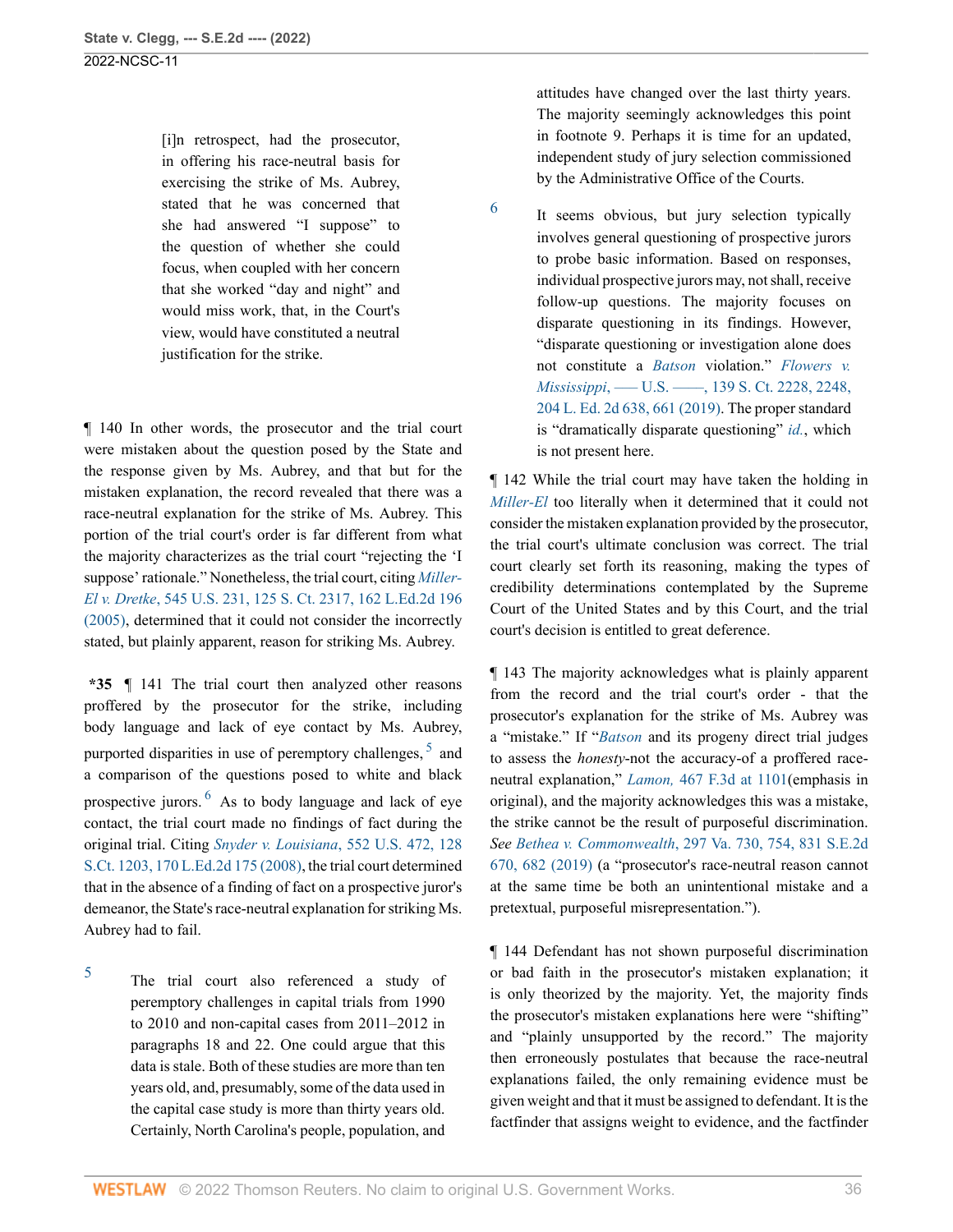> [i]n retrospect, had the prosecutor, in offering his race-neutral basis for exercising the strike of Ms. Aubrey, stated that he was concerned that she had answered "I suppose" to the question of whether she could focus, when coupled with her concern that she worked "day and night" and would miss work, that, in the Court's view, would have constituted a neutral justification for the strike.

¶ 140 In other words, the prosecutor and the trial court were mistaken about the question posed by the State and the response given by Ms. Aubrey, and that but for the mistaken explanation, the record revealed that there was a race-neutral explanation for the strike of Ms. Aubrey. This portion of the trial court's order is far different from what the majority characterizes as the trial court "rejecting the 'I suppose' rationale." Nonetheless, the trial court, citing *Miller-El v. Dretke*, 545 U.S. 231, 125 S. Ct. 2317, 162 L.Ed.2d 196 (2005), determined that it could not consider the incorrectly stated, but plainly apparent, reason for striking Ms. Aubrey.

**\*35** ¶ 141 The trial court then analyzed other reasons proffered by the prosecutor for the strike, including body language and lack of eye contact by Ms. Aubrey, purported disparities in use of peremptory challenges,[5] and a comparison of the questions posed to white and black prospective jurors.[6] As to body language and lack of eye contact, the trial court made no findings of fact during the original trial. Citing *Snyder v. Louisiana*, 552 U.S. 472, 128 S.Ct. 1203, 170 L.Ed.2d 175 (2008), the trial court determined that in the absence of a finding of fact on a prospective juror's demeanor, the State's race-neutral explanation for striking Ms. Aubrey had to fail.

5 The trial court also referenced a study of peremptory challenges in capital trials from 1990 to 2010 and non-capital cases from 2011–2012 in paragraphs 18 and 22. One could argue that this data is stale. Both of these studies are more than ten years old, and, presumably, some of the data used in the capital case study is more than thirty years old. Certainly, North Carolina's people, population, and attitudes have changed over the last thirty years. The majority seemingly acknowledges this point in footnote 9. Perhaps it is time for an updated, independent study of jury selection commissioned by the Administrative Office of the Courts.

6 It seems obvious, but jury selection typically involves general questioning of prospective jurors to probe basic information. Based on responses, individual prospective jurors may, not shall, receive follow-up questions. The majority focuses on disparate questioning in its findings. However, "disparate questioning or investigation alone does not constitute a *Batson* violation." *Flowers v. Mississippi*, ––– U.S. ––––, 139 S. Ct. 2228, 2248, 204 L. Ed. 2d 638, 661 (2019). The proper standard is "dramatically disparate questioning" *id.*, which is not present here.

¶ 142 While the trial court may have taken the holding in *Miller-El* too literally when it determined that it could not consider the mistaken explanation provided by the prosecutor, the trial court's ultimate conclusion was correct. The trial court clearly set forth its reasoning, making the types of credibility determinations contemplated by the Supreme Court of the United States and by this Court, and the trial court's decision is entitled to great deference.

¶ 143 The majority acknowledges what is plainly apparent from the record and the trial court's order - that the prosecutor's explanation for the strike of Ms. Aubrey was a "mistake." If "*Batson* and its progeny direct trial judges to assess the *honesty*-not the accuracy-of a proffered race-neutral explanation," *Lamon,* 467 F.3d at 1101(emphasis in original), and the majority acknowledges this was a mistake, the strike cannot be the result of purposeful discrimination. *See Bethea v. Commonwealth*, 297 Va. 730, 754, 831 S.E.2d 670, 682 (2019) (a "prosecutor's race-neutral reason cannot at the same time be both an unintentional mistake and a pretextual, purposeful misrepresentation.").

¶ 144 Defendant has not shown purposeful discrimination or bad faith in the prosecutor's mistaken explanation; it is only theorized by the majority. Yet, the majority finds the prosecutor's mistaken explanations here were "shifting" and "plainly unsupported by the record." The majority then erroneously postulates that because the race-neutral explanations failed, the only remaining evidence must be given weight and that it must be assigned to defendant. It is the factfinder that assigns weight to evidence, and the factfinder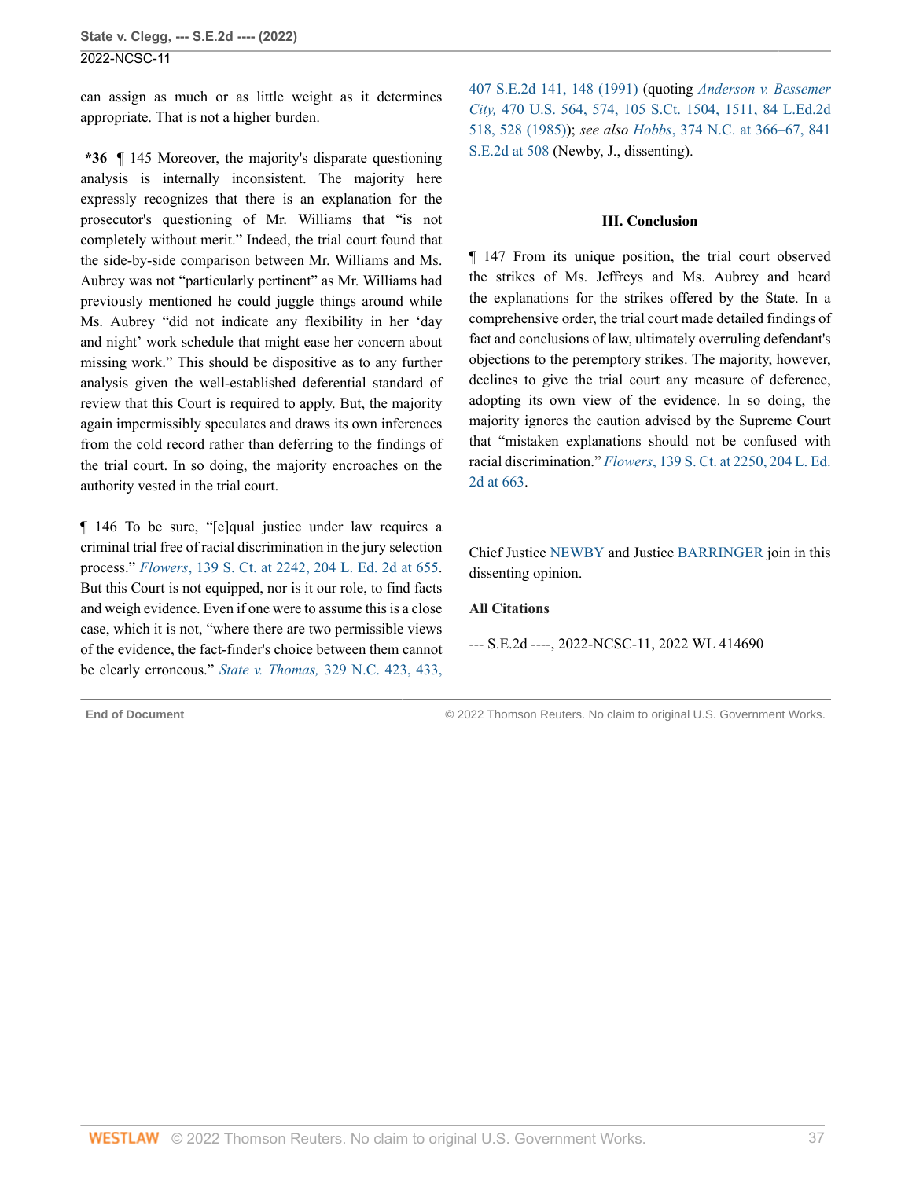can assign as much or as little weight as it determines appropriate. That is not a higher burden.

**\*36** ¶ 145 Moreover, the majority's disparate questioning analysis is internally inconsistent. The majority here expressly recognizes that there is an explanation for the prosecutor's questioning of Mr. Williams that "is not completely without merit." Indeed, the trial court found that the side-by-side comparison between Mr. Williams and Ms. Aubrey was not "particularly pertinent" as Mr. Williams had previously mentioned he could juggle things around while Ms. Aubrey "did not indicate any flexibility in her 'day and night' work schedule that might ease her concern about missing work." This should be dispositive as to any further analysis given the well-established deferential standard of review that this Court is required to apply. But, the majority again impermissibly speculates and draws its own inferences from the cold record rather than deferring to the findings of the trial court. In so doing, the majority encroaches on the authority vested in the trial court.

¶ 146 To be sure, "[e]qual justice under law requires a criminal trial free of racial discrimination in the jury selection process." *Flowers*, 139 S. Ct. at 2242, 204 L. Ed. 2d at 655. But this Court is not equipped, nor is it our role, to find facts and weigh evidence. Even if one were to assume this is a close case, which it is not, "where there are two permissible views of the evidence, the fact-finder's choice between them cannot be clearly erroneous." *State v. Thomas,* 329 N.C. 423, 433, 407 S.E.2d 141, 148 (1991) (quoting *Anderson v. Bessemer City,* 470 U.S. 564, 574, 105 S.Ct. 1504, 1511, 84 L.Ed.2d 518, 528 (1985)); *see also Hobbs*, 374 N.C. at 366–67, 841 S.E.2d at 508 (Newby, J., dissenting).

## III. Conclusion

¶ 147 From its unique position, the trial court observed the strikes of Ms. Jeffreys and Ms. Aubrey and heard the explanations for the strikes offered by the State. In a comprehensive order, the trial court made detailed findings of fact and conclusions of law, ultimately overruling defendant's objections to the peremptory strikes. The majority, however, declines to give the trial court any measure of deference, adopting its own view of the evidence. In so doing, the majority ignores the caution advised by the Supreme Court that "mistaken explanations should not be confused with racial discrimination." *Flowers*, 139 S. Ct. at 2250, 204 L. Ed. 2d at 663.

Chief Justice NEWBY and Justice BARRINGER join in this dissenting opinion.

**All Citations**

--- S.E.2d ----, 2022-NCSC-11, 2022 WL 414690

**End of Document** © 2022 Thomson Reuters. No claim to original U.S. Government Works.